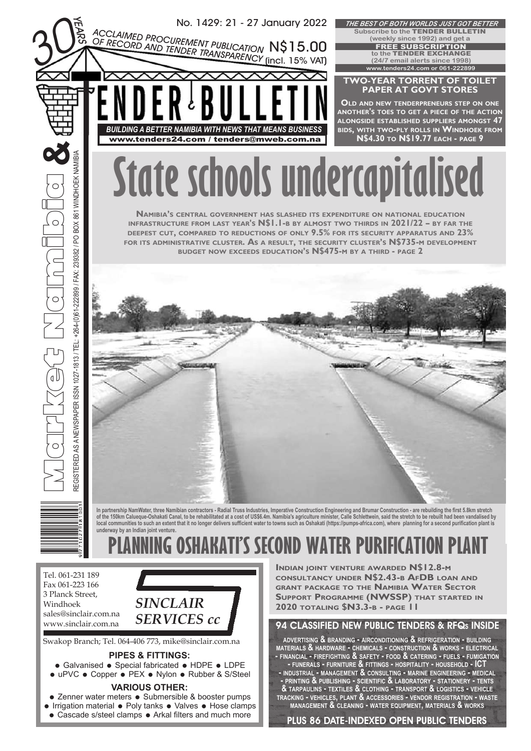30 YEARS

No. 1429: 21 - 27 January 2022

ACCLAIMED PROCUREMENT PUBLICATION OF RECORD AND TENDER TRANSPARENCY N$15.00 (incl. 15% VAT)

# Market Namibia & TENDER BULLETIN

*BUILDING A BETTER NAMIBIA WITH NEWS THAT MEANS BUSINESS*

www.tenders24.com / tenders@mweb.com.na

REGISTERED AS A NEWSPAPER ISSN 1027-1813 / TEL: +264-(0)61-222899 / FAX: 239382 / PO BOX 861 WINDHOEK NAMIBIA

***THE BEST OF BOTH WORLDS JUST GOT BETTER***

**Subscribe to the TENDER BULLETIN (weekly since 1992) and get a FREE SUBSCRIPTION to the TENDER EXCHANGE (24/7 email alerts since 1998)**

www.tenders24.com or 061-222899

## TWO-YEAR TORRENT OF TOILET PAPER AT GOVT STORES

**OLD AND NEW TENDERPRENEURS STEP ON ONE ANOTHER'S TOES TO GET A PIECE OF THE ACTION ALONGSIDE ESTABLISHED SUPPLIERS AMONGST 47 BIDS, WITH TWO-PLY ROLLS IN WINDHOEK FROM N$4.30 TO N$19.77 EACH - PAGE 9**

# State schools undercapitalised

**NAMIBIA'S CENTRAL GOVERNMENT HAS SLASHED ITS EXPENDITURE ON NATIONAL EDUCATION INFRASTRUCTURE FROM LAST YEAR'S N$1.1-B BY ALMOST TWO THIRDS IN 2021/22 – BY FAR THE DEEPEST CUT, COMPARED TO REDUCTIONS OF ONLY 9.5% FOR ITS SECURITY APPARATUS AND 23% FOR ITS ADMINISTRATIVE CLUSTER. AS A RESULT, THE SECURITY CLUSTER'S N$735-M DEVELOPMENT BUDGET NOW EXCEEDS EDUCATION'S N$475-M BY A THIRD - PAGE 2**

In partnership NamWater, three Namibian contractors - Radial Truss Industries, Imperative Construction Engineering and Brumar Construction - are rebuilding the first 5.8km stretch of the 150km Calueque-Oshakati Canal, to be rehabilitated at a cost of US$6.4m. Namibia's agriculture minister, Calle Schlettwein, said the stretch to be rebuilt had been vandalised by local communities to such an extent that it no longer delivers sufficient water to towns such as Oshakati (https://pumps-africa.com), where planning for a second purification plant is underway by an Indian joint venture.

# PLANNING OSHAKATI'S SECOND WATER PURIFICATION PLANT

**INDIAN JOINT VENTURE AWARDED N$12.8-M CONSULTANCY UNDER N$2.43-B AFDB LOAN AND GRANT PACKAGE TO THE NAMIBIA WATER SECTOR SUPPORT PROGRAMME (NWSSP) THAT STARTED IN 2020 TOTALING $N3.3-B - PAGE 11**

**SINCLAIR SERVICES cc**

Tel. 061-231 189
Fax 061-223 166
3 Planck Street,
Windhoek
sales@sinclair.com.na
www.sinclair.com.na

Swakop Branch; Tel. 064-406 773, mike@sinclair.com.na

**PIPES & FITTINGS:**

- Galvanised
- Special fabricated
- HDPE
- LDPE
- uPVC
- Copper
- PEX
- Nylon
- Rubber & S/Steel

**VARIOUS OTHER:**

- Zenner water meters
- Submersible & booster pumps
- Irrigation material
- Poly tanks
- Valves
- Hose clamps
- Cascade s/steel clamps
- Arkal filters and much more

## 94 CLASSIFIED NEW PUBLIC TENDERS & RFQs INSIDE

ADVERTISING & BRANDING - AIRCONDITIONING & REFRIGERATION - BUILDING MATERIALS & HARDWARE - CHEMICALS - CONSTRUCTION & WORKS - ELECTRICAL - FINANCIAL - FIREFIGHTING & SAFETY - FOOD & CATERING - FUELS - FUMIGATION - FUNERALS - FURNITURE & FITTINGS - HOSPITALITY - HOUSEHOLD - ICT - INDUSTRIAL - MANAGEMENT & CONSULTING - MARINE ENGINEERING - MEDICAL - PRINTING & PUBLISHING - SCIENTIFIC & LABORATORY - STATIONERY - TENTS & TARPAULINS - TEXTILES & CLOTHING - TRANSPORT & LOGISTICS - VEHICLE TRACKING - VEHICLES, PLANT & ACCESSORIES - VENDOR REGISTRATION - WASTE MANAGEMENT & CLEANING - WATER EQUIPMENT, MATERIALS & WORKS

**PLUS 86 DATE-INDEXED OPEN PUBLIC TENDERS**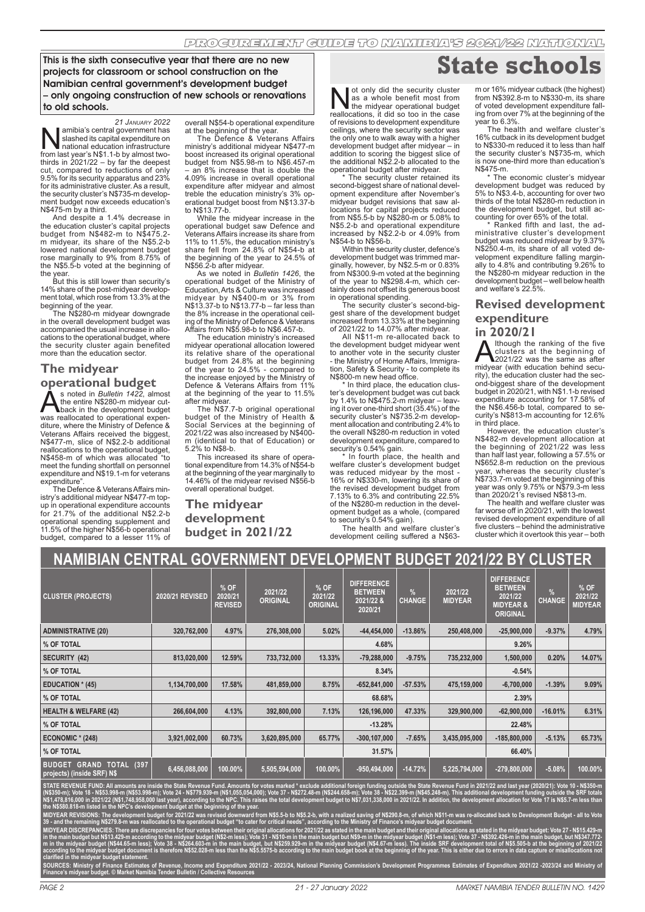# State schools

**This is the sixth consecutive year that there are no new projects for classroom or school construction on the Namibian central government's development budget – only ongoing construction of new schools or renovations to old schools.**

*21 January 2022*

Namibia's central government has slashed its capital expenditure on national education infrastructure from last year's N$1.1-b by almost two-thirds in 2021/22 – by far the deepest cut, compared to reductions of only 9.5% for its security apparatus and 23% for its administrative cluster. As a result, the security cluster's N$735-m development budget now exceeds education's N$475-m by a third.

And despite a 1.4% decrease in the education cluster's capital projects budget from N$482-m to N$475.2-m midyear, its share of the N$5.2-b lowered national development budget rose marginally to 9% from 8.75% of the N$5.5-b voted at the beginning of the year.

But this is still lower than security's 14% share of the post-midyear development total, which rose from 13.3% at the beginning of the year.

The N$280-m midyear downgrade in the overall development budget was accompanied the usual increase in allocations to the operational budget, where the security cluster again benefited more than the education sector.

## The midyear operational budget

As noted in *Bulletin 1422*, almost the entire N$280-m midyear cutback in the development budget was reallocated to operational expenditure, where the Ministry of Defence & Veterans Affairs received the biggest, N$477-m, slice of N$2.2-b additional reallocations to the operational budget, N$458-m of which was allocated "to meet the funding shortfall on personnel expenditure and N$19.1-m for veterans expenditure".

The Defence & Veterans Affairs ministry's additional midyear N$477-m top-up in operational expenditure accounts for 21.7% of the additional N$2.2-b operational spending supplement and 11.5% of the higher N$56-b operational budget, compared to a lesser 11% of overall N$54-b operational expenditure at the beginning of the year.

The Defence & Veterans Affairs ministry's additional midyear N$477-m boost increased its original operational budget from N$5.98-m to N$6.457-m – an 8% increase that is double the 4.09% increase in overall operational expenditure after midyear and almost treble the education ministry's 3% operational budget boost from N$13.37-b to N$13.77-b.

While the midyear increase in the operational budget saw Defence and Veterans Affairs increase its share from 11% to 11.5%, the education ministry's share fell from 24.8% of N$54-b at the beginning of the year to 24.5% of N$56.2-b after midyear.

As we noted in *Bulletin 1426*, the operational budget of the Ministry of Education, Arts & Culture was increased midyear by N$400-m or 3% from N$13.37-b to N$13.77-b – far less than the 8% increase in the operational ceiling of the Ministry of Defence & Veterans Affairs from N$5.98-b to N$6.457-b.

The education ministry's increased midyear operational allocation lowered its relative share of the operational budget from 24.8% at the beginning of the year to 24.5% - compared to the increase enjoyed by the Ministry of Defence & Veterans Affairs from 11% at the beginning of the year to 11.5% after midyear.

The N$7.7-b original operational budget of the Ministry of Health & Social Services at the beginning of 2021/22 was also increased by N$400-m (identical to that of Education) or 5.2% to N$8-b.

This increased its share of operational expenditure from 14.3% of N$54-b at the beginning of the year marginally to 14.46% of the midyear revised N$56-b overall operational budget.

## The midyear development budget in 2021/22

Not only did the security cluster as a whole benefit most from the midyear operational budget reallocations, it did so too in the case of revisions to development expenditure ceilings, where the security sector was the only one to walk away with a higher development budget after midyear – in addition to scoring the biggest slice of the additional N$2.2-b allocated to the operational budget after midyear.

\* The security cluster retained its second-biggest share of national development expenditure after November's midyear budget revisions that saw allocations for capital projects reduced from N$5.5-b by N$280-m or 5.08% to N$5.2-b and operational expenditure increased by N$2.2-b or 4.09% from N$54-b to N$56-b.

Within the security cluster, defence's development budget was trimmed marginally, however, by N$2.5-m or 0.83% from N$300.9-m voted at the beginning of the year to N$298.4-m, which certainly does not offset its generous boost in operational spending.

The security cluster's second-biggest share of the development budget increased from 13.33% at the beginning of 2021/22 to 14.07% after midyear.

All N$11-m re-allocated back to the development budget midyear went to another vote in the security cluster - the Ministry of Home Affairs, Immigration, Safety & Security - to complete its N$800-m new head office.

\* In third place, the education cluster's development budget was cut back by 1.4% to N$475.2-m midyear – leaving it over one-third short (35.4%) of the security cluster's N$735.2-m development allocation and contributing 2.4% to the overall N$280-m reduction in voted development expenditure, compared to security's 0.54% gain.

\* In fourth place, the health and welfare cluster's development budget was reduced midyear by the most - 16% or N$330-m, lowering its share of the revised development budget from 7.13% to 6.3% and contributing 22.5% of the N$280-m reduction in the development budget as a whole, (compared to security's 0.54% gain).

The health and welfare cluster's development ceiling suffered a N$63-m or 16% midyear cutback (the highest) from N$392.8-m to N$330-m, its share of voted development expenditure falling from over 7% at the beginning of the year to 6.3%.

The health and welfare cluster's 16% cutback in its development budget to N$330-m reduced it to less than half the security cluster's N$735-m, which is now one-third more than education's N$475-m.

\* The economic cluster's midyear development budget was reduced by 5% to N$3.4-b, accounting for over two thirds of the total N$280-m reduction in the development budget, but still accounting for over 65% of the total.

\* Ranked fifth and last, the administrative cluster's development budget was reduced midyear by 9.37% N$250.4-m, its share of all voted development expenditure falling marginally to 4.8% and contributing 9.26% to the N$280-m midyear reduction in the development budget – well below health and welfare's 22.5%.

## Revised development expenditure in 2020/21

Although the ranking of the five clusters at the beginning of 2021/22 was the same as after midyear (with education behind security), the education cluster had the second-biggest share of the development budget in 2020/21, with N$1.1-b revised expenditure accounting for 17.58% of the N$6.456-b total, compared to security's N$813-m accounting for 12.6% in third place.

However, the education cluster's N$482-m development allocation at the beginning of 2021/22 was less than half last year, following a 57.5% or N$652.8-m reduction on the previous year, whereas the security cluster's N$733.7-m voted at the beginning of this year was only 9.75% or N$79.3-m less than 2020/21's revised N$813-m.

The health and welfare cluster was far worse off in 2020/21, with the lowest revised development expenditure of all five clusters – behind the administrative cluster which it overtook this year – both

## NAMIBIAN CENTRAL GOVERNMENT DEVELOPMENT BUDGET 2021/22 BY CLUSTER

| CLUSTER (PROJECTS) | 2020/21 REVISED | % OF 2020/21 REVISED | 2021/22 ORIGINAL | % OF 2021/22 ORIGINAL | DIFFERENCE BETWEEN 2021/22 & 2020/21 | % CHANGE | 2021/22 MIDYEAR | DIFFERENCE BETWEEN 2021/22 MIDYEAR & ORIGINAL | % CHANGE | % OF 2021/22 MIDYEAR |
|---|---|---|---|---|---|---|---|---|---|---|
| ADMINISTRATIVE (20) | 320,762,000 | 4.97% | 276,308,000 | 5.02% | -44,454,000 | -13.86% | 250,408,000 | -25,900,000 | -9.37% | 4.79% |
| % OF TOTAL | | | | | 4.68% | | | 9.26% | | |
| SECURITY (42) | 813,020,000 | 12.59% | 733,732,000 | 13.33% | -79,288,000 | -9.75% | 735,232,000 | 1,500,000 | 0.20% | 14.07% |
| % OF TOTAL | | | | | 8.34% | | | -0.54% | | |
| EDUCATION * (45) | 1,134,700,000 | 17.58% | 481,859,000 | 8.75% | -652,841,000 | -57.53% | 475,159,000 | -6,700,000 | -1.39% | 9.09% |
| % OF TOTAL | | | | | 68.68% | | | 2.39% | | |
| HEALTH & WELFARE (42) | 266,604,000 | 4.13% | 392,800,000 | 7.13% | 126,196,000 | 47.33% | 329,900,000 | -62,900,000 | -16.01% | 6.31% |
| % OF TOTAL | | | | | -13.28% | | | 22.48% | | |
| ECONOMIC * (248) | 3,921,002,000 | 60.73% | 3,620,895,000 | 65.77% | -300,107,000 | -7.65% | 3,435,095,000 | -185,800,000 | -5.13% | 65.73% |
| % OF TOTAL | | | | | 31.57% | | | 66.40% | | |
| BUDGET GRAND TOTAL (397 projects) (inside SRF) N$ | 6,456,088,000 | 100.00% | 5,505,594,000 | 100.00% | -950,494,000 | -14.72% | 5,225,794,000 | -279,800,000 | -5.08% | 100.00% |

STATE REVENUE FUND: All amounts are inside the State Revenue Fund. Amounts for votes marked * exclude additional foreign funding outside the State Revenue Fund in 2021/22 and last year (2020/21): Vote 10 - N$350-m (N$350-m); Vote 18 - N$53.998-m (N$53.998-m); Vote 24 - N$779.939-m (N$1,055.054,000); Vote 37 - N$272.48-m (N$244.658-m); Vote 38 - N$22.399-m (N$45.248-m). This additional development funding outside the SRF totals N$1,478.816,000 in 2021/22 (N$1,748,958,000 last year), according to the NPC. This raises the total development budget to N$7,031,338,000 in 2021/22. In addition, the development allocation for Vote 17 is N$5.7-m less than the N$580.818-m listed in the NPC's development budget at the beginning of the year.

MIDYEAR REVISIONS: The development budget for 2021/22 was revised downward from N$5.5-b to N$5.2-b, with a realized saving of N$290.8-m, of which N$11-m was re-allocated back to Development Budget - all to Vote 39 - and the remaining N$279.8-m was reallocated to the operational budget "to cater for critical needs", according to the Ministry of Finance's midyear budget document.

MIDYEAR DISCREPANCIES: There are discrepancies for four votes between their original allocations for 2021/22 as stated in the main budget and their original allocations as stated in the midyear budget: Vote 27 - N$15.429-m in the main budget but N$13.429-m according to the midyear budget (N$2-m less); Vote 31 - N$10-m in the main budget but N$9-m in the midyear budget (N$1-m less); Vote 37 - N$392.426-m in the main budget, but N$347.772-m in the midyear budget (N$44.65-m less); Vote 38 - N$264.603-m in the main budget, but N$259.929-m in the midyear budget (N$4.67-m less). The inside SRF development total of N$5.505-b at the beginning of 2021/22 according to the midyear budget document is therefore N$52.028-m less than the N$5.5575-b according to the main budget book at the beginning of the year. This is either due to errors in data capture or misallocations not clarified in the midyear budget statement.

SOURCES: Ministry of Finance Estimates of Revenue, Income and Expenditure 2021/22 - 2023/24, National Planning Commission's Development Programmes Estimates of Expenditure 2021/22 -2023/24 and Ministry of Finance's midyear budget. © Market Namibia Tender Bulletin / Collective Resources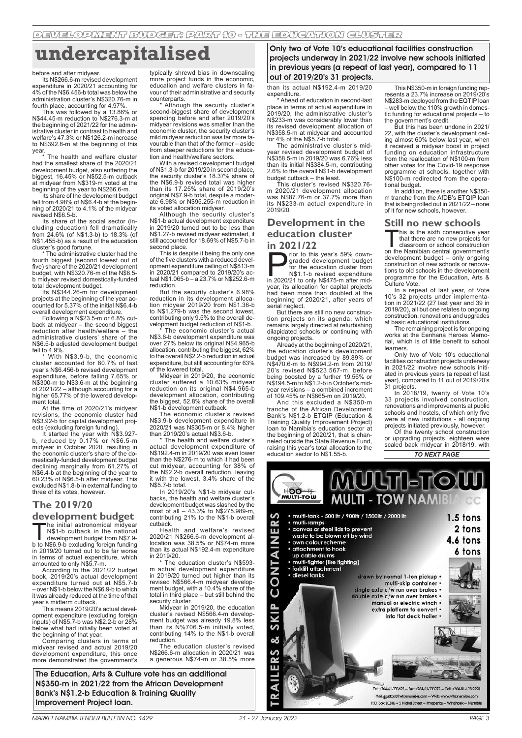# undercapitalised

**Only two of Vote 10's educational facilities construction projects underway in 2021/22 involve new schools initiated in previous years (a repeat of last year), compared to 11 out of 2019/20's 31 projects.**

before and after midyear.

Its N$266.6-m revised development expenditure in 2020/21 accounting for 4% of the N$6.456-b total was below the administration cluster's N$320.76-m in fourth place, accounting for 4.97%.

This was followed by a 13.86% or N$44.45-m reduction to N$276.3-m at the beginning of 2021/22 for the administrative cluster in contrast to health and welfare's 47.3% or N$126.2-m increase to N$392.8-m at the beginning of this year.

* The health and welfare cluster had the smallest share of the 2020/21 development budget, also suffering the biggest, 16.45% or N$52.5-m cutback at midyear from N$319-m voted at the beginning of the year to N$266.6-m.

Its share of the development budget fell from 4.98% of N$6.4-b at the beginning of 2020/21 to 4.1% of the midyear revised N$6.5-b.

Its share of the social sector (including education) fell dramatically from 24.6% (of N$1.3-b) to 18.3% (of N$1.455-b) as a result of the education cluster's good fortune.

* The administrative cluster had the fourth biggest (second lowest out of five) share of the 2020/21 development budget, with N$320.76-m of the N$6.5-b midyear revised domestically-funded total development budget.

Its N$344.26-m for development projects at the beginning of the year accounted for 5.37% of the initial N$6.4-b overall development expenditure.

Following a N$23.5-m or 6.8% cutback at midyear – the second biggest reduction after health/welfare – the administrative clusters' share of the N$6.5-b adjusted development budget fell to 4.9%.

* With N$3.9-b, the economic cluster accounted for 60.7% of last year's N$6.456-b revised development expenditure, before falling 7.65% or N$300-m to N$3.6-m at the beginning of 2021/22 – although accounting for a higher 65.77% of the lowered development total.

At the time of 2020/21's midyear revisions, the economic cluster had N$3.92-b for capital development projects (excluding foreign funding).

It started the year with N$3.927-b, reduced by 0.17% or N$6.5-m midyear in October 2020, resulting in the economic cluster's share of the domestically-funded development budget declining marginally from 61.27% of N$6.4-b at the beginning of the year to 60.23% of N$6.5-b after midyear. This excluded N$1.8-b in external funding to three of its votes, however.

## The 2019/20 development budget

The initial astronomical midyear N$1-b cutback in the national development budget from N$7.9-b to N$6.9-b excluding foreign funding in 2019/20 turned out to be far worse in terms of actual expenditure, which amounted to only N$5.7-m.

According to the 2021/22 budget book, 2019/20's actual development expenditure turned out at N$5.7-b – over N$1-b below the N$6.9-b to which it was already reduced at the time of that year's midterm cutback.

This means 2019/20's actual development expenditure (excluding foreign inputs) of N$5.7-b was N$2.2-b or 28% below what had initially been voted at the beginning of that year.

Comparing clusters in terms of midyear revised and actual 2019/20 development expenditure, this once more demonstrated the government's typically shrewd bias in downscaling more project funds in the economic, education and welfare clusters in favour of their administrative and security counterparts.

* Although the security cluster's second-biggest share of development spending before and after 2019/20's midyear revisions was smaller than the economic cluster, the security cluster's mild midyear reduction was far more favourable than that of the former – aside from steeper reductions for the education and health/welfare sectors.

With a revised development budget of N$1.3-b for 2019/20 in second place, the security cluster's 18.37% share of the N$6.9-b revised total was higher than its 17.25% share of 2019/20's original N$7.9-b total, despite a moderate 6.98% or N$95.255-m reduction in its voted allocation midyear.

Although the security cluster's N$1-b actual development expenditure in 2019/20 turned out to be less than N$1.27-b revised midyear estimated, it still accounted for 18.69% of N$5.7-b in second place.

This is despite it being the only one of the five clusters with a reduced development expenditure ceiling of N$813-m in 2020/21 compared to 2019/20's actual N$1.065-b – a 23.7% or N$252.6-m reduction.

But the security cluster's 6.98% reduction in its development allocation midyear 2019/20 from N$1.36-b to N$1.279-b was the second lowest, contributing only 9.5% to the overall development budget reduction of N$1-b.

* The economic cluster's actual N$3.6-b development expenditure was over 27% below its original N$4.965-b allocation, contributing the biggest, 62% to the overall N$2.2-b reduction in actual expenditure, but still accounting for 63% of the lowered total.

Midyear in 2019/20, the economic cluster suffered a 10.63% midyear reduction on its original N$4.965-b development allocation, contributing the biggest, 52.8% share of the overall N$1-b development cutback.

The economic cluster's revised N$3.9-b development expenditure in 2020/21 was N$305-m or 8.4% higher than 2019/20's actual N$3.6-b.

* The health and welfare cluster's actual development expenditure of N$192.4-m in 2019/20 was even lower than the N$276-m to which it had been cut midyear, accounting for 38% of the N$2.2-b overall reduction, leaving it with the lowest, 3.4% share of the N$5.7-b total.

In 2019/20's N$1-b midyear cutbacks, the health and welfare cluster's development budget was slashed by the most of all – 43.3% to N$275.989-m, contributing 21% to the N$1-b overall cutback.

Health and welfare's revised 2020/21 N$266.6-m development allocation was 38.5% or N$74-m more than its actual N$192.4-m expenditure in 2019/20.

* The education cluster's N$593-m actual development expenditure in 2019/20 turned out higher than its revised N$566.4-m midyear development budget, with a 10.4% share of the total in third place – but still behind the security cluster.

Midyear in 2019/20, the education cluster's revised N$566.4-m development budget was already 19.8% less than its N%706.5-m initially voted, contributing 14% to the N$1-b overall reduction.

The education cluster's revised N$266.6-m allocation in 2020/21 was a generous N$74-m or 38.5% more than its actual N$192.4-m 2019/20 expenditure.

* Ahead of education in second-last place in terms of actual expenditure in 2019/20, the administrative cluster's N$233-m was considerably lower than its revised development allocation of N$358.5-m at midyear and accounted for 4% of the N$5.7-b total.

The administrative cluster's midyear revised development budget of N$358.5-m in 2019/20 was 6.76% less than its initial N$384.5-m, contributing 2.6% to the overall N$1-b development budget cutback – the least.

This cluster's revised N$320.76-m 2020/21 development allocation was N$87.76-m or 37.7% more than its N$233-m actual expenditure in 2019/20.

## Development in the education cluster in 2021/22

Prior to this year's 59% downgraded development budget for the education cluster from N$1.1-b revised expenditure in 2020/21 to only N$475-m after midyear, its allocation for capital projects had been more than doubled at the beginning of 2020/21, after years of serial neglect.

But there are still no new construction projects on its agenda, which remains largely directed at refurbishing dilapidated schools or continuing with ongoing projects.

Already at the beginning of 2020/21, the education cluster's development budget was increased by 89.89% or N$470.6-m to N$994.2-m from 2019/20's revised N$523.567-m, before being boosted by a further 19.56% or N$194.5-m to N$1.2-b in October's midyear revisions – a combined increment of 109.45% or N$665-m on 2019/20.

And this excluded a N$350-m tranche of the African Development Bank's N$1.2-b ETQIP (Education & Training Quality Improvement Project) loan to Namibia's education sector at the beginning of 2020/21, that is channeled outside the State Revenue Fund, raising this year's total allocation to the education sector to N$1.55-b.

This N$350-m in foreign funding represents a 23.7% increase on 2019/20's N$283-m deployed from the EQTIP loan – well below the 110% growth in domestic funding for educational projects – to the government's credit.

But this has been undone in 2021/22, with the cluster's development ceiling almost 60% below last year, when it received a midyear boost in project funding on education infrastructure from the reallocation of N$100-m from other votes for the Covid-19 response programme at schools, together with N$100-m redirected from the operational budget.

In addition, there is another N$350-m tranche from the AfDB's ETQIP loan that is being rolled out in 2021/22 – none of it for new schools, however.

## Still no new schools

This is the sixth consecutive year that there are no new projects for classroom or school construction on the Namibian central government's development budget – only ongoing construction of new schools or renovations to old schools in the development programme for the Education, Arts & Culture Vote.

In a repeat of last year, of Vote 10's 32 projects under implementation in 2021/22 (27 last year and 39 in 2019/20), all but one relates to ongoing construction, renovations and upgrades at basic educational institutions.

The remaining project is for ongoing works at the Eenhana Heroes Memorial, which is of little benefit to school learners.

Only two of Vote 10's educational facilities construction projects underway in 2021/22 involve new schools initiated in previous years (a repeat of last year), compared to 11 out of 2019/20's 31 projects.

In 2018/19, twenty of Vote 10's 33 projects involved construction, renovations and improvements at public schools and hostels, of which only five were at new institutions - all ongoing projects initiated previously, however.

Of the twenty school construction or upgrading projects, eighteen were scaled back midyear in 2018/19, with

*TO NEXT PAGE*

**The Education, Arts & Culture vote has an additional N$350-m in 2021/22 from the African Development Bank's N$1.2-b Education & Training Quality Improvement Project loan.**

MULTI-TOW NAMIBIA cc

TRAILERS & SKIP CONTAINERS

- multi-tank - 500 ltr / 900ltr / 1500ltr / 2000 ltr
- multi-ramps
- canvas or steel lids to prevent waste to be blown off by wind
- own colour scheme
- attachment to hook up cable drums
- multi-fighter (fire fighting)
- forklift attachment
- diesel tanks

1.5 tons
2 tons
4.6 tons
6 tons

- drawn by normal 1-ton pickup
- multi-skip container
- single axle c/w run over brakes
- double axle c/w run over brakes
- manual or electric winch
- extra platform to convert into flat deck trailer

Tel: +264-61-233693 -- Fax: +264-61-233272 -- Cell: +264-81-128 9990
Mail: gguttzeit@whssnamibia.com -- Web: www.whssnamibia.com
P.O. Box 20286 -- 5 Nickel Street -- Prosperita -- Windhoek -- Namibia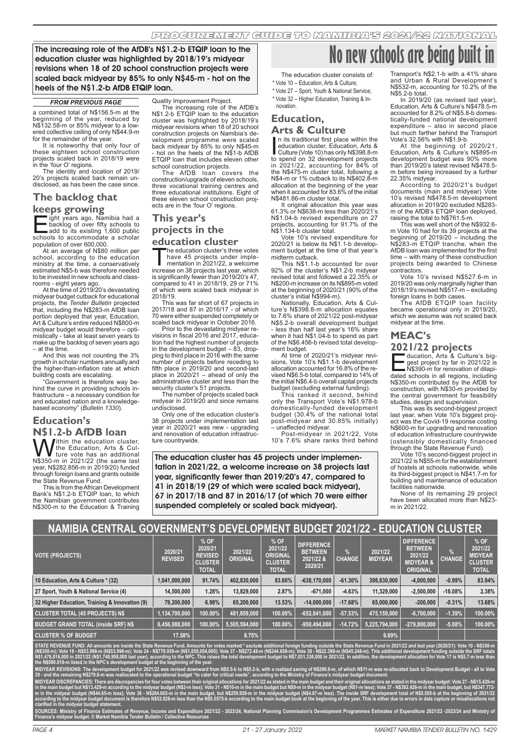The increasing role of the AfDB's N$1.2-b ETQIP loan to the education cluster was highlighted by 2018/19's midyear revisions when 18 of 20 school construction projects were scaled back midyear by 85% to only N$45-m - hot on the heels of the N$1.2-b AfDB ETQIP loan.

# No new schools are being built in

*FROM PREVIOUS PAGE*

a combined total of N$156.5-m at the beginning of the year, reduced by N$132.58-m or 85% midyear to a lowered collective ceiling of only N$44.9-m for the remainder of the year.

It is noteworthy that only four of these eighteen school construction projects scaled back in 2018/19 were in the 'four O' regions.

The identity and location of 2019/20's projects scaled back remain undisclosed, as has been the case since.

## The backlog that keeps growing

Eight years ago, Namibia had a backlog of over fifty schools to add to its existing 1,600 public schools to accommodate a scholar population of over 600,000.

At an average of N$80 million per school, according to the education ministry at the time, a conservatively estimated N$5-b was therefore needed to be invested in new schools and classrooms - eight years ago.

At the time of 2019/20's devastating midyear budget cutback for educational projects, the *Tender Bulletin* projected that, including the N$283-m AfDB loan portion deployed that year, Education, Art & Culture's entire reduced N$800-m midyear budget would therefore – optimistically - take at least seven years to make up the backlog of seven years ago – at the time.

And this was not counting the 3% growth in scholar numbers annually and the higher-than-inflation rate at which building costs are escalating.

"Government is therefore way behind the curve in providing schools infrastructure – a necessary condition for and educated nation and a knowledge-based economy" (*Bulletin 1330*).

## Education's N$1.2-b AfDB loan

Within the education cluster, the Education, Arts & Culture vote has an additional N$350-m in 2021/22 (the same last year, N$282.856-m in 2019/20) funded through foreign loans and grants outside the State Revenue Fund.

This is from the African Development Bank's N$1.2-b ETQIP loan, to which the Namibian government contributes N$300-m to the Education & Training Quality Improvement Project.

The increasing role of the AfDB's N$1.2-b ETQIP loan to the education cluster was highlighted by 2018/19's midyear revisions when 18 of 20 school construction projects on Namibia's development programme were scaled back midyear by 85% to only N$45-m - hot on the heels of the N$1-b AfDB ETQIP loan that includes eleven other school construction projects.

The AfDB loan covers the construction/upgrade of eleven schools, three vocational training centres and three educational institutions. Eight of these eleven school construction projects are in the 'four O' regions.

## This year's projects in the education cluster

The education cluster's three votes have 45 projects under implementation in 2021/22, a welcome increase on 38 projects last year, which is significantly fewer than 2019/20's 47, compared to 41 in 2018/19, 29 or 71% of which were scaled back midyear in 2018/19.

This was far short of 67 projects in 2017/18 and 87 in 2016/17 - of which 70 were either suspended completely or scaled back midyear in October 2016.

Prior to the devastating midyear revisions in fiscal 2016 and 2017, education had the highest number of projects in the development budget – 83, dropping to third place in 2016 with the same number of projects before receding to fifth place in 2019/20 and second-last place in 2020/21 – ahead of only the administrative cluster and less than the security cluster's 51 projects.

The number of projects scaled back midyear in 2019/20 and since remains undisclosed.

Only one of the education cluster's 38 projects under implementation last year in 2020/21 was new - upgrading and renovation of education infrastructure countrywide.

The education cluster has 45 projects under implementation in 2021/22, a welcome increase on 38 projects last year, significantly fewer than 2019/20's 47, compared to 41 in 2018/19 (29 of which were scaled back midyear), 67 in 2017/18 and 87 in 2016/17 (of which 70 were either suspended completely or scaled back midyear).

The education cluster consists of:

* Vote 10 – Education, Arts & Culture;
* Vote 27 – Sport, Youth & National Service;
* Vote 32 – Higher Education, Training & Innovation.

## Education, Arts & Culture

In its traditional first place within the education cluster, Education, Arts & Culture (Vote 10) has only N$398.8-m to spend on 32 development projects in 2021/22, accounting for 84% of the N$475-m cluster total, following a N$4-m or 1% cutback to its N$402.8-m allocation at the beginning of the year when it accounted for 83.6% of the initial N$481.86-m cluster total.

It original allocation this year was 61.3% or N$638-m less than 2020/21's N$1.04-b revised expenditure on 27 projects, accounting for 91.7% of the N$1.134-b cluster total.

Vote 10's revised expenditure for 2020/21 is below its N$1.1-b development budget at the time of that year's midterm cutback.

This N$1.1-b accounted for over 92% of the cluster's N$1.2-b midyear revised total and followed a 22.35% or N$200-m increase on its N$895-m voted at the beginning of 2020/21 (90% of the cluster's initial N$994-m).

Nationally, Education, Arts & Culture's N$398.8-m allocation equates to 7.6% share of 2021/22 post-midyear N$5.2-b overall development budget - less than half last year's 16% share when it had N$1.04-b to spend as part of the N$6.456-b revised total development budget.

At time of 2020/21's midyear revisions, Vote 10's N$1.1-b development allocation accounted for 16.8% of the revised N$6.5-b total, compared to 14% of the initial N$6.4-b overall capital projects budget (excluding external funding).

This ranked it second, behind only the Transport Vote's N$1.978-b domestically-funded development budget (30.4% of the national total post-midyear and 30.85% initially) – unaffected midyear.

Post-midyear in 2021/22, Vote 10's 7.6% share ranks third behind Transport's N$2.1-b with a 41% share and Urban & Rural Development's N$532-m, accounting for 10.2% of the N$5.2-b total.

In 2019/20 (as revised last year), Education, Arts & Culture's N$478.5-m accounted for 8.2% of N$5.8-b domestically-funded national development expenditure – also in second place but much farther behind the Transport Vote's 32.56% with N$1.9-b.

At the beginning of 2020/21, Education, Arts & Culture's N$895-m development budget was 90% more than 2019/20's latest revised N$478.5-m before being increased by a further 22.35% midyear.

According to 2020/21's budget documents (main and midyear) Vote 10's revised N$478.5-m development allocation in 2019/20 excluded N$283-m of the AfDB's ETQIP loan deployed, raising the total to N$761.5-m.

This was well short of the N$932.6-m Vote 10 had for its 39 projects at the beginning of 2019/20 – including the N$283-m ETQIP tranche, when the AfDB loan was implemented for the first time – with many of these construction projects being awarded to Chinese contractors.

Vote 10's revised N$527.6-m in 2019/20 was only marginally higher than 2018/19's revised N$517-m – excluding foreign loans in both cases.

The AfDB ETQIP loan facility became operational only in 2019/20, which we assume was not scaled back midyear at the time.

## MEAC's 2021/22 projects

Education, Arts & Culture's biggest project by far in 2021/22 is N$390-m for renovation of dilapidated schools in all regions, including N$350-m contributed by the AfDB for construction, with N$30-m provided by the central government for feasibility studies, design and supervision.

This was its second-biggest project last year, when Vote 10's biggest project was the Covid-19 response costing N$600-m for upgrading and renovation of education infrastructure countrywide (ostensibly domestically financed through the State Revenue Fund).

Vote 10's second-biggest project in 2021/22 is N$55-m for the establishment of hostels at schools nationwide, while its third-biggest project is N$41.7-m for building and maintenance of education facilities nationwide.

None of its remaining 29 project have been allocated more than N$23-m in 2021/22.

## NAMIBIA CENTRAL GOVERNMENT'S DEVELOPMENT BUDGET 2021/22 - EDUCATION CLUSTER

| VOTE (PROJECTS) | 2020/21 REVISED | % OF 2020/21 REVISED CLUSTER TOTAL | 2021/22 ORIGINAL | % OF 2021/22 ORIGINAL CLUSTER TOTAL | DIFFERENCE BETWEEN 2021/22 & 2020/21 | % CHANGE | 2021/22 MIDYEAR | DIFFERENCE BETWEEN 2021/22 MIDYEAR & ORIGINAL | % CHANGE | % OF 2021/22 MIDYEAR CLUSTER TOTAL |
|---|---|---|---|---|---|---|---|---|---|---|
| 10 Education, Arts & Culture * (32) | 1,041,000,000 | 91.74% | 402,830,000 | 83.60% | -638,170,000 | -61.30% | 398,830,000 | -4,000,000 | -0.99% | 83.94% |
| 27 Sport, Youth & National Service (4) | 14,500,000 | 1.28% | 13,829,000 | 2.87% | -671,000 | -4.63% | 11,329,000 | -2,500,000 | -18.08% | 2.38% |
| 32 Higher Education, Training & Innovation (9) | 79,200,000 | 6.98% | 65,200,000 | 13.53% | -14,000,000 | -17.68% | 65,000,000 | -200,000 | -0.31% | 13.68% |
| CLUSTER TOTAL (45 PROJECTS) N$ | 1,134,700,000 | 100.00% | 481,859,000 | 100.00% | -652,841,000 | -57.53% | 475,159,000 | -6,700,000 | -1.39% | 100.00% |
| BUDGET GRAND TOTAL (inside SRF) N$ | 6,456,088,000 | 100.00% | 5,505,594,000 | 100.00% | -950,494,000 | -14.72% | 5,225,794,000 | -279,800,000 | -5.08% | 100.00% |
| CLUSTER % OF BUDGET | 17.58% | | 8.75% | | | | 9.09% | | | |

STATE REVENUE FUND: All amounts are inside the State Revenue Fund. Amounts for votes marked * exclude additional foreign funding outside the State Revenue Fund in 2021/22 and last year (2020/21): Vote 10 - N$350-m (N$350-m); Vote 18 - N$53.998-m (N$53.998-m); Vote 24 - N$779.939-m (N$1,055,054,000); Vote 37 - N$272.48-m (N$244.658-m); Vote 38 - N$22.399-m (N$45.248-m). This additional development funding outside the SRF totals N$1,478,816,000 in 2021/22 (N$1,748,958,000 last year), according to the NPC. This raises the total development budget to N$7,031,338,000 in 2021/22. In addition, the development allocation for Vote 17 is N$5.7-m less than the N$580.818-m listed in the NPC's development budget at the beginning of the year.

MIDYEAR REVISIONS: The development budget for 2021/22 was revised downward from N$5.5-b to N$5.2-b, with a realized saving of N$290.8-m, of which N$11-m was re-allocated back to Development Budget - all to Vote 39 - and the remaining N$279.8-m was reallocated to the operational budget "to cater for critical needs", according to the Ministry of Finance's midyear budget document.

MIDYEAR DISCREPANCIES: There are discrepancies for four votes between their original allocations for 2021/22 as stated in the main budget and their original allocations as stated in the midyear budget: Vote 27 - N$15.429-m in the main budget but N$13.429-m according to the midyear budget (N$2-m less); Vote 31 - N$10-m in the main budget but N$9-m in the midyear budget (N$1-m less); Vote 37 - N$392.426-m in the main budget, but N$347.772-m in the midyear budget (N$44.65-m less); Vote 38 - N$264.603-m in the main budget, but N$259.929-m in the midyear budget (N$4.67-m less). The inside SRF development total of N$5.505-b at the beginning of 2021/22 according to the midyear budget document is therefore N$52.028-m less than the N$5.5575-b according to the main budget book at the beginning of the year. This is either due to errors in data capture or misallocations not clarified in the midyear budget statement.

SOURCES: Ministry of Finance Estimates of Revenue, Income and Expenditure 2021/22 - 2023/24, National Planning Commission's Development Programmes Estimates of Expenditure 2021/22 -2023/24 and Ministry of Finance's midyear budget. © Market Namibia Tender Bulletin / Collective Resources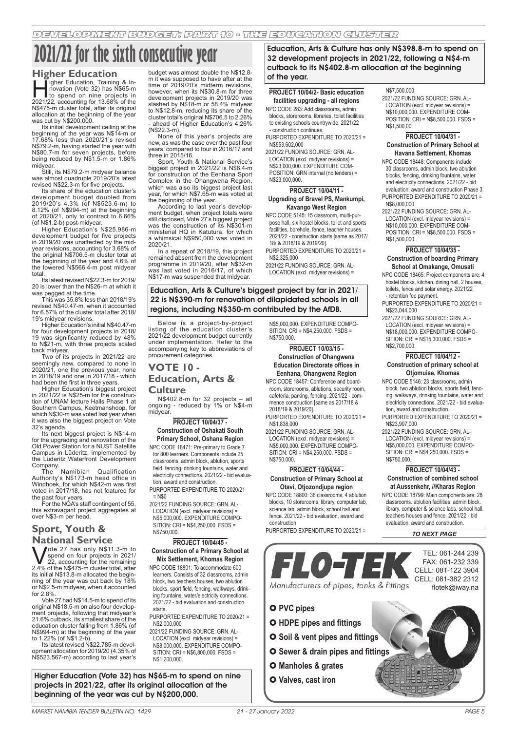DEVELOPMENT BUDGET: PART 10 - THE EDUCATION CLUSTER

# 2021/22 for the sixth consecutive year

## Higher Education

Higher Education, Training & Innovation (Vote 32) has N$65-m to spend on nine projects in 2021/22, accounting for 13.68% of the N$475-m cluster total, after its original allocation at the beginning of the year was cut by N$200,000.

Its initial development ceiling at the beginning of the year was N$14-m or 17.68% less than 2020/21's revised N$79.2-m, having started the year with N$80.7-m for seven projects, before being reduced by N$1.5-m or 1.86% midyear.

Still, its N$79.2-m midyear balance was almost quadruple 2019/20's latest revised N$22.3-m for five projects.

Its share of the education cluster's development budget doubled from 2019/20's 4.3% (of N$523.6-m) to 8.12% (of N$994-m) at the beginning of 2020/21, only to contract to 6.66% (of N$1.2-b) post-midyear.

Higher Education's N$25.986-m development budget for five projects in 2019/20 was unaffected by the midyear revisions, accounting for 3.68% of the original N$706.5-m cluster total at the beginning of the year and 4.6% of the lowered N$566.4-m post midyear total.

Its latest revised N$22.3-m for 2019/20 is lower than the N$26-m at which it was pegged at the time.

This was 35.8% less than 2018/19's revised N$40.47-m, when it accounted for 6.57% of the cluster total after 2018/19's midyear revisions.

Higher Education's initial N$40.47-m for four development projects in 2018/19 was significantly reduced by 48% to N$21-m, with three projects scaled back midyear.

Two of its projects in 2021/22 are seemingly new, compared to none in 2020/21, one the previous year, none in 2018/19 and one in 2017/18 - which had been the first in three years.

Higher Education's biggest project in 2021/22 is N$25-m for the construction of UNAM lecture Halls Phase 1 at Southern Campus, Keetmanshoop, for which N$30-m was voted last year when it was also the biggest project on Vote 32's agenda.

Its next biggest project is N$14-m for the upgrading and renovation of the Old Power Station for a NUST Satellite Campus in Lüderitz, implemented by the Lüderitz Waterfront Development Company.

The Namibian Qualification Authority's N$173-m head office in Windhoek, for which N$42-m was first voted in 2017/18, has not featured for the past four years.

For the NQA's staff contingent of 55, this extravagant project aggregates at over N$3-m per head.

## Sport, Youth & National Service

Vote 27 has only N$11.3-m to spend on four projects in 2021/22, accounting for the remaining 2.4% of the N$475-m cluster total, after its initial N$13.8-m allocated the beginning of the year was cut back by 18% or N$2.5-m midyear, when it accounted for 2.8%.

Vote 27 had N$14.5-m to spend of its original N$18.5-m on also four development projects, following that midyear's 21.6% cutback, its smallest share of the education cluster falling from 1.86% (of N$994-m) at the beginning of the year to 1.22% (of N$1.2-b).

Its latest revised N$22.785-m development allocation for 2019/20 (4.35% of N$523.567-m) according to last year's budget was almost double the N$12.8-m it was supposed to have after at the time of 2019/20's midterm revisions, however, when its N$30.8-m for three development projects in 2019/20 was slashed by N$18-m or 58.4% midyear to N$12.8-m, reducing its share of the cluster total's original N$706.5 to 2.26% - ahead of Higher Education's 4.26% (N$22.3-m).

None of this year's projects are new, as was the case over the past four years, compared to four in 2016/17 and three in 2015/16.

Sport, Youth & National Service's biggest project in 2021/22 is N$6.4-m for construction of the Eenhana Sport Complex in the Ohangwena Region, which was also its biggest project last year, for which N$7.65-m was voted at the beginning of the year.

According to last year's development budget, when project totals were still disclosed, Vote 27's biggest project was the construction of its N$301-m ministerial HQ in Katutura, for which a whimsical N$950,000 was voted in 2020/21.

In a repeat of 2018/19, this project remained absent from the development programme in 2019/20, after N$32-m was last voted in 2016/17, of which N$17-m was suspended that midyear.

**Higher Education (Vote 32) has N$65-m to spend on nine projects in 2021/22, after its original allocation at the beginning of the year was cut by N$200,000.**

**Education, Arts & Culture has only N$398.8-m to spend on 32 development projects in 2021/22, following a N$4-m cutback to its N$402.8-m allocation at the beginning of the year.**

**Education, Arts & Culture's biggest project by far in 2021/22 is N$390-m for renovation of dilapidated schools in all regions, including N$350-m contributed by the AfDB.**

Below is a project-by-project listing of the education cluster's 2021/22 development budget currently under implementation. Refer to the accompanying key to abbreviations of procurement categories.

## VOTE 10 - Education, Arts & Culture

N$402.8-m for 32 projects – all ongoing - reduced by 1% or N$4-m midyear.

### PROJECT 10/04/37 - Construction of Oshakati South Primary School, Oshana Region

NPC CODE 18471: Pre-primary to Grade 7 for 800 learners. Components include 25 classrooms, admin block, ablution, sports field, fencing, drinking fountains, water and electricity connections. 2021/22 - bid evaluation, award and construction.

PURPORTED EXPENDITURE TO 2020/21 = N$0

2021/22 FUNDING SOURCE: GRN. ALLOCATION (excl. midyear revisions) = N$5,000,000. EXPENDITURE COMPOSITION: CRI = N$4,250,000. FSDS = N$750,000.

### PROJECT 10/04/45 - Construction of a Primary School at Mix Settlement, Khomas Region

NPC CODE 18801: To accommodate 600 learners. Consists of 32 classrooms, admin block, two teachers houses, two ablution blocks, sport field, fencing, walkways, drinking fountains, water/electricity connections. 2021/22 - bid evaluation and construction starts.

PURPORTED EXPENDITURE TO 2020/21 = N$2,000,000

2021/22 FUNDING SOURCE: GRN. ALLOCATION (excl. midyear revisions) = N$8,000,000. EXPENDITURE COMPOSITION: CRI = N$6,800,000. FSDS = N$1,200,000.

### PROJECT 10/04/2- Basic education facilities upgrading - all regions

NPC CODE 283: Add classrooms, admin blocks, storerooms, libraries, toilet facilities to existing schools countrywide. 2021/22 - construction continues.

PURPORTED EXPENDITURE TO 2020/21 = N$553,602,000

2021/22 FUNDING SOURCE: GRN. ALLOCATION (excl. midyear revisions) = N$23,000,000. EXPENDITURE COMPOSITION: GRN internal (no tenders) = N$23,000,000.

### PROJECT 10/04/11 - Upgrading of Bravel PS, Mankumpi, Kavango West Region

NPC CODE 5145: 15 classroom, multi-purpose hall, six hostel blocks, toilet and sports facilities, borehole, fence, teacher houses. 2021/22 - construction starts [same as 2017/18/ & 2018/19 & 2019/20].

PURPORTED EXPENDITURE TO 2020/21 = N$2,325,000

2021/22 FUNDING SOURCE: GRN. ALLOCATION (excl. midyear revisions) = N$5,000,000. EXPENDITURE COMPOSITION: CRI = N$4,250,000. FSDS = N$750,000.

### PROJECT 10/03/15 - Construction of Ohangwena Education Directorate offices in Eenhana, Ohangwena Region

NPC CODE 18457: Conference and boardroom, storerooms, ablutions, security room, cafeteria, parking, fencing. 2021/22 - commence construction [same as 2017/18 & 2018/19 & 2019/20].

PURPORTED EXPENDITURE TO 2020/21 = N$1,838,000

2021/22 FUNDING SOURCE: GRN. ALLOCATION (excl. midyear revisions) = N$5,000,000. EXPENDITURE COMPOSITION: CRI = N$4,250,000. FSDS = N$750,000.

### PROJECT 10/04/44 - Construction of Primary School at Otavi, Otjozondjupa region

NPC CODE 18800: 36 classrooms, 4 ablution blocks, 10 storerooms, library, computer lab, science lab, admin block, school hall and fence. 2021/22 - bid evaluation, award and construction

PURPORTED EXPENDITURE TO 2020/21 = N$7,500,000

2021/22 FUNDING SOURCE: GRN. ALLOCATION (excl. midyear revisions) = N$10,000,000. EXPENDITURE COMPOSITION: CRI = N$8,500,000. FSDS = N$1,500,00.

### PROJECT 10/04/31 - Construction of Primary School at Havana Settlement, Khomas

NPC CODE 18448: Components include 30 classrooms, admin block, two ablution blocks, fencing, drinking fountains, water and electricity connections. 2021/22 - bid evaluation, award and construction Phase 3.

PURPORTED EXPENDITURE TO 2020/21 = N$8,000,000

2021/22 FUNDING SOURCE: GRN. ALLOCATION (excl. midyear revisions) = N$10,000,000. EXPENDITURE COMPOSITION: CRI = N$8,500,000. FSDS = N$1,500,000.

### PROJECT 10/04/35 - Construction of boarding Primary School at Omakange, Omusati

NPC CODE 18465: Project components are: 4 hostel blocks, kitchen, dining hall, 2 houses, toilets, fence and solar energy. 2021/22 - retention fee payment.

PURPORTED EXPENDITURE TO 2020/21 = N$23,044,000

2021/22 FUNDING SOURCE: GRN. ALLOCATION (excl. midyear revisions) = N$18,000,000. EXPENDITURE COMPOSITION: CRI = N$15,300,000. FSDS = N$2,700,000.

### PROJECT 10/04/12 - Construction of primary school at Otjomuise, Khomas

NPC CODE 5146: 23 classrooms, admin block, two ablution blocks, sports field, fencing, walkways, drinking fountains, water and electricity connections. 2021/22 - bid evaluation, award and construction.

PURPORTED EXPENDITURE TO 2020/21 = N$23,907,000

2021/22 FUNDING SOURCE: GRN. ALLOCATION (excl. midyear revisions) = N$5,000,000. EXPENDITURE COMPOSITION: CRI = N$4,250,000. FSDS = N$750,000.

### PROJECT 10/04/43 - Construction of combined school at Aussenkehr, //Kharas Region

NPC CODE 18799: Main components are: 28 classrooms. ablution facilities. admin block. library. computer & science labs. school hall. teachers houses and fence. 2021/22 - bid evaluation, award and construction.

*TO NEXT PAGE*

**FLO-TEK** Manufacturers of pipes, tanks & fittings

TEL: 061-244 239
FAX: 061-232 339
CELL: 081-122 3904
CELL: 081-382 2312
flotek@iway.na

- PVC pipes
- HDPE pipes and fittings
- Soil & vent pipes and fittings
- Sewer & drain pipes and fittings
- Manholes & grates
- Valves, cast iron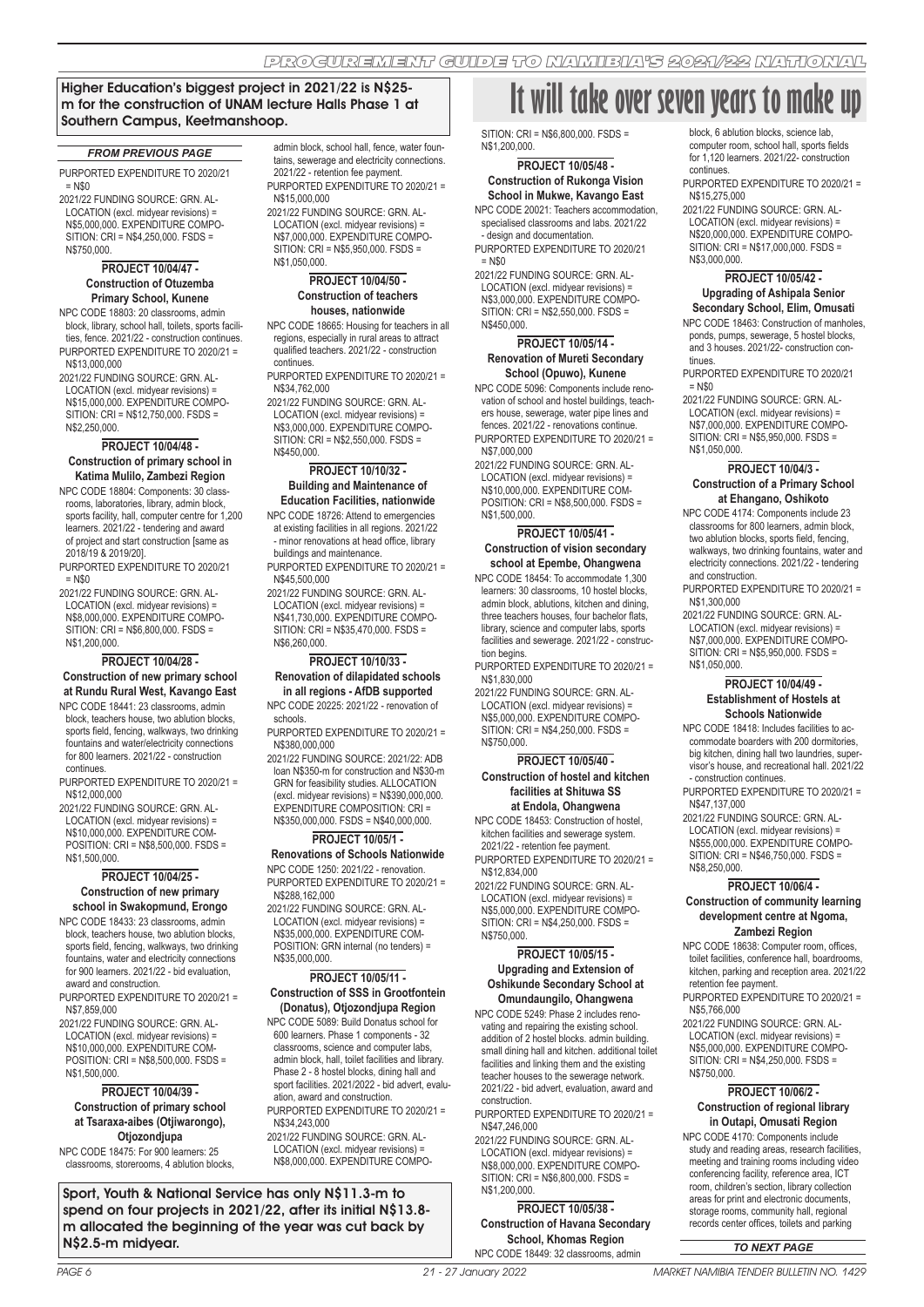**Higher Education's biggest project in 2021/22 is N$25-m for the construction of UNAM lecture Halls Phase 1 at Southern Campus, Keetmanshoop.**

# It will take over seven years to make up

*FROM PREVIOUS PAGE*

PURPORTED EXPENDITURE TO 2020/21 = N$0

2021/22 FUNDING SOURCE: GRN. ALLOCATION (excl. midyear revisions) = N$5,000,000. EXPENDITURE COMPOSITION: CRI = N$4,250,000. FSDS = N$750,000.

### PROJECT 10/04/47 - Construction of Otuzemba Primary School, Kunene

NPC CODE 18803: 20 classrooms, admin block, library, school hall, toilets, sports facilities, fence. 2021/22 - construction continues.

PURPORTED EXPENDITURE TO 2020/21 = N$13,000,000

2021/22 FUNDING SOURCE: GRN. ALLOCATION (excl. midyear revisions) = N$15,000,000. EXPENDITURE COMPOSITION: CRI = N$12,750,000. FSDS = N$2,250,000.

### PROJECT 10/04/48 - Construction of primary school in Katima Mulilo, Zambezi Region

NPC CODE 18804: Components: 30 classrooms, laboratories, library, admin block, sports facility, hall, computer centre for 1,200 learners. 2021/22 - tendering and award of project and start construction [same as 2018/19 & 2019/20].

PURPORTED EXPENDITURE TO 2020/21 = N$0

2021/22 FUNDING SOURCE: GRN. ALLOCATION (excl. midyear revisions) = N$8,000,000. EXPENDITURE COMPOSITION: CRI = N$6,800,000. FSDS = N$1,200,000.

### PROJECT 10/04/28 - Construction of new primary school at Rundu Rural West, Kavango East

NPC CODE 18441: 23 classrooms, admin block, teachers house, two ablution blocks, sports field, fencing, walkways, two drinking fountains and water/electricity connections for 800 learners. 2021/22 - construction continues.

PURPORTED EXPENDITURE TO 2020/21 = N$12,000,000

2021/22 FUNDING SOURCE: GRN. ALLOCATION (excl. midyear revisions) = N$10,000,000. EXPENDITURE COMPOSITION: CRI = N$8,500,000. FSDS = N$1,500,000.

### PROJECT 10/04/25 - Construction of new primary school in Swakopmund, Erongo

NPC CODE 18433: 23 classrooms, admin block, teachers house, two ablution blocks, sports field, fencing, walkways, two drinking fountains, water and electricity connections for 900 learners. 2021/22 - bid evaluation, award and construction.

PURPORTED EXPENDITURE TO 2020/21 = N$7,859,000

2021/22 FUNDING SOURCE: GRN. ALLOCATION (excl. midyear revisions) = N$10,000,000. EXPENDITURE COMPOSITION: CRI = N$8,500,000. FSDS = N$1,500,000.

### PROJECT 10/04/39 - Construction of primary school at Tsaraxa-aibes (Otjiwarongo), Otjozondjupa

NPC CODE 18475: For 900 learners: 25 classrooms, storerooms, 4 ablution blocks, admin block, school hall, fence, water fountains, sewerage and electricity connections. 2021/22 - retention fee payment.

PURPORTED EXPENDITURE TO 2020/21 = N$15,000,000

2021/22 FUNDING SOURCE: GRN. ALLOCATION (excl. midyear revisions) = N$7,000,000. EXPENDITURE COMPOSITION: CRI = N$5,950,000. FSDS = N$1,050,000.

### PROJECT 10/04/50 - Construction of teachers houses, nationwide

NPC CODE 18665: Housing for teachers in all regions, especially in rural areas to attract qualified teachers. 2021/22 - construction continues.

PURPORTED EXPENDITURE TO 2020/21 = N$34,762,000

2021/22 FUNDING SOURCE: GRN. ALLOCATION (excl. midyear revisions) = N$3,000,000. EXPENDITURE COMPOSITION: CRI = N$2,550,000. FSDS = N$450,000.

### PROJECT 10/10/32 - Building and Maintenance of Education Facilities, nationwide

NPC CODE 18726: Attend to emergencies at existing facilities in all regions. 2021/22 - minor renovations at head office, library buildings and maintenance.

PURPORTED EXPENDITURE TO 2020/21 = N$45,500,000

2021/22 FUNDING SOURCE: GRN. ALLOCATION (excl. midyear revisions) = N$41,730,000. EXPENDITURE COMPOSITION: CRI = N$35,470,000. FSDS = N$6,260,000.

### PROJECT 10/10/33 - Renovation of dilapidated schools in all regions - AfDB supported

NPC CODE 20225: 2021/22 - renovation of schools.

PURPORTED EXPENDITURE TO 2020/21 = N$380,000,000

2021/22 FUNDING SOURCE: 2021/22: ADB loan N$350-m for construction and N$30-m GRN for feasibility studies. ALLOCATION (excl. midyear revisions) = N$390,000,000. EXPENDITURE COMPOSITION: CRI = N$350,000,000. FSDS = N$40,000,000.

### PROJECT 10/05/1 - Renovations of Schools Nationwide

NPC CODE 1250: 2021/22 - renovation.

PURPORTED EXPENDITURE TO 2020/21 = N$288,162,000

2021/22 FUNDING SOURCE: GRN. ALLOCATION (excl. midyear revisions) = N$35,000,000. EXPENDITURE COMPOSITION: GRN internal (no tenders) = N$35,000,000.

### PROJECT 10/05/11 - Construction of SSS in Grootfontein (Donatus), Otjozondjupa Region

NPC CODE 5089: Build Donatus school for 600 learners. Phase 1 components - 32 classrooms, science and computer labs, admin block, hall, toilet facilities and library. Phase 2 - 8 hostel blocks, dining hall and sport facilities. 2021/2022 - bid advert, evaluation, award and construction.

PURPORTED EXPENDITURE TO 2020/21 = N$34,243,000

2021/22 FUNDING SOURCE: GRN. ALLOCATION (excl. midyear revisions) = N$8,000,000. EXPENDITURE COMPOSITION: CRI = N$6,800,000. FSDS = N$1,200,000.

### PROJECT 10/05/48 - Construction of Rukonga Vision School in Mukwe, Kavango East

NPC CODE 20021: Teachers accommodation, specialised classrooms and labs. 2021/22 - design and documentation.

PURPORTED EXPENDITURE TO 2020/21 = N$0

2021/22 FUNDING SOURCE: GRN. ALLOCATION (excl. midyear revisions) = N$3,000,000. EXPENDITURE COMPOSITION: CRI = N$2,550,000. FSDS = N$450,000.

### PROJECT 10/05/14 - Renovation of Mureti Secondary School (Opuwo), Kunene

NPC CODE 5096: Components include renovation of school and hostel buildings, teachers house, sewerage, water pipe lines and fences. 2021/22 - renovations continue.

PURPORTED EXPENDITURE TO 2020/21 = N$7,000,000

2021/22 FUNDING SOURCE: GRN. ALLOCATION (excl. midyear revisions) = N$10,000,000. EXPENDITURE COMPOSITION: CRI = N$8,500,000. FSDS = N$1,500,000.

### PROJECT 10/05/41 - Construction of vision secondary school at Epembe, Ohangwena

NPC CODE 18454: To accommodate 1,300 learners: 30 classrooms, 10 hostel blocks, admin block, ablutions, kitchen and dining, three teachers houses, four bachelor flats, library, science and computer labs, sports facilities and sewerage. 2021/22 - construction begins.

PURPORTED EXPENDITURE TO 2020/21 = N$1,830,000

2021/22 FUNDING SOURCE: GRN. ALLOCATION (excl. midyear revisions) = N$5,000,000. EXPENDITURE COMPOSITION: CRI = N$4,250,000. FSDS = N$750,000.

### PROJECT 10/05/40 - Construction of hostel and kitchen facilities at Shituwa SS at Endola, Ohangwena

NPC CODE 18453: Construction of hostel, kitchen facilities and sewerage system. 2021/22 - retention fee payment.

PURPORTED EXPENDITURE TO 2020/21 = N$12,834,000

2021/22 FUNDING SOURCE: GRN. ALLOCATION (excl. midyear revisions) = N$5,000,000. EXPENDITURE COMPOSITION: CRI = N$4,250,000. FSDS = N$750,000.

### PROJECT 10/05/15 - Upgrading and Extension of Oshikunde Secondary School at Omundaungilo, Ohangwena

NPC CODE 5249: Phase 2 includes renovating and repairing the existing school. addition of 2 hostel blocks. admin building. small dining hall and kitchen. additional toilet facilities and linking them and the existing teacher houses to the sewerage network. 2021/22 - bid advert, evaluation, award and construction.

PURPORTED EXPENDITURE TO 2020/21 = N$47,246,000

2021/22 FUNDING SOURCE: GRN. ALLOCATION (excl. midyear revisions) = N$8,000,000. EXPENDITURE COMPOSITION: CRI = N$6,800,000. FSDS = N$1,200,000.

### PROJECT 10/05/38 - Construction of Havana Secondary School, Khomas Region

NPC CODE 18449: 32 classrooms, admin block, 6 ablution blocks, science lab, computer room, school hall, sports fields for 1,120 learners. 2021/22- construction continues.

PURPORTED EXPENDITURE TO 2020/21 = N$15,275,000

2021/22 FUNDING SOURCE: GRN. ALLOCATION (excl. midyear revisions) = N$20,000,000. EXPENDITURE COMPOSITION: CRI = N$17,000,000. FSDS = N$3,000,000.

### PROJECT 10/05/42 - Upgrading of Ashipala Senior Secondary School, Elim, Omusati

NPC CODE 18463: Construction of manholes, ponds, pumps, sewerage, 5 hostel blocks, and 3 houses. 2021/22- construction continues.

PURPORTED EXPENDITURE TO 2020/21 = N$0

2021/22 FUNDING SOURCE: GRN. ALLOCATION (excl. midyear revisions) = N$7,000,000. EXPENDITURE COMPOSITION: CRI = N$5,950,000. FSDS = N$1,050,000.

### PROJECT 10/04/3 - Construction of a Primary School at Ehangano, Oshikoto

NPC CODE 4174: Components include 23 classrooms for 800 learners, admin block, two ablution blocks, sports field, fencing, walkways, two drinking fountains, water and electricity connections. 2021/22 - tendering and construction.

PURPORTED EXPENDITURE TO 2020/21 = N$1,300,000

2021/22 FUNDING SOURCE: GRN. ALLOCATION (excl. midyear revisions) = N$7,000,000. EXPENDITURE COMPOSITION: CRI = N$5,950,000. FSDS = N$1,050,000.

### PROJECT 10/04/49 - Establishment of Hostels at Schools Nationwide

NPC CODE 18418: Includes facilities to accommodate boarders with 200 dormitories, big kitchen, dining hall two laundries, supervisor's house, and recreational hall. 2021/22 - construction continues.

PURPORTED EXPENDITURE TO 2020/21 = N$47,137,000

2021/22 FUNDING SOURCE: GRN. ALLOCATION (excl. midyear revisions) = N$55,000,000. EXPENDITURE COMPOSITION: CRI = N$46,750,000. FSDS = N$8,250,000.

### PROJECT 10/06/4 - Construction of community learning development centre at Ngoma, Zambezi Region

NPC CODE 18638: Computer room, offices, toilet facilities, conference hall, boardrooms, kitchen, parking and reception area. 2021/22 retention fee payment.

PURPORTED EXPENDITURE TO 2020/21 = N$5,766,000

2021/22 FUNDING SOURCE: GRN. ALLOCATION (excl. midyear revisions) = N$5,000,000. EXPENDITURE COMPOSITION: CRI = N$4,250,000. FSDS = N$750,000.

### PROJECT 10/06/2 - Construction of regional library in Outapi, Omusati Region

NPC CODE 4170: Components include study and reading areas, research facilities, meeting and training rooms including video conferencing facility, reference area, ICT room, children's section, library collection areas for print and electronic documents, storage rooms, community hall, regional records center offices, toilets and parking

*TO NEXT PAGE*

**Sport, Youth & National Service has only N$11.3-m to spend on four projects in 2021/22, after its initial N$13.8-m allocated the beginning of the year was cut back by N$2.5-m midyear.**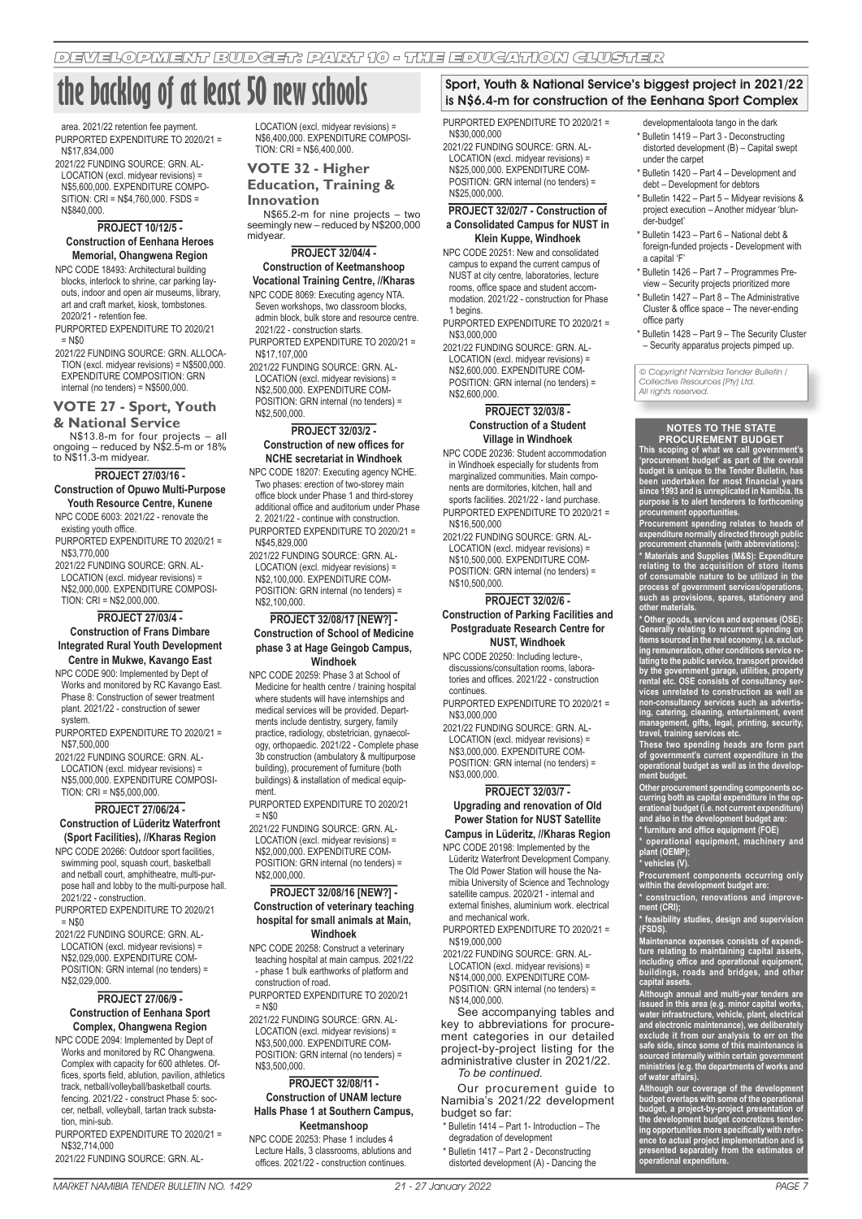# DEVELOPMENT BUDGET: PART 10 - THE EDUCATION CLUSTER

# the backlog of at least 50 new schools

area. 2021/22 retention fee payment.
PURPORTED EXPENDITURE TO 2020/21 = N$17,834,000
2021/22 FUNDING SOURCE: GRN. ALLOCATION (excl. midyear revisions) = N$5,600,000. EXPENDITURE COMPOSITION: CRI = N$4,760,000. FSDS = N$840,000.

#### PROJECT 10/12/5 - Construction of Eenhana Heroes Memorial, Ohangwena Region

NPC CODE 18493: Architectural building blocks, interlock to shrine, car parking layouts, indoor and open air museums, library, art and craft market, kiosk, tombstones. 2020/21 - retention fee.
PURPORTED EXPENDITURE TO 2020/21 = N$0
2021/22 FUNDING SOURCE: GRN. ALLOCATION (excl. midyear revisions) = N$500,000. EXPENDITURE COMPOSITION: GRN internal (no tenders) = N$500,000.

### VOTE 27 - Sport, Youth & National Service

N$13.8-m for four projects – all ongoing – reduced by N$2.5-m or 18% to N$11.3-m midyear.

#### PROJECT 27/03/16 - Construction of Opuwo Multi-Purpose Youth Resource Centre, Kunene

NPC CODE 6003: 2021/22 - renovate the existing youth office.
PURPORTED EXPENDITURE TO 2020/21 = N$3,770,000
2021/22 FUNDING SOURCE: GRN. ALLOCATION (excl. midyear revisions) = N$2,000,000. EXPENDITURE COMPOSITION: CRI = N$2,000,000.

#### PROJECT 27/03/4 - Construction of Frans Dimbare Integrated Rural Youth Development Centre in Mukwe, Kavango East

NPC CODE 900: Implemented by Dept of Works and monitored by RC Kavango East. Phase 8: Construction of sewer treatment plant. 2021/22 - construction of sewer system.
PURPORTED EXPENDITURE TO 2020/21 = N$7,500,000
2021/22 FUNDING SOURCE: GRN. ALLOCATION (excl. midyear revisions) = N$5,000,000. EXPENDITURE COMPOSITION: CRI = N$5,000,000.

#### PROJECT 27/06/24 - Construction of Lüderitz Waterfront (Sport Facilities), //Kharas Region

NPC CODE 20266: Outdoor sport facilities, swimming pool, squash court, basketball and netball court, amphitheatre, multi-purpose hall and lobby to the multi-purpose hall. 2021/22 - construction.
PURPORTED EXPENDITURE TO 2020/21 = N$0
2021/22 FUNDING SOURCE: GRN. ALLOCATION (excl. midyear revisions) = N$2,029,000. EXPENDITURE COMPOSITION: GRN internal (no tenders) = N$2,029,000.

#### PROJECT 27/06/9 - Construction of Eenhana Sport Complex, Ohangwena Region

NPC CODE 2094: Implemented by Dept of Works and monitored by RC Ohangwena. Complex with capacity for 600 athletes. Offices, sports field, ablution, pavilion, athletics track, netball/volleyball/basketball courts. fencing. 2021/22 - construct Phase 5: soccer, netball, volleyball, tartan track substation, mini-sub.
PURPORTED EXPENDITURE TO 2020/21 = N$32,714,000
2021/22 FUNDING SOURCE: GRN. ALLOCATION (excl. midyear revisions) = N$6,400,000. EXPENDITURE COMPOSITION: CRI = N$6,400,000.

### VOTE 32 - Higher Education, Training & Innovation

N$65.2-m for nine projects – two seemingly new – reduced by N$200,000 midyear.

#### PROJECT 32/04/4 - Construction of Keetmanshoop Vocational Training Centre, //Kharas

NPC CODE 8069: Executing agency NTA. Seven workshops, two classroom blocks, admin block, bulk store and resource centre. 2021/22 - construction starts.
PURPORTED EXPENDITURE TO 2020/21 = N$17,107,000
2021/22 FUNDING SOURCE: GRN. ALLOCATION (excl. midyear revisions) = N$2,500,000. EXPENDITURE COMPOSITION: GRN internal (no tenders) = N$2,500,000.

#### PROJECT 32/03/2 - Construction of new offices for NCHE secretariat in Windhoek

NPC CODE 18207: Executing agency NCHE. Two phases: erection of two-storey main office block under Phase 1 and third-storey additional office and auditorium under Phase 2. 2021/22 - continue with construction.
PURPORTED EXPENDITURE TO 2020/21 = N$45,829,000
2021/22 FUNDING SOURCE: GRN. ALLOCATION (excl. midyear revisions) = N$2,100,000. EXPENDITURE COMPOSITION: GRN internal (no tenders) = N$2,100,000.

#### PROJECT 32/08/17 [NEW?] - Construction of School of Medicine phase 3 at Hage Geingob Campus, Windhoek

NPC CODE 20259: Phase 3 at School of Medicine for health centre / training hospital where students will have internships and medical services will be provided. Departments include dentistry, surgery, family practice, radiology, obstetrician, gynaecology, orthopaedic. 2021/22 - Complete phase 3b construction (ambulatory & multipurpose building), procurement of furniture (both buildings) & installation of medical equipment.
PURPORTED EXPENDITURE TO 2020/21 = N$0
2021/22 FUNDING SOURCE: GRN. ALLOCATION (excl. midyear revisions) = N$2,000,000. EXPENDITURE COMPOSITION: GRN internal (no tenders) = N$2,000,000.

#### PROJECT 32/08/16 [NEW?] - Construction of veterinary teaching hospital for small animals at Main, Windhoek

NPC CODE 20258: Construct a veterinary teaching hospital at main campus. 2021/22 - phase 1 bulk earthworks of platform and construction of road.
PURPORTED EXPENDITURE TO 2020/21 = N$0
2021/22 FUNDING SOURCE: GRN. ALLOCATION (excl. midyear revisions) = N$3,500,000. EXPENDITURE COMPOSITION: GRN internal (no tenders) = N$3,500,000.

#### PROJECT 32/08/11 - Construction of UNAM lecture Halls Phase 1 at Southern Campus, Keetmanshoop

NPC CODE 20253: Phase 1 includes 4 Lecture Halls, 3 classrooms, ablutions and offices. 2021/22 - construction continues.
PURPORTED EXPENDITURE TO 2020/21 = N$30,000,000
2021/22 FUNDING SOURCE: GRN. ALLOCATION (excl. midyear revisions) = N$25,000,000. EXPENDITURE COMPOSITION: GRN internal (no tenders) = N$25,000,000.

## Sport, Youth & National Service's biggest project in 2021/22 is N$6.4-m for construction of the Eenhana Sport Complex

#### PROJECT 32/02/7 - Construction of a Consolidated Campus for NUST in Klein Kuppe, Windhoek

NPC CODE 20251: New and consolidated campus to expand the current campus of NUST at city centre, laboratories, lecture rooms, office space and student accommodation. 2021/22 - construction for Phase 1 begins.
PURPORTED EXPENDITURE TO 2020/21 = N$3,000,000
2021/22 FUNDING SOURCE: GRN. ALLOCATION (excl. midyear revisions) = N$2,600,000. EXPENDITURE COMPOSITION: GRN internal (no tenders) = N$2,600,000.

#### PROJECT 32/03/8 - Construction of a Student Village in Windhoek

NPC CODE 20236: Student accommodation in Windhoek especially for students from marginalized communities. Main components are dormitories, kitchen, hall and sports facilities. 2021/22 - land purchase.
PURPORTED EXPENDITURE TO 2020/21 = N$16,500,000
2021/22 FUNDING SOURCE: GRN. ALLOCATION (excl. midyear revisions) = N$10,500,000. EXPENDITURE COMPOSITION: GRN internal (no tenders) = N$10,500,000.

#### PROJECT 32/02/6 - Construction of Parking Facilities and Postgraduate Research Centre for NUST, Windhoek

NPC CODE 20250: Including lecture-, discussions/consultation rooms, laboratories and offices. 2021/22 - construction continues.
PURPORTED EXPENDITURE TO 2020/21 = N$3,000,000
2021/22 FUNDING SOURCE: GRN. ALLOCATION (excl. midyear revisions) = N$3,000,000. EXPENDITURE COMPOSITION: GRN internal (no tenders) = N$3,000,000.

#### PROJECT 32/03/7 - Upgrading and renovation of Old Power Station for NUST Satellite Campus in Lüderitz, //Kharas Region

NPC CODE 20198: Implemented by the Lüderitz Waterfront Development Company. The Old Power Station will house the Namibia University of Science and Technology satellite campus. 2020/21 - internal and external finishes, aluminium work. electrical and mechanical work.
PURPORTED EXPENDITURE TO 2020/21 = N$19,000,000
2021/22 FUNDING SOURCE: GRN. ALLOCATION (excl. midyear revisions) = N$14,000,000. EXPENDITURE COMPOSITION: GRN internal (no tenders) = N$14,000,000.

See accompanying tables and key to abbreviations for procurement categories in our detailed project-by-project listing for the administrative cluster in 2021/22.

*To be continued.*

Our procurement guide to Namibia's 2021/22 development budget so far:

- Bulletin 1414 – Part 1- Introduction – The degradation of development
- Bulletin 1417 – Part 2 - Deconstructing distorted development (A) - Dancing the developmentaloota tango in the dark
- Bulletin 1419 – Part 3 - Deconstructing distorted development (B) – Capital swept under the carpet
- Bulletin 1420 – Part 4 – Development and debt – Development for debtors
- Bulletin 1422 – Part 5 – Midyear revisions & project execution – Another midyear 'blunder-budget'
- Bulletin 1423 – Part 6 – National debt & foreign-funded projects - Development with a capital 'F'
- Bulletin 1426 – Part 7 – Programmes Preview – Security projects prioritized more
- Bulletin 1427 – Part 8 – The Administrative Cluster & office space – The never-ending office party
- Bulletin 1428 – Part 9 – The Security Cluster – Security apparatus projects pimped up.

*© Copyright Namibia Tender Bulletin / Collective Resources (Pty) Ltd. All rights reserved.*

### NOTES TO THE STATE PROCUREMENT BUDGET

**This scoping of what we call government's 'procurement budget' as part of the overall budget is unique to the Tender Bulletin, has been undertaken for most financial years since 1993 and is unreplicated in Namibia. Its purpose is to alert tenderers to forthcoming procurement opportunities.**

**Procurement spending relates to heads of expenditure normally directed through public procurement channels (with abbreviations):**

**\* Materials and Supplies (M&S): Expenditure relating to the acquisition of store items of consumable nature to be utilized in the process of government services/operations, such as provisions, spares, stationery and other materials.**

**\* Other goods, services and expenses (OSE): Generally relating to recurrent spending on items sourced in the real economy, i.e. excluding remuneration, other conditions service relating to the public service, transport provided by the government garage, utilities, property rental etc. OSE consists of consultancy services unrelated to construction as well as non-consultancy services such as advertising, catering, cleaning, entertainment, event management, gifts, legal, printing, security, travel, training services etc.**

**These two spending heads are form part of government's current expenditure in the operational budget as well as in the development budget.**

**Other procurement spending components occurring both as capital expenditure in the operational budget (i.e. not current expenditure) and also in the development budget are:**

**\* furniture and office equipment (FOE)**

**\* operational equipment, machinery and plant (OEMP);**

**\* vehicles (V).**

**Procurement components occurring only within the development budget are:**

**\* construction, renovations and improvement (CRI);**

**\* feasibility studies, design and supervision (FSDS).**

**Maintenance expenses consists of expenditure relating to maintaining capital assets, including office and operational equipment, buildings, roads and bridges, and other capital assets.**

**Although annual and multi-year tenders are issued in this area (e.g. minor capital works, water infrastructure, vehicle, plant, electrical and electronic maintenance), we deliberately exclude it from our analysis to err on the safe side, since some of this maintenance is sourced internally within certain government ministries (e.g. the departments of works and of water affairs).**

**Although our coverage of the development budget overlaps with some of the operational budget, a project-by-project presentation of the development budget concretizes tendering opportunities more specifically with reference to actual project implementation and is presented separately from the estimates of operational expenditure.**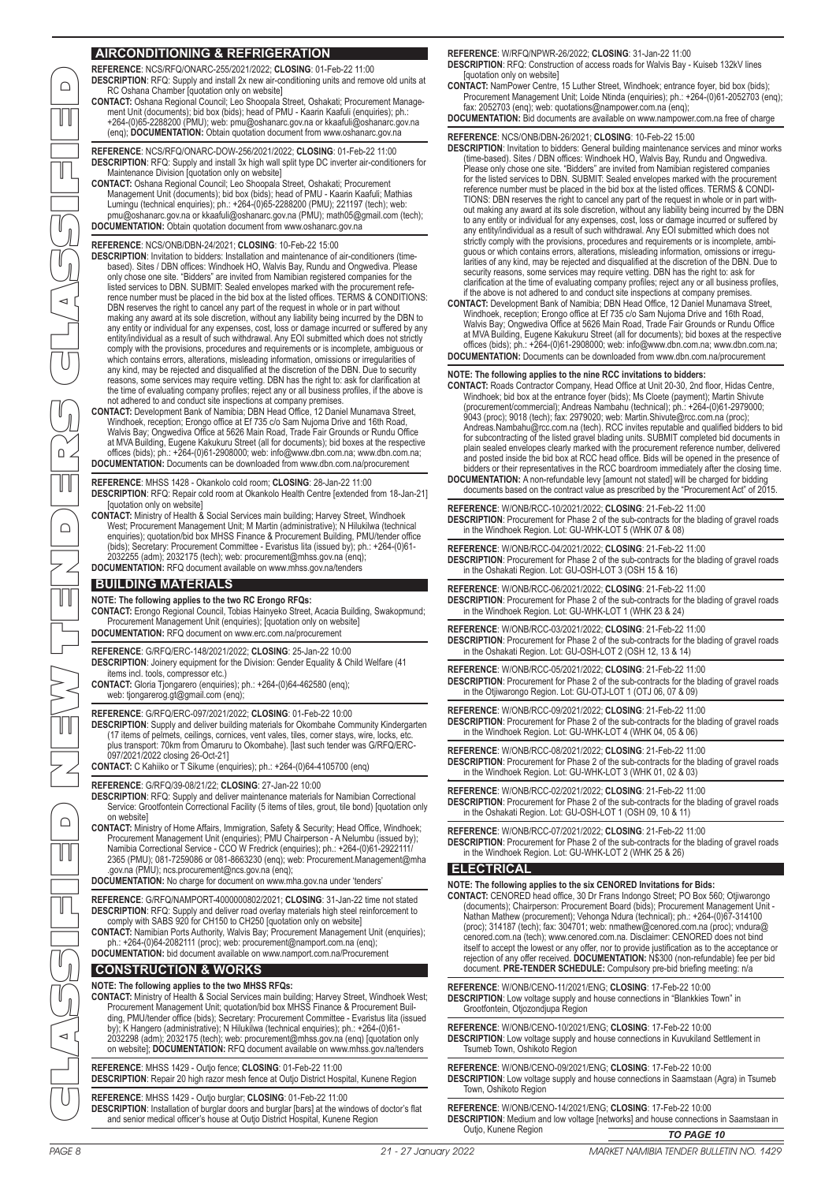## AIRCONDITIONING & REFRIGERATION

**REFERENCE**: NCS/RFQ/ONARC-255/2021/2022; **CLOSING**: 01-Feb-22 11:00
**DESCRIPTION**: RFQ: Supply and install 2x new air-conditioning units and remove old units at RC Oshana Chamber [quotation only on website]
**CONTACT:** Oshana Regional Council; Leo Shoopala Street, Oshakati; Procurement Management Unit (documents); bid box (bids); head of PMU - Kaarin Kaafuli (enquiries); ph.: +264-(0)65-2288200 (PMU); web: pmu@oshanarc.gov.na or kkaafuli@oshanarc.gov.na (enq); **DOCUMENTATION:** Obtain quotation document from www.oshanarc.gov.na

**REFERENCE**: NCS/RFQ/ONARC-DOW-256/2021/2022; **CLOSING**: 01-Feb-22 11:00
**DESCRIPTION**: RFQ: Supply and install 3x high wall split type DC inverter air-conditioners for Maintenance Division [quotation only on website]
**CONTACT:** Oshana Regional Council; Leo Shoopala Street, Oshakati; Procurement Management Unit (documents); bid box (bids); head of PMU - Kaarin Kaafuli; Mathias Lumingu (technical enquiries); ph.: +264-(0)65-2288200 (PMU); 221197 (tech); web: pmu@oshanarc.gov.na or kkaafuli@oshanarc.gov.na (PMU); math05@gmail.com (tech);
**DOCUMENTATION:** Obtain quotation document from www.oshanarc.gov.na

**REFERENCE**: NCS/ONB/DBN-24/2021; **CLOSING**: 10-Feb-22 15:00
**DESCRIPTION**: Invitation to bidders: Installation and maintenance of air-conditioners (time-based). Sites / DBN offices: Windhoek HO, Walvis Bay, Rundu and Ongwediva. Please only chose one site. "Bidders" are invited from Namibian registered companies for the listed services to DBN. SUBMIT: Sealed envelopes marked with the procurement reference number must be placed in the bid box at the listed offices. TERMS & CONDITIONS: DBN reserves the right to cancel any part of the request in whole or in part without making any award at its sole discretion, without any liability being incurred by the DBN to any entity or individual for any expenses, cost, loss or damage incurred or suffered by any entity/individual as a result of such withdrawal. Any EOI submitted which does not strictly comply with the provisions, procedures and requirements or is incomplete, ambiguous or which contains errors, alterations, misleading information, omissions or irregularities of any kind, may be rejected and disqualified at the discretion of the DBN. Due to security reasons, some services may require vetting. DBN has the right to: ask for clarification at the time of evaluating company profiles; reject any or all business profiles, if the above is not adhered to and conduct site inspections at company premises.
**CONTACT:** Development Bank of Namibia; DBN Head Office, 12 Daniel Munamava Street, Windhoek, reception; Erongo office at Ef 735 c/o Sam Nujoma Drive and 16th Road, Walvis Bay; Ongwediva Office at 5626 Main Road, Trade Fair Grounds or Rundu Office at MVA Building, Eugene Kakukuru Street (all for documents); bid boxes at the respective offices (bids); ph.: +264-(0)61-2908000; web: info@www.dbn.com.na; www.dbn.com.na;
**DOCUMENTATION:** Documents can be downloaded from www.dbn.com.na/procurement

**REFERENCE**: MHSS 1428 - Okankolo cold room; **CLOSING**: 28-Jan-22 11:00
**DESCRIPTION**: RFQ: Repair cold room at Okankolo Health Centre [extended from 18-Jan-21] [quotation only on website]
**CONTACT:** Ministry of Health & Social Services main building; Harvey Street, Windhoek West; Procurement Management Unit; M Martin (administrative); N Hilukilwa (technical enquiries); quotation/bid box MHSS Finance & Procurement Building, PMU/tender office (bids); Secretary: Procurement Committee - Evaristus Iita (issued by); ph.: +264-(0)61-2032255 (adm); 2032175 (tech); web: procurement@mhss.gov.na (enq);
**DOCUMENTATION:** RFQ document available on www.mhss.gov.na/tenders

## BUILDING MATERIALS

**NOTE: The following applies to the two RC Erongo RFQs:**
**CONTACT:** Erongo Regional Council, Tobias Hainyeko Street, Acacia Building, Swakopmund; Procurement Management Unit (enquiries); [quotation only on website]
**DOCUMENTATION:** RFQ document on www.erc.com.na/procurement

**REFERENCE**: G/RFQ/ERC-148/2021/2022; **CLOSING**: 25-Jan-22 10:00
**DESCRIPTION**: Joinery equipment for the Division: Gender Equality & Child Welfare (41 items incl. tools, compressor etc.)
**CONTACT:** Gloria Tjongarero (enquiries); ph.: +264-(0)64-462580 (enq); web: tjongarerog.gt@gmail.com (enq);

**REFERENCE**: G/RFQ/ERC-097/2021/2022; **CLOSING**: 01-Feb-22 10:00
**DESCRIPTION**: Supply and deliver building materials for Okombahe Community Kindergarten (17 items of pelmets, ceilings, cornices, vent vales, tiles, corner stays, wire, locks, etc. plus transport: 70km from Omaruru to Okombahe). [last such tender was G/RFQ/ERC-097/2021/2022 closing 26-Oct-21]
**CONTACT:** C Kahiiko or T Sikume (enquiries); ph.: +264-(0)64-4105700 (enq)

**REFERENCE**: G/RFQ/39-08/21/22; **CLOSING**: 27-Jan-22 10:00
**DESCRIPTION**: RFQ: Supply and deliver maintenance materials for Namibian Correctional Service: Grootfontein Correctional Facility (5 items of tiles, grout, tile bond) [quotation only on website]
**CONTACT:** Ministry of Home Affairs, Immigration, Safety & Security; Head Office, Windhoek; Procurement Management Unit (enquiries); PMU Chairperson - A Nelumbu (issued by); Namibia Correctional Service - CCO W Fredrick (enquiries); ph.: +264-(0)61-2922111/ 2365 (PMU); 081-7259086 or 081-8663230 (enq); web: Procurement.Management@mha .gov.na (PMU); ncs.procurement@ncs.gov.na (enq);
**DOCUMENTATION:** No charge for document on www.mha.gov.na under 'tenders'

**REFERENCE**: G/RFQ/NAMPORT-4000000802/2021; **CLOSING**: 31-Jan-22 time not stated
**DESCRIPTION**: RFQ: Supply and deliver road overlay materials high steel reinforcement to comply with SABS 920 for CH150 to CH250 [quotation only on website]
**CONTACT:** Namibian Ports Authority, Walvis Bay; Procurement Management Unit (enquiries); ph.: +264-(0)64-2082111 (proc); web: procurement@namport.com.na (enq);
**DOCUMENTATION:** bid document available on www.namport.com.na/Procurement

## CONSTRUCTION & WORKS

**NOTE: The following applies to the two MHSS RFQs:**
**CONTACT:** Ministry of Health & Social Services main building; Harvey Street, Windhoek West; Procurement Management Unit; quotation/bid box MHSS Finance & Procurement Building, PMU/tender office (bids); Secretary: Procurement Committee - Evaristus Iita (issued by); K Hangero (administrative); N Hilukilwa (technical enquiries); ph.: +264-(0)61-2032298 (adm); 2032175 (tech); web: procurement@mhss.gov.na (enq) [quotation only on website]; **DOCUMENTATION:** RFQ document available on www.mhss.gov.na/tenders

**REFERENCE**: MHSS 1429 - Outjo fence; **CLOSING**: 01-Feb-22 11:00
**DESCRIPTION**: Repair 20 high razor mesh fence at Outjo District Hospital, Kunene Region

**REFERENCE**: MHSS 1429 - Outjo burglar; **CLOSING**: 01-Feb-22 11:00
**DESCRIPTION**: Installation of burglar doors and burglar [bars] at the windows of doctor's flat and senior medical officer's house at Outjo District Hospital, Kunene Region

**REFERENCE**: W/RFQ/NPWR-26/2022; **CLOSING**: 31-Jan-22 11:00
**DESCRIPTION**: RFQ: Construction of access roads for Walvis Bay - Kuiseb 132kV lines [quotation only on website]
**CONTACT:** NamPower Centre, 15 Luther Street, Windhoek; entrance foyer, bid box (bids); Procurement Management Unit; Loide Ntinda (enquiries); ph.: +264-(0)61-2052703 (enq); fax: 2052703 (enq); web: quotations@nampower.com.na (enq);
**DOCUMENTATION:** Bid documents are available on www.nampower.com.na free of charge

**REFERENCE**: NCS/ONB/DBN-26/2021; **CLOSING**: 10-Feb-22 15:00
**DESCRIPTION**: Invitation to bidders: General building maintenance services and minor works (time-based). Sites / DBN offices: Windhoek HO, Walvis Bay, Rundu and Ongwediva. Please only chose one site. "Bidders" are invited from Namibian registered companies for the listed services to DBN. SUBMIT: Sealed envelopes marked with the procurement reference number must be placed in the bid box at the listed offices. TERMS & CONDITIONS: DBN reserves the right to cancel any part of the request in whole or in part without making any award at its sole discretion, without any liability being incurred by the DBN to any entity or individual for any expenses, cost, loss or damage incurred or suffered by any entity/individual as a result of such withdrawal. Any EOI submitted which does not strictly comply with the provisions, procedures and requirements or is incomplete, ambiguous or which contains errors, alterations, misleading information, omissions or irregularities of any kind, may be rejected and disqualified at the discretion of the DBN. Due to security reasons, some services may require vetting. DBN has the right to: ask for clarification at the time of evaluating company profiles; reject any or all business profiles, if the above is not adhered to and conduct site inspections at company premises.
**CONTACT:** Development Bank of Namibia; DBN Head Office, 12 Daniel Munamava Street, Windhoek, reception; Erongo office at Ef 735 c/o Sam Nujoma Drive and 16th Road, Walvis Bay; Ongwediva Office at 5626 Main Road, Trade Fair Grounds or Rundu Office at MVA Building, Eugene Kakukuru Street (all for documents); bid boxes at the respective offices (bids); ph.: +264-(0)61-2908000; web: info@www.dbn.com.na; www.dbn.com.na;
**DOCUMENTATION:** Documents can be downloaded from www.dbn.com.na/procurement

**NOTE: The following applies to the nine RCC invitations to bidders:**
**CONTACT:** Roads Contractor Company, Head Office at Unit 20-30, 2nd floor, Hidas Centre, Windhoek; bid box at the entrance foyer (bids); Ms Cloete (payment); Martin Shivute (procurement/commercial); Andreas Nambahu (technical); ph.: +264-(0)61-2979000; 9043 (proc); 9018 (tech); fax: 2979020; web: Martin.Shivute@rcc.com.na (proc); Andreas.Nambahu@rcc.com.na (tech). RCC invites reputable and qualified bidders to bid for subcontracting of the listed gravel blading units. SUBMIT completed bid documents in plain sealed envelopes clearly marked with the procurement reference number, delivered and posted inside the bid box at RCC head office. Bids will be opened in the presence of bidders or their representatives in the RCC boardroom immediately after the closing time.
**DOCUMENTATION:** A non-refundable levy [amount not stated] will be charged for bidding documents based on the contract value as prescribed by the "Procurement Act" of 2015.

**REFERENCE**: W/ONB/RCC-10/2021/2022; **CLOSING**: 21-Feb-22 11:00
**DESCRIPTION**: Procurement for Phase 2 of the sub-contracts for the blading of gravel roads in the Windhoek Region. Lot: GU-WHK-LOT 5 (WHK 07 & 08)

**REFERENCE**: W/ONB/RCC-04/2021/2022; **CLOSING**: 21-Feb-22 11:00
**DESCRIPTION**: Procurement for Phase 2 of the sub-contracts for the blading of gravel roads in the Oshakati Region. Lot: GU-OSH-LOT 3 (OSH 15 & 16)

**REFERENCE**: W/ONB/RCC-06/2021/2022; **CLOSING**: 21-Feb-22 11:00
**DESCRIPTION**: Procurement for Phase 2 of the sub-contracts for the blading of gravel roads in the Windhoek Region. Lot: GU-WHK-LOT 1 (WHK 23 & 24)

**REFERENCE**: W/ONB/RCC-03/2021/2022; **CLOSING**: 21-Feb-22 11:00
**DESCRIPTION**: Procurement for Phase 2 of the sub-contracts for the blading of gravel roads in the Oshakati Region. Lot: GU-OSH-LOT 2 (OSH 12, 13 & 14)

**REFERENCE**: W/ONB/RCC-05/2021/2022; **CLOSING**: 21-Feb-22 11:00
**DESCRIPTION**: Procurement for Phase 2 of the sub-contracts for the blading of gravel roads in the Otjiwarongo Region. Lot: GU-OTJ-LOT 1 (OTJ 06, 07 & 09)

**REFERENCE**: W/ONB/RCC-09/2021/2022; **CLOSING**: 21-Feb-22 11:00
**DESCRIPTION**: Procurement for Phase 2 of the sub-contracts for the blading of gravel roads in the Windhoek Region. Lot: GU-WHK-LOT 4 (WHK 04, 05 & 06)

**REFERENCE**: W/ONB/RCC-08/2021/2022; **CLOSING**: 21-Feb-22 11:00
**DESCRIPTION**: Procurement for Phase 2 of the sub-contracts for the blading of gravel roads in the Windhoek Region. Lot: GU-WHK-LOT 3 (WHK 01, 02 & 03)

**REFERENCE**: W/ONB/RCC-02/2021/2022; **CLOSING**: 21-Feb-22 11:00
**DESCRIPTION**: Procurement for Phase 2 of the sub-contracts for the blading of gravel roads in the Oshakati Region. Lot: GU-OSH-LOT 1 (OSH 09, 10 & 11)

**REFERENCE**: W/ONB/RCC-07/2021/2022; **CLOSING**: 21-Feb-22 11:00
**DESCRIPTION**: Procurement for Phase 2 of the sub-contracts for the blading of gravel roads in the Windhoek Region. Lot: GU-WHK-LOT 2 (WHK 25 & 26)

## ELECTRICAL

**NOTE: The following applies to the six CENORED Invitations for Bids:**
**CONTACT:** CENORED head office, 30 Dr Frans Indongo Street; PO Box 560; Otjiwarongo (documents); Chairperson: Procurement Board (bids); Procurement Management Unit - Nathan Mathew (procurement); Vehonga Ndura (technical); ph.: +264-(0)67-314100 (proc); 314187 (tech); fax: 304701; web: nmathew@cenored.com.na (proc); vndura@cenored.com.na (tech); www.cenored.com.na. Disclaimer: CENORED does not bind itself to accept the lowest or any offer, nor to provide justification as to the acceptance or rejection of any offer received. **DOCUMENTATION:** N$300 (non-refundable) fee per bid document. **PRE-TENDER SCHEDULE:** Compulsory pre-bid briefing meeting: n/a

**REFERENCE**: W/ONB/CENO-11/2021/ENG; **CLOSING**: 17-Feb-22 10:00
**DESCRIPTION**: Low voltage supply and house connections in "Blankkies Town" in Grootfontein, Otjozondjupa Region

**REFERENCE**: W/ONB/CENO-10/2021/ENG; **CLOSING**: 17-Feb-22 10:00
**DESCRIPTION**: Low voltage supply and house connections in Kuvukiland Settlement in Tsumeb Town, Oshikoto Region

**REFERENCE**: W/ONB/CENO-09/2021/ENG; **CLOSING**: 17-Feb-22 10:00
**DESCRIPTION**: Low voltage supply and house connections in Saamstaan (Agra) in Tsumeb Town, Oshikoto Region

**REFERENCE**: W/ONB/CENO-14/2021/ENG; **CLOSING**: 17-Feb-22 10:00
**DESCRIPTION**: Medium and low voltage [networks] and house connections in Saamstaan in Outjo, Kunene Region

*TO PAGE 10*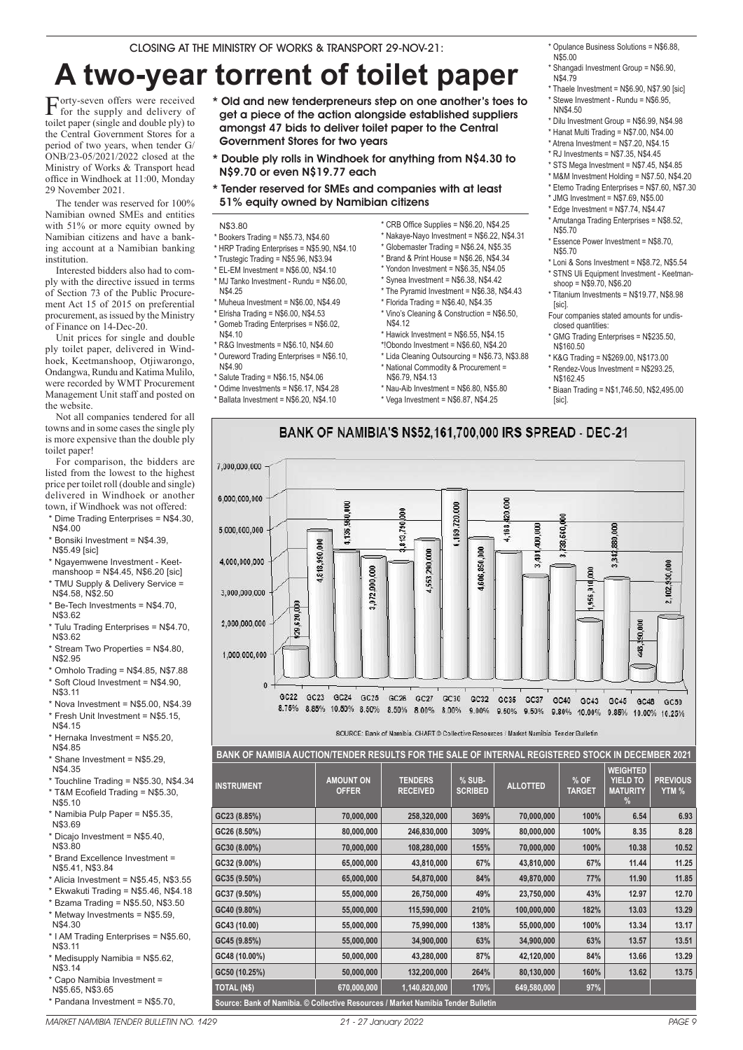CLOSING AT THE MINISTRY OF WORKS & TRANSPORT 29-NOV-21:

# A two-year torrent of toilet paper

* **Old and new tenderpreneurs step on one another's toes to get a piece of the action alongside established suppliers amongst 47 bids to deliver toilet paper to the Central Government Stores for two years**
* **Double ply rolls in Windhoek for anything from N$4.30 to N$9.70 or even N$19.77 each**
* **Tender reserved for SMEs and companies with at least 51% equity owned by Namibian citizens**

Forty-seven offers were received for the supply and delivery of toilet paper (single and double ply) to the Central Government Stores for a period of two years, when tender G/ONB/23-05/2021/2022 closed at the Ministry of Works & Transport head office in Windhoek at 11:00, Monday 29 November 2021.

The tender was reserved for 100% Namibian owned SMEs and entities with 51% or more equity owned by Namibian citizens and have a banking account at a Namibian banking institution.

Interested bidders also had to comply with the directive issued in terms of Section 73 of the Public Procurement Act 15 of 2015 on preferential procurement, as issued by the Ministry of Finance on 14-Dec-20.

Unit prices for single and double ply toilet paper, delivered in Windhoek, Keetmanshoop, Otjiwarongo, Ondangwa, Rundu and Katima Mulilo, were recorded by WMT Procurement Management Unit staff and posted on the website.

Not all companies tendered for all towns and in some cases the single ply is more expensive than the double ply toilet paper!

For comparison, the bidders are listed from the lowest to the highest price per toilet roll (double and single) delivered in Windhoek or another town, if Windhoek was not offered:

* Dime Trading Enterprises = N$4.30, N$4.00
* Bonsiki Investment = N$4.39, N$5.49 [sic]
* Ngayemwene Investment - Keetmanshoop = N$4.45, N$6.20 [sic]
* TMU Supply & Delivery Service = N$4.58, N$2.50
* Be-Tech Investments = N$4.70, N$3.62
* Tulu Trading Enterprises = N$4.70, N$3.62
* Stream Two Properties = N$4.80, N$2.95
* Omholo Trading = N$4.85, N$7.88
* Soft Cloud Investment = N$4.90, N$3.11
* Nova Investment = N$5.00, N$4.39
* Fresh Unit Investment = N$5.15, N$4.15
* Hernaka Investment = N$5.20, N$4.85
* Shane Investment = N$5.29, N$4.35
* Touchline Trading = N$5.30, N$4.34
* T&M Ecofield Trading = N$5.30, N$5.10
* Namibia Pulp Paper = N$5.35, N$3.69
* Dicajo Investment = N$5.40, N$3.80
* Brand Excellence Investment = N$5.41, N$3.84
* Alicia Investment = N$5.45, N$3.55
* Ekwakuti Trading = N$5.46, N$4.18
* Bzama Trading = N$5.50, N$3.50
* Metway Investments = N$5.59, N$4.30
* I AM Trading Enterprises = N$5.60, N$3.11
* Medisupply Namibia = N$5.62, N$3.14
* Capo Namibia Investment = N$5.65, N$3.65
* Pandana Investment = N$5.70, N$3.80
* Bookers Trading = N$5.73, N$4.60
* HRP Trading Enterprises = N$5.90, N$4.10
* Trustegic Trading = N$5.96, N$3.94
* EL-EM Investment = N$6.00, N$4.10
* MJ Tanko Investment - Rundu = N$6.00, N$4.25
* Muheua Investment = N$6.00, N$4.49
* Elrisha Trading = N$6.00, N$4.53
* Gomeb Trading Enterprises = N$6.02, N$4.10
* R&G Investments = N$6.10, N$4.60
* Oureword Trading Enterprises = N$6.10, N$4.90
* Salute Trading = N$6.15, N$4.06
* Odime Investments = N$6.17, N$4.28
* Ballata Investment = N$6.20, N$4.10
* CRB Office Supplies = N$6.20, N$4.25
* Nakaye-Nayo Investment = N$6.22, N$4.31
* Globemaster Trading = N$6.24, N$5.35
* Brand & Print House = N$6.26, N$4.34
* Yondon Investment = N$6.35, N$4.05
* Synea Investment = N$6.38, N$4.42
* The Pyramid Investment = N$6.38, N$4.43
* Florida Trading = N$6.40, N$4.35
* Vino's Cleaning & Construction = N$6.50, N$4.12
* Hawick Investment = N$6.55, N$4.15
* !Obondo Investment = N$6.60, N$4.20
* Lida Cleaning Outsourcing = N$6.73, N$3.88
* National Commodity & Procurement = N$6.79, N$4.13
* Nau-Aib Investment = N$6.80, N$5.80
* Vega Investment = N$6.87, N$4.25
* Opulance Business Solutions = N$6.88, N$5.00
* Shangadi Investment Group = N$6.90, N$4.79
* Thaele Investment = N$6.90, N$7.90 [sic]
* Stewe Investment - Rundu = N$6.95, NN$4.50
* Dilu Investment Group = N$6.99, N$4.98
* Hanat Multi Trading = N$7.00, N$4.00
* Atrena Investment = N$7.20, N$4.15
* RJ Investments = N$7.35, N$4.45
* STS Mega Investment = N$7.45, N$4.85
* M&M Investment Holding = N$7.50, N$4.20
* Etemo Trading Enterprises = N$7.60, N$7.30
* JMG Investment = N$7.69, N$5.00
* Edge Investment = N$7.74, N$4.47
* Amutanga Trading Enterprises = N$8.52, N$5.70
* Essence Power Investment = N$8.70, N$5.70
* Loni & Sons Investment = N$8.72, N$5.54
* STNS Uli Equipment Investment - Keetmanshoop = N$9.70, N$6.20
* Titanium Investments = N$19.77, N$8.98 [sic].

Four companies stated amounts for undisclosed quantities:

* GMG Trading Enterprises = N$235.50, N$160.50
* K&G Trading = N$269.00, N$173.00
* Rendez-Vous Investment = N$293.25, N$162.45
* Biaan Trading = N$1,746.50, N$2,495.00 [sic].

## BANK OF NAMIBIA'S N$52,161,700,000 IRS SPREAD - DEC-21

| Instrument | Amount |
|---|---|
| GC22 8.75% | 1,129,620,000 |
| GC23 8.85% | 4,818,950,000 |
| GC24 10.50% | 4,136,900,000 |
| GC25 8.50% | 3,972,900,000 |
| GC26 8.50% | 3,813,790,000 |
| GC27 8.00% | 4,553,290,000 |
| GC30 8.00% | 6,169,720,000 |
| GC32 9.00% | 4,606,850,000 |
| GC35 9.50% | 4,168,420,000 |
| GC37 9.50% | 3,401,400,000 |
| GC40 9.80% | 3,738,560,000 |
| GC43 10.00% | 1,956,310,000 |
| GC45 9.85% | 3,342,880,000 |
| GC48 10.00% | 445,150,000 |
| GC50 10.25% | 2,102,930,000 |

SOURCE: Bank of Namibia. CHART © Collective Resources / Market Namibia Tender Bulletin

**BANK OF NAMIBIA AUCTION/TENDER RESULTS FOR THE SALE OF INTERNAL REGISTERED STOCK IN DECEMBER 2021**

| INSTRUMENT | AMOUNT ON OFFER | TENDERS RECEIVED | % SUB-SCRIBED | ALLOTTED | % OF TARGET | WEIGHTED YIELD TO MATURITY % | PREVIOUS YTM % |
|---|---|---|---|---|---|---|---|
| GC23 (8.85%) | 70,000,000 | 258,320,000 | 369% | 70,000,000 | 100% | 6.54 | 6.93 |
| GC26 (8.50%) | 80,000,000 | 246,830,000 | 309% | 80,000,000 | 100% | 8.35 | 8.28 |
| GC30 (8.00%) | 70,000,000 | 108,280,000 | 155% | 70,000,000 | 100% | 10.38 | 10.52 |
| GC32 (9.00%) | 65,000,000 | 43,810,000 | 67% | 43,810,000 | 67% | 11.44 | 11.25 |
| GC35 (9.50%) | 65,000,000 | 54,870,000 | 84% | 49,870,000 | 77% | 11.90 | 11.85 |
| GC37 (9.50%) | 55,000,000 | 26,750,000 | 49% | 23,750,000 | 43% | 12.97 | 12.70 |
| GC40 (9.80%) | 55,000,000 | 115,590,000 | 210% | 100,000,000 | 182% | 13.03 | 13.29 |
| GC43 (10.00) | 55,000,000 | 75,990,000 | 138% | 55,000,000 | 100% | 13.34 | 13.17 |
| GC45 (9.85%) | 55,000,000 | 34,900,000 | 63% | 34,900,000 | 63% | 13.57 | 13.51 |
| GC48 (10.00%) | 50,000,000 | 43,280,000 | 87% | 42,120,000 | 84% | 13.66 | 13.29 |
| GC50 (10.25%) | 50,000,000 | 132,200,000 | 264% | 80,130,000 | 160% | 13.62 | 13.75 |
| TOTAL (N$) | 670,000,000 | 1,140,820,000 | 170% | 649,580,000 | 97% | | |

Source: Bank of Namibia. © Collective Resources / Market Namibia Tender Bulletin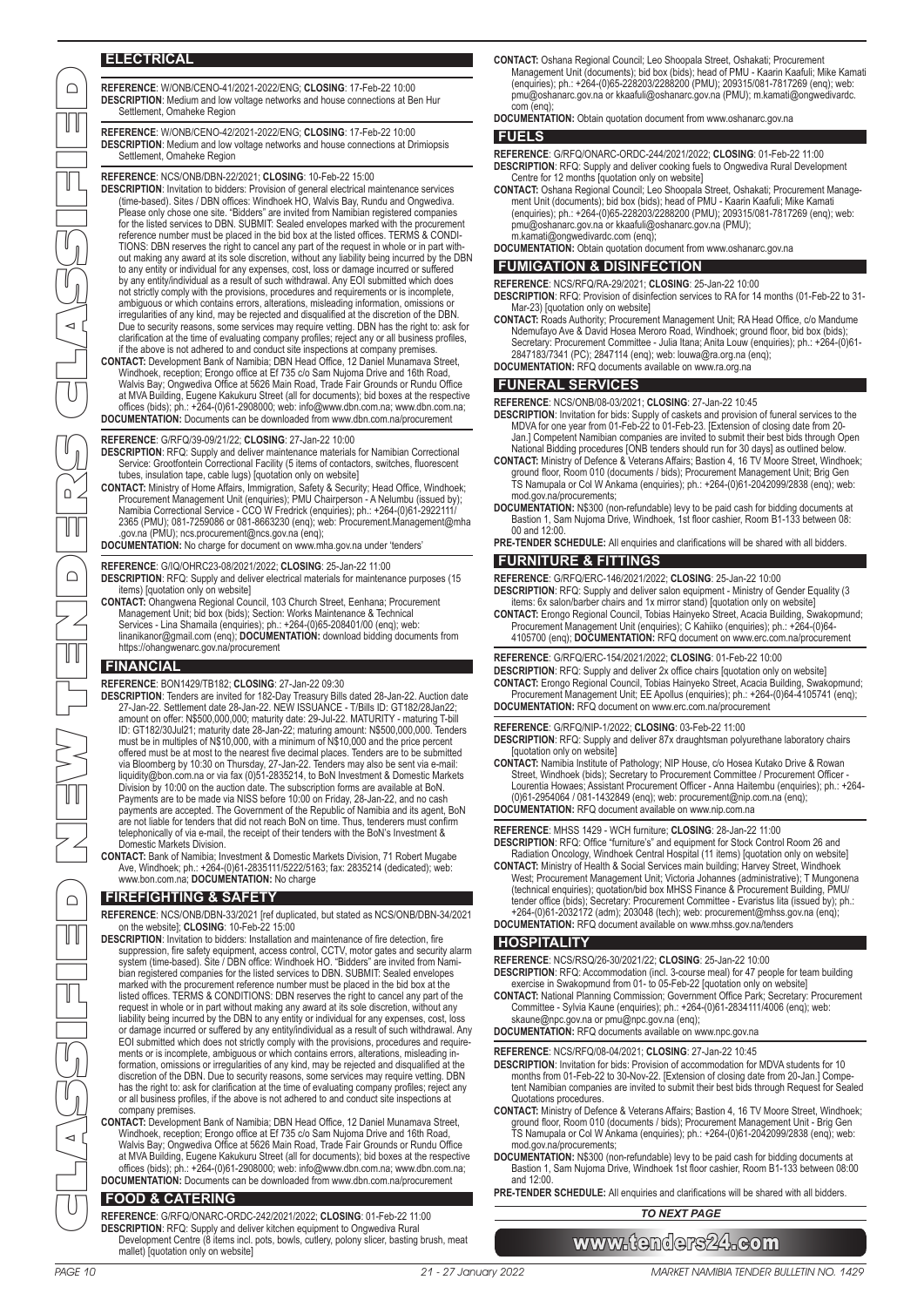## ELECTRICAL

**REFERENCE**: W/ONB/CENO-41/2021-2022/ENG; **CLOSING**: 17-Feb-22 10:00
**DESCRIPTION**: Medium and low voltage networks and house connections at Ben Hur Settlement, Omaheke Region

**REFERENCE**: W/ONB/CENO-42/2021-2022/ENG; **CLOSING**: 17-Feb-22 10:00
**DESCRIPTION**: Medium and low voltage networks and house connections at Drimiopsis Settlement, Omaheke Region

**REFERENCE**: NCS/ONB/DBN-22/2021; **CLOSING**: 10-Feb-22 15:00
**DESCRIPTION**: Invitation to bidders: Provision of general electrical maintenance services (time-based). Sites / DBN offices: Windhoek HO, Walvis Bay, Rundu and Ongwediva. Please only chose one site. "Bidders" are invited from Namibian registered companies for the listed services to DBN. SUBMIT: Sealed envelopes marked with the procurement reference number must be placed in the bid box at the listed offices. TERMS & CONDITIONS: DBN reserves the right to cancel any part of the request in whole or in part without making any award at its sole discretion, without any liability being incurred by the DBN to any entity or individual for any expenses, cost, loss or damage incurred or suffered by any entity/individual as a result of such withdrawal. Any EOI submitted which does not strictly comply with the provisions, procedures and requirements or is incomplete, ambiguous or which contains errors, alterations, misleading information, omissions or irregularities of any kind, may be rejected and disqualified at the discretion of the DBN. Due to security reasons, some services may require vetting. DBN has the right to: ask for clarification at the time of evaluating company profiles; reject any or all business profiles, if the above is not adhered to and conduct site inspections at company premises.
**CONTACT:** Development Bank of Namibia; DBN Head Office, 12 Daniel Munamava Street, Windhoek, reception; Erongo office at Ef 735 c/o Sam Nujoma Drive and 16th Road, Walvis Bay; Ongwediva Office at 5626 Main Road, Trade Fair Grounds or Rundu Office at MVA Building, Eugene Kakukuru Street (all for documents); bid boxes at the respective offices (bids); ph.: +264-(0)61-2908000; web: info@www.dbn.com.na; www.dbn.com.na;
**DOCUMENTATION:** Documents can be downloaded from www.dbn.com.na/procurement

**REFERENCE**: G/RFQ/39-09/21/22; **CLOSING**: 27-Jan-22 10:00
**DESCRIPTION**: RFQ: Supply and deliver maintenance materials for Namibian Correctional Service: Grootfontein Correctional Facility (5 items of contactors, switches, fluorescent tubes, insulation tape, cable lugs) [quotation only on website]
**CONTACT:** Ministry of Home Affairs, Immigration, Safety & Security; Head Office, Windhoek; Procurement Management Unit (enquiries); PMU Chairperson - A Nelumbu (issued by); Namibia Correctional Service - CCO W Fredrick (enquiries); ph.: +264-(0)61-2922111/ 2365 (PMU); 081-7259086 or 081-8663230 (enq); web: Procurement.Management@mha .gov.na (PMU); ncs.procurement@ncs.gov.na (enq);
**DOCUMENTATION:** No charge for document on www.mha.gov.na under 'tenders'

**REFERENCE**: G/IQ/OHRC23-08/2021/2022; **CLOSING**: 25-Jan-22 11:00
**DESCRIPTION**: RFQ: Supply and deliver electrical materials for maintenance purposes (15 items) [quotation only on website]
**CONTACT:** Ohangwena Regional Council, 103 Church Street, Eenhana; Procurement Management Unit; bid box (bids); Section: Works Maintenance & Technical Services - Lina Shamaila (enquiries); ph.: +264-(0)65-208401/00 (enq); web: linanikanor@gmail.com (enq); **DOCUMENTATION:** download bidding documents from https://ohangwenarc.gov.na/procurement

## FINANCIAL

**REFERENCE**: BON1429/TB182; **CLOSING**: 27-Jan-22 09:30
**DESCRIPTION**: Tenders are invited for 182-Day Treasury Bills dated 28-Jan-22. Auction date 27-Jan-22. Settlement date 28-Jan-22. NEW ISSUANCE - T/Bills ID: GT182/28Jan22; amount on offer: N$500,000,000; maturity date: 29-Jul-22. MATURITY - maturing T-bill ID: GT182/30Jul21; maturity date 28-Jan-22; maturing amount: N$500,000,000. Tenders must be in multiples of N$10,000, with a minimum of N$10,000 and the price percent offered must be at most to the nearest five decimal places. Tenders are to be submitted via Bloomberg by 10:30 on Thursday, 27-Jan-22. Tenders may also be sent via e-mail: liquidity@bon.com.na or via fax (0)51-2835214, to BoN Investment & Domestic Markets Division by 10:00 on the auction date. The subscription forms are available at BoN. Payments are to be made via NISS before 10:00 on Friday, 28-Jan-22, and no cash payments are accepted. The Government of the Republic of Namibia and its agent, BoN are not liable for tenders that did not reach BoN on time. Thus, tenderers must confirm telephonically of via e-mail, the receipt of their tenders with the BoN's Investment & Domestic Markets Division.
**CONTACT:** Bank of Namibia; Investment & Domestic Markets Division, 71 Robert Mugabe Ave, Windhoek; ph.: +264-(0)61-2835111/5222/5163; fax: 2835214 (dedicated); web: www.bon.com.na; **DOCUMENTATION:** No charge

## FIREFIGHTING & SAFETY

**REFERENCE**: NCS/ONB/DBN-33/2021 [ref duplicated, but stated as NCS/ONB/DBN-34/2021 on the website]; **CLOSING**: 10-Feb-22 15:00
**DESCRIPTION**: Invitation to bidders: Installation and maintenance of fire detection, fire suppression, fire safety equipment, access control, CCTV, motor gates and security alarm system (time-based). Site / DBN office: Windhoek HO. "Bidders" are invited from Namibian registered companies for the listed services to DBN. SUBMIT: Sealed envelopes marked with the procurement reference number must be placed in the bid box at the listed offices. TERMS & CONDITIONS: DBN reserves the right to cancel any part of the request in whole or in part without making any award at its sole discretion, without any liability being incurred by the DBN to any entity or individual for any expenses, cost, loss or damage incurred or suffered by any entity/individual as a result of such withdrawal. Any EOI submitted which does not strictly comply with the provisions, procedures and requirements or is incomplete, ambiguous or which contains errors, alterations, misleading information, omissions or irregularities of any kind, may be rejected and disqualified at the discretion of the DBN. Due to security reasons, some services may require vetting. DBN has the right to: ask for clarification at the time of evaluating company profiles; reject any or all business profiles, if the above is not adhered to and conduct site inspections at company premises.
**CONTACT:** Development Bank of Namibia; DBN Head Office, 12 Daniel Munamava Street, Windhoek, reception; Erongo office at Ef 735 c/o Sam Nujoma Drive and 16th Road, Walvis Bay; Ongwediva Office at 5626 Main Road, Trade Fair Grounds or Rundu Office at MVA Building, Eugene Kakukuru Street (all for documents); bid boxes at the respective offices (bids); ph.: +264-(0)61-2908000; web: info@www.dbn.com.na; www.dbn.com.na;
**DOCUMENTATION:** Documents can be downloaded from www.dbn.com.na/procurement

## FOOD & CATERING

**REFERENCE**: G/RFQ/ONARC-ORDC-242/2021/2022; **CLOSING**: 01-Feb-22 11:00
**DESCRIPTION**: RFQ: Supply and deliver kitchen equipment to Ongwediva Rural Development Centre (8 items incl. pots, bowls, cutlery, polony slicer, basting brush, meat mallet) [quotation only on website]
**CONTACT:** Oshana Regional Council; Leo Shoopala Street, Oshakati; Procurement Management Unit (documents); bid box (bids); head of PMU - Kaarin Kaafuli; Mike Kamati (enquiries); ph.: +264-(0)65-228203/2288200 (PMU); 209315/081-7817269 (enq); web: pmu@oshanarc.gov.na or kkaafuli@oshanarc.gov.na (PMU); m.kamati@ongwedivardc.com (enq);
**DOCUMENTATION:** Obtain quotation document from www.oshanarc.gov.na

## FUELS

**REFERENCE**: G/RFQ/ONARC-ORDC-244/2021/2022; **CLOSING**: 01-Feb-22 11:00
**DESCRIPTION**: RFQ: Supply and deliver cooking fuels to Ongwediva Rural Development Centre for 12 months [quotation only on website]
**CONTACT:** Oshana Regional Council; Leo Shoopala Street, Oshakati; Procurement Management Unit (documents); bid box (bids); head of PMU - Kaarin Kaafuli; Mike Kamati (enquiries); ph.: +264-(0)65-228203/2288200 (PMU); 209315/081-7817269 (enq); web: pmu@oshanarc.gov.na or kkaafuli@oshanarc.gov.na (PMU); m.kamati@ongwedivardc.com (enq);
**DOCUMENTATION:** Obtain quotation document from www.oshanarc.gov.na

## FUMIGATION & DISINFECTION

**REFERENCE**: NCS/RFQ/RA-29/2021; **CLOSING**: 25-Jan-22 10:00
**DESCRIPTION**: RFQ: Provision of disinfection services to RA for 14 months (01-Feb-22 to 31-Mar-23) [quotation only on website]
**CONTACT:** Roads Authority; Procurement Management Unit; RA Head Office, c/o Mandume Ndemufayo Ave & David Hosea Meroro Road, Windhoek; ground floor, bid box (bids); Secretary: Procurement Committee - Julia Itana; Anita Louw (enquiries); ph.: +264-(0)61-2847183/7341 (PC); 2847114 (enq); web: louwa@ra.org.na (enq);
**DOCUMENTATION:** RFQ documents available on www.ra.org.na

## FUNERAL SERVICES

**REFERENCE**: NCS/ONB/08-03/2021; **CLOSING**: 27-Jan-22 10:45
**DESCRIPTION**: Invitation for bids: Supply of caskets and provision of funeral services to the MDVA for one year from 01-Feb-22 to 01-Feb-23. [Extension of closing date from 20-Jan.] Competent Namibian companies are invited to submit their best bids through Open National Bidding procedures [ONB tenders should run for 30 days] as outlined below.
**CONTACT:** Ministry of Defence & Veterans Affairs; Bastion 4, 16 TV Moore Street, Windhoek; ground floor, Room 010 (documents / bids); Procurement Management Unit; Brig Gen TS Namupala or Col W Ankama (enquiries); ph.: +264-(0)61-2042099/2838 (enq); web: mod.gov.na/procurements;
**DOCUMENTATION:** N$300 (non-refundable) levy to be paid cash for bidding documents at Bastion 1, Sam Nujoma Drive, Windhoek, 1st floor cashier, Room B1-133 between 08:00 and 12:00.
**PRE-TENDER SCHEDULE:** All enquiries and clarifications will be shared with all bidders.

## FURNITURE & FITTINGS

**REFERENCE**: G/RFQ/ERC-146/2021/2022; **CLOSING**: 25-Jan-22 10:00
**DESCRIPTION**: RFQ: Supply and deliver salon equipment - Ministry of Gender Equality (3 items: 6x salon/barber chairs and 1x mirror stand) [quotation only on website]
**CONTACT:** Erongo Regional Council, Tobias Hainyeko Street, Acacia Building, Swakopmund; Procurement Management Unit (enquiries); C Kahiiko (enquiries); ph.: +264-(0)64-4105700 (enq); **DOCUMENTATION:** RFQ document on www.erc.com.na/procurement

**REFERENCE**: G/RFQ/ERC-154/2021/2022; **CLOSING**: 01-Feb-22 10:00
**DESCRIPTION**: RFQ: Supply and deliver 2x office chairs [quotation only on website]
**CONTACT:** Erongo Regional Council, Tobias Hainyeko Street, Acacia Building, Swakopmund; Procurement Management Unit; EE Apollus (enquiries); ph.: +264-(0)64-4105741 (enq);
**DOCUMENTATION:** RFQ document on www.erc.com.na/procurement

**REFERENCE**: G/RFQ/NIP-1/2022; **CLOSING**: 03-Feb-22 11:00
**DESCRIPTION**: RFQ: Supply and deliver 87x draughtsman polyurethane laboratory chairs [quotation only on website]
**CONTACT:** Namibia Institute of Pathology; NIP House, c/o Hosea Kutako Drive & Rowan Street, Windhoek (bids); Secretary to Procurement Committee / Procurement Officer - Lourentia Howaes; Assistant Procurement Officer - Anna Haitembu (enquiries); ph.: +264-(0)61-2954064 / 081-1432849 (enq); web: procurement@nip.com.na (enq);
**DOCUMENTATION:** RFQ document available on www.nip.com.na

**REFERENCE**: MHSS 1429 - WCH furniture; **CLOSING**: 28-Jan-22 11:00
**DESCRIPTION**: RFQ: Office "furniture's" and equipment for Stock Control Room 26 and Radiation Oncology, Windhoek Central Hospital (11 items) [quotation only on website]
**CONTACT:** Ministry of Health & Social Services main building; Harvey Street, Windhoek West; Procurement Management Unit; Victoria Johannes (administrative); T Mungonena (technical enquiries); quotation/bid box MHSS Finance & Procurement Building, PMU/tender office (bids); Secretary: Procurement Committee - Evaristus Iita (issued by); ph.: +264-(0)61-2032172 (adm); 203048 (tech); web: procurement@mhss.gov.na (enq);
**DOCUMENTATION:** RFQ document available on www.mhss.gov.na/tenders

## HOSPITALITY

**REFERENCE**: NCS/RSQ/26-30/2021/22; **CLOSING**: 25-Jan-22 10:00
**DESCRIPTION**: RFQ: Accommodation (incl. 3-course meal) for 47 people for team building exercise in Swakopmund from 01- to 05-Feb-22 [quotation only on website]
**CONTACT:** National Planning Commission; Government Office Park; Secretary: Procurement Committee - Sylvia Kaune (enquiries); ph.: +264-(0)61-2834111/4006 (enq); web: skaune@npc.gov.na or pmu@npc.gov.na (enq);
**DOCUMENTATION:** RFQ documents available on www.npc.gov.na

**REFERENCE**: NCS/RFQ/08-04/2021; **CLOSING**: 27-Jan-22 10:45
**DESCRIPTION**: Invitation for bids: Provision of accommodation for MDVA students for 10 months from 01-Feb-22 to 30-Nov-22. [Extension of closing date from 20-Jan.] Competent Namibian companies are invited to submit their best bids through Request for Sealed Quotations procedures.
**CONTACT:** Ministry of Defence & Veterans Affairs; Bastion 4, 16 TV Moore Street, Windhoek; ground floor, Room 010 (documents / bids); Procurement Management Unit - Brig Gen TS Namupala or Col W Ankama (enquiries); ph.: +264-(0)61-2042099/2838 (enq); web: mod.gov.na/procurements;
**DOCUMENTATION:** N$300 (non-refundable) levy to be paid cash for bidding documents at Bastion 1, Sam Nujoma Drive, Windhoek 1st floor cashier, Room B1-133 between 08:00 and 12:00.
**PRE-TENDER SCHEDULE:** All enquiries and clarifications will be shared with all bidders.

*TO NEXT PAGE*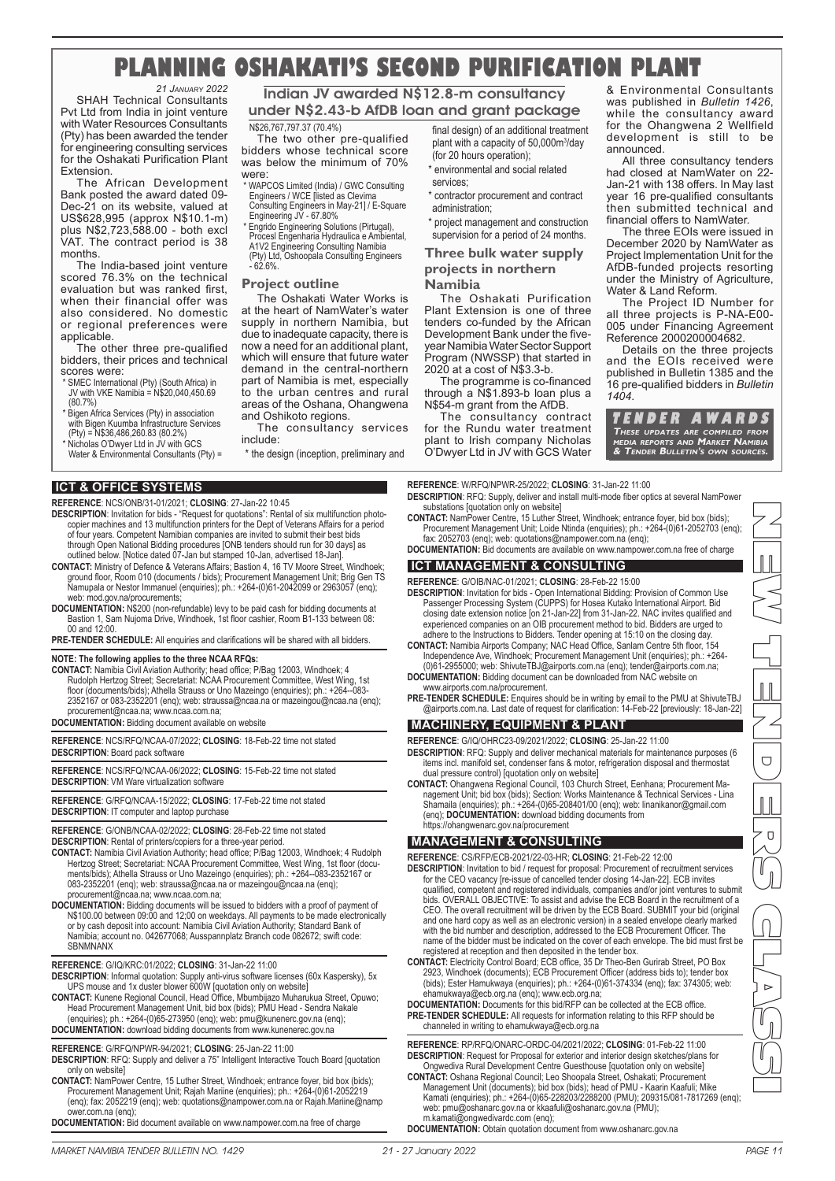// Planning Oshakati's second purification plant

# PLANNING OSHAKATI'S SECOND PURIFICATION PLANT

*21 January 2022*

SHAH Technical Consultants Pvt Ltd from India in joint venture with Water Resources Consultants (Pty) has been awarded the tender for engineering consulting services for the Oshakati Purification Plant Extension.

The African Development Bank posted the award dated 09-Dec-21 on its website, valued at US$628,995 (approx N$10.1-m) plus N$2,723,588.00 - both excl VAT. The contract period is 38 months.

The India-based joint venture scored 76.3% on the technical evaluation but was ranked first, when their financial offer was also considered. No domestic or regional preferences were applicable.

The other three pre-qualified bidders, their prices and technical scores were:

* SMEC International (Pty) (South Africa) in JV with VKE Namibia = N$20,040,450.69 (80.7%)
* Bigen Africa Services (Pty) in association with Bigen Kuumba Infrastructure Services (Pty) = N$36,486,260.83 (80.2%)
* Nicholas O'Dwyer Ltd in JV with GCS Water & Environmental Consultants (Pty) = N$26,767,797.37 (70.4%)

## Indian JV awarded N$12.8-m consultancy under N$2.43-b AfDB loan and grant package

The two other pre-qualified bidders whose technical score was below the minimum of 70% were:

* WAPCOS Limited (India) / GWC Consulting Engineers / WCE [listed as Clevima Consulting Engineers in May-21] / E-Square Engineering JV - 67.80%
* Engrido Engineering Solutions (Pirtugal), Procesl Engenharia Hydraulica e Ambiental, A1V2 Engineering Consulting Namibia (Pty) Ltd, Oshoopala Consulting Engineers - 62.6%.

### Project outline

The Oshakati Water Works is at the heart of NamWater's water supply in northern Namibia, but due to inadequate capacity, there is now a need for an additional plant, which will ensure that future water demand in the central-northern part of Namibia is met, especially to the urban centres and rural areas of the Oshana, Ohangwena and Oshikoto regions.

The consultancy services include:

* the design (inception, preliminary and final design) of an additional treatment plant with a capacity of 50,000m$^3$/day (for 20 hours operation);
* environmental and social related services;
* contractor procurement and contract administration;
* project management and construction supervision for a period of 24 months.

### Three bulk water supply projects in northern Namibia

The Oshakati Purification Plant Extension is one of three tenders co-funded by the African Development Bank under the five-year Namibia Water Sector Support Program (NWSSP) that started in 2020 at a cost of N$3.3-b.

The programme is co-financed through a N$1.893-b loan plus a N$54-m grant from the AfDB.

The consultancy contract for the Rundu water treatment plant to Irish company Nicholas O'Dwyer Ltd in JV with GCS Water & Environmental Consultants was published in *Bulletin 1426*, while the consultancy award for the Ohangwena 2 Wellfield development is still to be announced.

All three consultancy tenders had closed at NamWater on 22-Jan-21 with 138 offers. In May last year 16 pre-qualified consultants then submitted technical and financial offers to NamWater.

The three EOIs were issued in December 2020 by NamWater as Project Implementation Unit for the AfDB-funded projects resorting under the Ministry of Agriculture, Water & Land Reform.

The Project ID Number for all three projects is P-NA-E00-005 under Financing Agreement Reference 2000200004682.

Details on the three projects and the EOIs received were published in Bulletin 1385 and the 16 pre-qualified bidders in *Bulletin 1404*.

**TENDER AWARDS**
*These updates are compiled from media reports and Market Namibia & Tender Bulletin's own sources.*

# NEW TENDERS CLASSI

## ICT & OFFICE SYSTEMS

**REFERENCE**: NCS/ONB/31-01/2021; **CLOSING**: 27-Jan-22 10:45
**DESCRIPTION**: Invitation for bids - "Request for quotations": Rental of six multifunction photo-copier machines and 13 multifunction printers for the Dept of Veterans Affairs for a period of four years. Competent Namibian companies are invited to submit their best bids through Open National Bidding procedures [ONB tenders should run for 30 days] as outlined below. [Notice dated 07-Jan but stamped 10-Jan, advertised 18-Jan].
**CONTACT:** Ministry of Defence & Veterans Affairs; Bastion 4, 16 TV Moore Street, Windhoek; ground floor, Room 010 (documents / bids); Procurement Management Unit; Brig Gen TS Namupala or Nestor Immanuel (enquiries); ph.: +264-(0)61-2042099 or 2963057 (enq); web: mod.gov.na/procurements;
**DOCUMENTATION:** N$200 (non-refundable) levy to be paid cash for bidding documents at Bastion 1, Sam Nujoma Drive, Windhoek, 1st floor cashier, Room B1-133 between 08:00 and 12:00.
**PRE-TENDER SCHEDULE:** All enquiries and clarifications will be shared with all bidders.

**NOTE: The following applies to the three NCAA RFQs:**
**CONTACT:** Namibia Civil Aviation Authority; head office; P/Bag 12003, Windhoek; 4 Rudolph Hertzog Street; Secretariat: NCAA Procurement Committee, West Wing, 1st floor (documents/bids); Athella Strauss or Uno Mazeingo (enquiries); ph.: +264--083-2352167 or 083-2352201 (enq); web: straussa@ncaa.na or mazeingou@ncaa.na (enq); procurement@ncaa.na; www.ncaa.com.na;
**DOCUMENTATION:** Bidding document available on website

**REFERENCE**: NCS/RFQ/NCAA-07/2022; **CLOSING**: 18-Feb-22 time not stated
**DESCRIPTION**: Board pack software

**REFERENCE**: NCS/RFQ/NCAA-06/2022; **CLOSING**: 15-Feb-22 time not stated
**DESCRIPTION**: VM Ware virtualization software

**REFERENCE**: G/RFQ/NCAA-15/2022; **CLOSING**: 17-Feb-22 time not stated
**DESCRIPTION**: IT computer and laptop purchase

**REFERENCE**: G/ONB/NCAA-02/2022; **CLOSING**: 28-Feb-22 time not stated
**DESCRIPTION**: Rental of printers/copiers for a three-year period.
**CONTACT:** Namibia Civil Aviation Authority; head office; P/Bag 12003, Windhoek; 4 Rudolph Hertzog Street; Secretariat: NCAA Procurement Committee, West Wing, 1st floor (documents/bids); Athella Strauss or Uno Mazeingo (enquiries); ph.: +264--083-2352167 or 083-2352201 (enq); web: straussa@ncaa.na or mazeingou@ncaa.na (enq); procurement@ncaa.na; www.ncaa.com.na;
**DOCUMENTATION:** Bidding documents will be issued to bidders with a proof of payment of N$100.00 between 09:00 and 12:00 on weekdays. All payments to be made electronically or by cash deposit into account: Namibia Civil Aviation Authority; Standard Bank of Namibia; account no. 042677068; Ausspannplatz Branch code 082672; swift code: SBNMNANX

**REFERENCE**: G/IQ/KRC:01/2022; **CLOSING**: 31-Jan-22 11:00
**DESCRIPTION**: Informal quotation: Supply anti-virus software licenses (60x Kaspersky), 5x UPS mouse and 1x duster blower 600W [quotation only on website]
**CONTACT:** Kunene Regional Council, Head Office, Mbumbijazo Muharukua Street, Opuwo; Head Procurement Management Unit, bid box (bids); PMU Head - Sendra Nakale (enquiries); ph.: +264-(0)65-273950 (enq); web: pmu@kunenerc.gov.na (enq);
**DOCUMENTATION:** download bidding documents from www.kunenerc.gov.na

**REFERENCE**: G/RFQ/NPWR-94/2021; **CLOSING**: 25-Jan-22 11:00
**DESCRIPTION**: RFQ: Supply and deliver a 75" Intelligent Interactive Touch Board [quotation only on website]
**CONTACT:** NamPower Centre, 15 Luther Street, Windhoek; entrance foyer, bid box (bids); Procurement Management Unit; Rajah Mariine (enquiries); ph.: +264-(0)61-2052219 (enq); fax: 2052219 (enq); web: quotations@nampower.com.na or Rajah.Mariine@nampower.com.na (enq);
**DOCUMENTATION:** Bid document available on www.nampower.com.na free of charge

**REFERENCE**: W/RFQ/NPWR-25/2022; **CLOSING**: 31-Jan-22 11:00
**DESCRIPTION**: RFQ: Supply, deliver and install multi-mode fiber optics at several NamPower substations [quotation only on website]
**CONTACT:** NamPower Centre, 15 Luther Street, Windhoek; entrance foyer, bid box (bids); Procurement Management Unit; Loide Ntinda (enquiries); ph.: +264-(0)61-2052703 (enq); fax: 2052703 (enq); web: quotations@nampower.com.na (enq);
**DOCUMENTATION:** Bid documents are available on www.nampower.com.na free of charge

## ICT MANAGEMENT & CONSULTING

**REFERENCE**: G/OIB/NAC-01/2021; **CLOSING**: 28-Feb-22 15:00
**DESCRIPTION**: Invitation for bids - Open International Bidding: Provision of Common Use Passenger Processing System (CUPPS) for Hosea Kutako International Airport. Bid closing date extension notice [on 21-Jan-22] from 31-Jan-22. NAC invites qualified and experienced companies on an OIB procurement method to bid. Bidders are urged to adhere to the Instructions to Bidders. Tender opening at 15:10 on the closing day.
**CONTACT:** Namibia Airports Company; NAC Head Office, Sanlam Centre 5th floor, 154 Independence Ave, Windhoek; Procurement Management Unit (enquiries); ph.: +264-(0)61-2955000; web: ShivuteTBJ@airports.com.na (enq); tender@airports.com.na;
**DOCUMENTATION:** Bidding document can be downloaded from NAC website on www.airports.com.na/procurement.
**PRE-TENDER SCHEDULE:** Enquires should be in writing by email to the PMU at ShivuteTBJ @airports.com.na. Last date of request for clarification: 14-Feb-22 [previously: 18-Jan-22]

## MACHINERY, EQUIPMENT & PLANT

**REFERENCE**: G/IQ/OHRC23-09/2021/2022; **CLOSING**: 25-Jan-22 11:00
**DESCRIPTION**: RFQ: Supply and deliver mechanical materials for maintenance purposes (6 items incl. manifold set, condenser fans & motor, refrigeration disposal and thermostat dual pressure control) [quotation only on website]
**CONTACT:** Ohangwena Regional Council, 103 Church Street, Eenhana; Procurement Management Unit; bid box (bids); Section: Works Maintenance & Technical Services - Lina Shamaila (enquiries); ph.: +264-(0)65-208401/00 (enq); web: linanikanor@gmail.com (enq); **DOCUMENTATION:** download bidding documents from https://ohangwenarc.gov.na/procurement

## MANAGEMENT & CONSULTING

**REFERENCE**: CS/RFP/ECB-2021/22-03-HR; **CLOSING**: 21-Feb-22 12:00
**DESCRIPTION**: Invitation to bid / request for proposal: Procurement of recruitment services for the CEO vacancy [re-issue of cancelled tender closing 14-Jan-22]. ECB invites qualified, competent and registered individuals, companies and/or joint ventures to submit bids. OVERALL OBJECTIVE: To assist and advise the ECB Board in the recruitment of a CEO. The overall recruitment will be driven by the ECB Board. SUBMIT your bid (original and one hard copy as well as an electronic version) in a sealed envelope clearly marked with the bid number and description, addressed to the ECB Procurement Officer. The name of the bidder must be indicated on the cover of each envelope. The bid must first be registered at reception and then deposited in the tender box.
**CONTACT:** Electricity Control Board; ECB office, 35 Dr Theo-Ben Gurirab Street, PO Box 2923, Windhoek (documents); ECB Procurement Officer (address bids to); tender box (bids); Ester Hamukwaya (enquiries); ph.: +264-(0)61-374334 (enq); fax: 374305; web: ehamukwaya@ecb.org.na (enq); www.ecb.org.na;
**DOCUMENTATION:** Documents for this bid/RFP can be collected at the ECB office.
**PRE-TENDER SCHEDULE:** All requests for information relating to this RFP should be channeled in writing to ehamukwaya@ecb.org.na

**REFERENCE**: RP/RFQ/ONARC-ORDC-04/2021/2022; **CLOSING**: 01-Feb-22 11:00
**DESCRIPTION**: Request for Proposal for exterior and interior design sketches/plans for Ongwediva Rural Development Centre Guesthouse [quotation only on website]
**CONTACT:** Oshana Regional Council; Leo Shoopala Street, Oshakati; Procurement Management Unit (documents); bid box (bids); head of PMU - Kaarin Kaafuli; Mike Kamati (enquiries); ph.: +264-(0)65-228203/2288200 (PMU); 209315/081-7817269 (enq); web: pmu@oshanarc.gov.na or kkaafuli@oshanarc.gov.na (PMU); m.kamati@ongwedivardc.com (enq);
**DOCUMENTATION:** Obtain quotation document from www.oshanarc.gov.na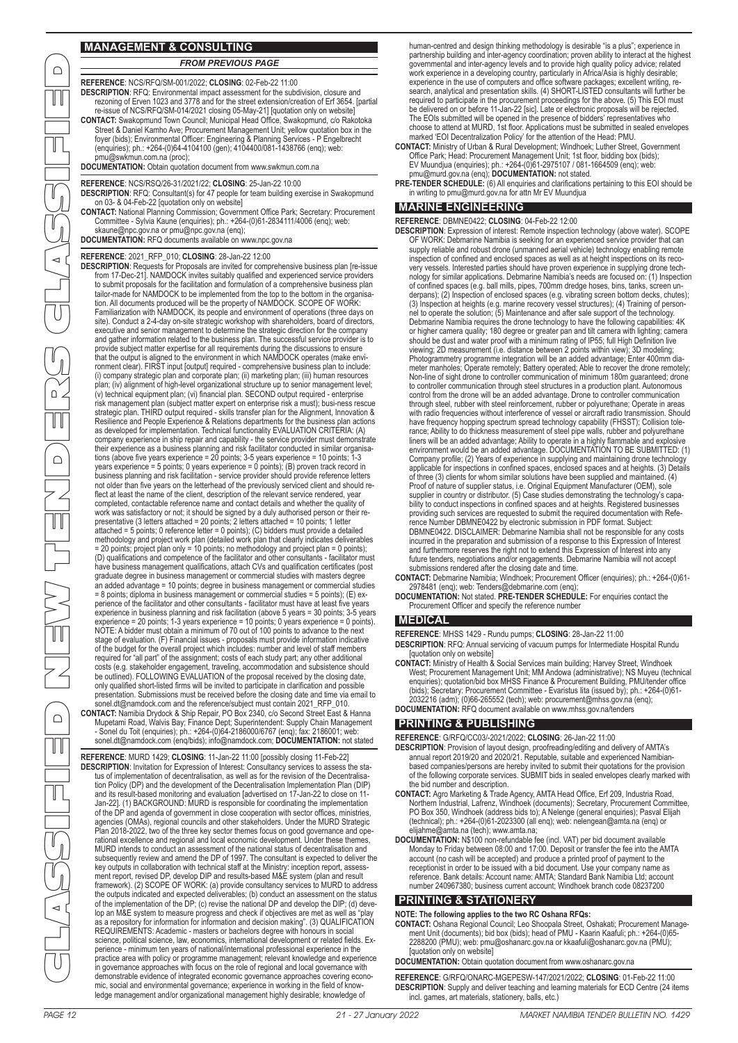## MANAGEMENT & CONSULTING

*FROM PREVIOUS PAGE*

**REFERENCE**: NCS/RFQ/SM-001/2022; **CLOSING**: 02-Feb-22 11:00

**DESCRIPTION**: RFQ: Environmental impact assessment for the subdivision, closure and rezoning of Erven 1023 and 3778 and for the street extension/creation of Erf 3654. [partial re-issue of NCS/RFQ/SM-014/2021 closing 05-May-21] [quotation only on website]

**CONTACT:** Swakopmund Town Council; Municipal Head Office, Swakopmund, c/o Rakotoka Street & Daniel Kamho Ave; Procurement Management Unit; yellow quotation box in the foyer (bids); Environmental Officer: Engineering & Planning Services - P Engelbrecht (enquiries); ph.: +264-(0)64-4104100 (gen); 4104400/081-1438766 (enq); web: pmu@swkmun.com.na (proc);

**DOCUMENTATION:** Obtain quotation document from www.swkmun.com.na

**REFERENCE**: NCS/RSQ/26-31/2021/22; **CLOSING**: 25-Jan-22 10:00

**DESCRIPTION**: RFQ: Consultant(s) for 47 people for team building exercise in Swakopmund on 03- & 04-Feb-22 [quotation only on website]

**CONTACT:** National Planning Commission; Government Office Park; Secretary: Procurement Committee - Sylvia Kaune (enquiries); ph.: +264-(0)61-2834111/4006 (enq); web: skaune@npc.gov.na or pmu@npc.gov.na (enq);

**DOCUMENTATION:** RFQ documents available on www.npc.gov.na

**REFERENCE**: 2021_RFP_010; **CLOSING**: 28-Jan-22 12:00

**DESCRIPTION**: Requests for Proposals are invited for comprehensive business plan [re-issue from 17-Dec-21]. NAMDOCK invites suitably qualified and experienced service providers to submit proposals for the facilitation and formulation of a comprehensive business plan tailor-made for NAMDOCK to be implemented from the top to the bottom in the organisation. All documents produced will be the property of NAMDOCK. SCOPE OF WORK: Familiarization with NAMDOCK, its people and environment of operations (three days on site). Conduct a 2-4-day on-site strategic workshop with shareholders, board of directors, executive and senior management to determine the strategic direction for the company and gather information related to the business plan. The successful service provider is to provide subject matter expertise for all requirements during the discussions to ensure that the output is aligned to the environment in which NAMDOCK operates (make environment clear). FIRST input [output] required - comprehensive business plan to include: (i) company strategic plan and corporate plan; (ii) marketing plan; (iii) human resources plan; (iv) alignment of high-level organizational structure up to senior management level; (v) technical equipment plan; (vi) financial plan. SECOND output required - enterprise risk management plan (subject matter expert on enterprise risk a must); busi-ness rescue strategic plan. THIRD output required - skills transfer plan for the Alignment, Innovation & Resilience and People Experience & Relations departments for the business plan actions as developed for implementation. Technical functionality EVALUATION CRITERIA: (A) company experience in ship repair and capability - the service provider must demonstrate their experience as a business planning and risk facilitator conducted in similar organisations (above five years experience = 20 points; 3-5 years experience = 10 points; 1-3 years experience = 5 points; 0 years experience = 0 points); (B) proven track record in business planning and risk facilitation - service provider should provide reference letters not older than five years on the letterhead of the previously serviced client and should reflect at least the name of the client, description of the relevant service rendered, year completed, contactable reference name and contact details and whether the quality of work was satisfactory or not; it should be signed by a duly authorised person or their representative (3 letters attached = 20 points; 2 letters attached = 10 points; 1 letter attached = 5 points; 0 reference letter = 0 points); (C) bidders must provide a detailed methodology and project work plan (detailed work plan that clearly indicates deliverables = 20 points; project plan only = 10 points; no methodology and project plan = 0 points); (D) qualifications and competence of the facilitator and other consultants - facilitator must have business management qualifications, attach CVs and qualification certificates (post graduate degree in business management or commercial studies with masters degree an added advantage = 10 points; degree in business management or commercial studies = 8 points; diploma in business management or commercial studies = 5 points); (E) experience of the facilitator and other consultants - facilitator must have at least five years experience in business planning and risk facilitation (above 5 years = 30 points; 3-5 years experience = 20 points; 1-3 years experience = 10 points; 0 years experience = 0 points). NOTE: A bidder must obtain a minimum of 70 out of 100 points to advance to the next stage of evaluation. (F) Financial issues - proposals must provide information indicative of the budget for the overall project which includes: number and level of staff members required for "all part" of the assignment; costs of each study part; any other additional costs (e.g. stakeholder engagement, traveling, accommodation and subsistence should be outlined). FOLLOWING EVALUATION of the proposal received by the closing date, only qualified short-listed firms will be invited to participate in clarification and possible presentation. Submissions must be received before the closing date and time via email to sonel.dt@namdock.com and the reference/subject must contain 2021_RFP_010.

**CONTACT:** Namibia Drydock & Ship Repair, PO Box 2340, c/o Second Street East & Hanna Mupetami Road, Walvis Bay; Finance Dept; Superintendent: Supply Chain Management - Sonel du Toit (enquiries); ph.: +264-(0)64-2186000/6767 (enq); fax: 2186001; web: sonel.dt@namdock.com (enq/bids); info@namdock.com; **DOCUMENTATION:** not stated

**REFERENCE**: MURD 1429; **CLOSING**: 11-Jan-22 11:00 [possibly closing 11-Feb-22]

**DESCRIPTION**: Invitation for Expression of Interest: Consultancy services to assess the status of implementation of decentralisation, as well as for the revision of the Decentralisation Policy (DP) and the development of the Decentralisation Implementation Plan (DIP) and its result-based monitoring and evaluation [advertised on 17-Jan-22 to close on 11-Jan-22]. (1) BACKGROUND: MURD is responsible for coordinating the implementation of the DP and agenda of government in close cooperation with sector offices, ministries, agencies (OMAs), regional councils and other stakeholders. Under the MURD Strategic Plan 2018-2022, two of the three key sector themes focus on good governance and operational excellence and regional and local economic development. Under these themes, MURD intends to conduct an assessment of the national status of decentralisation and subsequently review and amend the DP of 1997. The consultant is expected to deliver the key outputs in collaboration with technical staff at the Ministry: inception report, assessment report, revised DP, develop DIP and results-based M&E system (plan and result framework). (2) SCOPE OF WORK: (a) provide consultancy services to MURD to address the outputs indicated and expected deliverables; (b) conduct an assessment on the status of the implementation of the DP; (c) revise the national DP and develop the DIP; (d) develop an M&E system to measure progress and check if objectives are met as well as "play as a repository for information for information and decision making". (3) QUALIFICATION REQUIREMENTS: Academic - masters or bachelors degree with honours in social science, political science, law, economics, international development or related fields. Experience - minimum ten years of national/international professional experience in the practice area with policy or programme management; relevant knowledge and experience in governance approaches with focus on the role of regional and local governance with demonstrable evidence of integrated economic governance approaches covering economic, social and environmental governance; experience in working in the field of knowledge management and/or organizational management highly desirable; knowledge of human-centred and design thinking methodology is desirable "is a plus"; experience in partnership building and inter-agency coordination; proven ability to interact at the highest governmental and inter-agency levels and to provide high quality policy advice; related work experience in a developing country, particularly in Africa/Asia is highly desirable; experience in the use of computers and office software packages; excellent writing, research, analytical and presentation skills. (4) SHORT-LISTED consultants will further be required to participate in the procurement proceedings for the above. (5) This EOI must be delivered on or before 11-Jan-22 [sic]. Late or electronic proposals will be rejected. The EOIs submitted will be opened in the presence of bidders' representatives who choose to attend at MURD, 1st floor. Applications must be submitted in sealed envelopes marked 'EOI Decentralization Policy' for the attention of the Head: PMU.

**CONTACT:** Ministry of Urban & Rural Development; Windhoek; Luther Street, Government Office Park; Head: Procurement Management Unit; 1st floor, bidding box (bids); EV Muundjua (enquiries); ph.: +264-(0)61-2975107 / 081-1664509 (enq); web: pmu@murd.gov.na (enq); **DOCUMENTATION:** not stated.

**PRE-TENDER SCHEDULE:** (6) All enquiries and clarifications pertaining to this EOI should be in writing to pmu@murd.gov.na for attn Mr EV Muundjua

## MARINE ENGINEERING

**REFERENCE**: DBMNE0422; **CLOSING**: 04-Feb-22 12:00

**DESCRIPTION**: Expression of interest: Remote inspection technology (above water). SCOPE OF WORK: Debmarine Namibia is seeking for an experienced service provider that can supply reliable and robust drone (unmanned aerial vehicle) technology enabling remote inspection of confined and enclosed spaces as well as at height inspections on its recovery vessels. Interested parties should have proven experience in supplying drone technology for similar applications. Debmarine Namibia's needs are focused on: (1) Inspection of confined spaces (e.g. ball mills, pipes, 700mm dredge hoses, bins, tanks, screen underpans); (2) Inspection of enclosed spaces (e.g. vibrating screen bottom decks, chutes); (3) Inspection at heights (e.g. marine recovery vessel structures); (4) Training of personnel to operate the solution; (5) Maintenance and after sale support of the technology. Debmarine Namibia requires the drone technology to have the following capabilities: 4K or higher camera quality; 180 degree or greater pan and tilt camera with lighting; camera should be dust and water proof with a minimum rating of IP55; full High Definition live viewing; 2D measurement (i.e. distance between 2 points within view); 3D modeling; Photogrammetry programme integration will be an added advantage; Enter 400mm diameter manholes; Operate remotely; Battery operated; Able to recover the drone remotely; Non-line of sight drone to controller communication of minimum 180m guaranteed; drone to controller communication through steel structures in a production plant. Autonomous control from the drone will be an added advantage. Drone to controller communication through steel, rubber with steel reinforcement, rubber or polyurethane; Operate in areas with radio frequencies without interference of vessel or aircraft radio transmission. Should have frequency hopping spectrum spread technology capability (FHSST); Collision tolerance; Ability to do thickness measurement of steel pipe walls, rubber and polyurethane liners will be an added advantage; Ability to operate in a highly flammable and explosive environment would be an added advantage. DOCUMENTATION TO BE SUBMITTED: (1) Company profile; (2) Years of experience in supplying and maintaining drone technology applicable for inspections in confined spaces, enclosed spaces and at heights. (3) Details of three (3) clients for whom similar solutions have been supplied and maintained. (4) Proof of nature of supplier status, i.e. Original Equipment Manufacturer (OEM), sole supplier in country or distributor. (5) Case studies demonstrating the technology's capability to conduct inspections in confined spaces and at heights. Registered businesses providing such services are requested to submit the required documentation with Reference Number DBMNE0422 by electronic submission in PDF format. Subject: DBMNE0422. DISCLAIMER: Debmarine Namibia shall not be responsible for any costs incurred in the preparation and submission of a response to this Expression of Interest and furthermore reserves the right not to extend this Expression of Interest into any future tenders, negotiations and/or engagements. Debmarine Namibia will not accept submissions rendered after the closing date and time.

**CONTACT:** Debmarine Namibia; Windhoek; Procurement Officer (enquiries); ph.: +264-(0)61-2978481 (enq); web: Tenders@debmarine.com (enq);

**DOCUMENTATION:** Not stated. **PRE-TENDER SCHEDULE:** For enquiries contact the Procurement Officer and specify the reference number

## MEDICAL

**REFERENCE**: MHSS 1429 - Rundu pumps; **CLOSING**: 28-Jan-22 11:00

**DESCRIPTION**: RFQ: Annual servicing of vacuum pumps for Intermediate Hospital Rundu [quotation only on website]

**CONTACT:** Ministry of Health & Social Services main building; Harvey Street, Windhoek West; Procurement Management Unit; MM Andowa (administrative); NS Muyeu (technical enquiries); quotation/bid box MHSS Finance & Procurement Building, PMU/tender office (bids); Secretary: Procurement Committee - Evaristus Iita (issued by); ph.: +264-(0)61-2032216 (adm); (0)66-265552 (tech); web: procurement@mhss.gov.na (enq);

**DOCUMENTATION:** RFQ document available on www.mhss.gov.na/tenders

## PRINTING & PUBLISHING

**REFERENCE**: G/RFQ/CC03/-2021/2022; **CLOSING**: 26-Jan-22 11:00

**DESCRIPTION**: Provision of layout design, proofreading/editing and delivery of AMTA's annual report 2019/20 and 2020/21. Reputable, suitable and experienced Namibian-based companies/persons are hereby invited to submit their quotations for the provision of the following corporate services. SUBMIT bids in sealed envelopes clearly marked with the bid number and description.

**CONTACT:** Agro Marketing & Trade Agency, AMTA Head Office, Erf 209, Industria Road, Northern Industrial, Lafrenz, Windhoek (documents); Secretary, Procurement Committee, PO Box 350, Windhoek (address bids to); A Nelenge (general enquiries); Pasval Elijah (technical); ph.: +264-(0)61-2023300 (all enq); web: nelengean@amta.na (enq) or elijahme@amta.na (tech); www.amta.na;

**DOCUMENTATION:** N$100 non-refundable fee (incl. VAT) per bid document available Monday to Friday between 08:00 and 17:00. Deposit or transfer the fee into the AMTA account (no cash will be accepted) and produce a printed proof of payment to the receptionist in order to be issued with a bid document. Use your company name as reference. Bank details: Account name: AMTA; Standard Bank Namibia Ltd; account number 240967380; business current account; Windhoek branch code 08237200

## PRINTING & STATIONERY

**NOTE: The following applies to the two RC Oshana RFQs:**

**CONTACT:** Oshana Regional Council; Leo Shoopala Street, Oshakati; Procurement Management Unit (documents); bid box (bids); head of PMU - Kaarin Kaafuli; ph.: +264-(0)65-2288200 (PMU); web: pmu@oshanarc.gov.na or kkaafuli@oshanarc.gov.na (PMU); [quotation only on website]

**DOCUMENTATION:** Obtain quotation document from www.oshanarc.gov.na

**REFERENCE**: G/RFQ/ONARC-MGEPESW-147/2021/2022; **CLOSING**: 01-Feb-22 11:00

**DESCRIPTION**: Supply and deliver teaching and learning materials for ECD Centre (24 items incl. games, art materials, stationery, balls, etc.)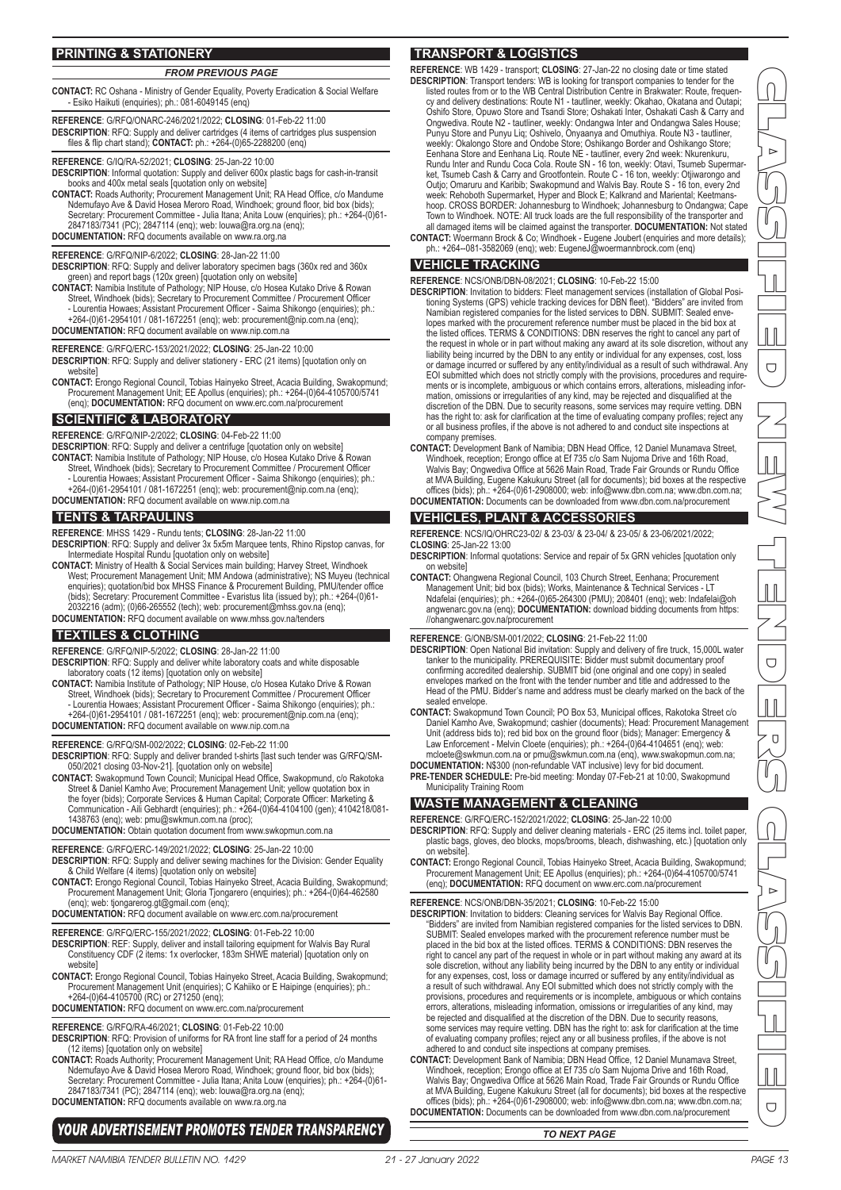## PRINTING & STATIONERY

*FROM PREVIOUS PAGE*

**CONTACT:** RC Oshana - Ministry of Gender Equality, Poverty Eradication & Social Welfare - Esiko Haikuti (enquiries); ph.: 081-6049145 (enq)

**REFERENCE**: G/RFQ/ONARC-246/2021/2022; **CLOSING**: 01-Feb-22 11:00
**DESCRIPTION**: RFQ: Supply and deliver cartridges (4 items of cartridges plus suspension files & flip chart stand); **CONTACT:** ph.: +264-(0)65-2288200 (enq)

**REFERENCE**: G/IQ/RA-52/2021; **CLOSING**: 25-Jan-22 10:00
**DESCRIPTION**: Informal quotation: Supply and deliver 600x plastic bags for cash-in-transit books and 400x metal seals [quotation only on website]
**CONTACT:** Roads Authority; Procurement Management Unit; RA Head Office, c/o Mandume Ndemufayo Ave & David Hosea Meroro Road, Windhoek; ground floor, bid box (bids); Secretary: Procurement Committee - Julia Itana; Anita Louw (enquiries); ph.: +264-(0)61-2847183/7341 (PC); 2847114 (enq); web: louwa@ra.org.na (enq);
**DOCUMENTATION:** RFQ documents available on www.ra.org.na

**REFERENCE**: G/RFQ/NIP-6/2022; **CLOSING**: 28-Jan-22 11:00
**DESCRIPTION**: RFQ: Supply and deliver laboratory specimen bags (360x red and 360x green) and report bags (120x green) [quotation only on website]
**CONTACT:** Namibia Institute of Pathology; NIP House, c/o Hosea Kutako Drive & Rowan Street, Windhoek (bids); Secretary to Procurement Committee / Procurement Officer - Lourentia Howaes; Assistant Procurement Officer - Saima Shikongo (enquiries); ph.: +264-(0)61-2954101 / 081-1672251 (enq); web: procurement@nip.com.na (enq);
**DOCUMENTATION:** RFQ document available on www.nip.com.na

**REFERENCE**: G/RFQ/ERC-153/2021/2022; **CLOSING**: 25-Jan-22 10:00
**DESCRIPTION**: RFQ: Supply and deliver stationery - ERC (21 items) [quotation only on website]
**CONTACT:** Erongo Regional Council, Tobias Hainyeko Street, Acacia Building, Swakopmund; Procurement Management Unit; EE Apollus (enquiries); ph.: +264-(0)64-4105700/5741 (enq); **DOCUMENTATION:** RFQ document on www.erc.com.na/procurement

## SCIENTIFIC & LABORATORY

**REFERENCE**: G/RFQ/NIP-2/2022; **CLOSING**: 04-Feb-22 11:00
**DESCRIPTION**: RFQ: Supply and deliver a centrifuge [quotation only on website]
**CONTACT:** Namibia Institute of Pathology; NIP House, c/o Hosea Kutako Drive & Rowan Street, Windhoek (bids); Secretary to Procurement Committee / Procurement Officer - Lourentia Howaes; Assistant Procurement Officer - Saima Shikongo (enquiries); ph.: +264-(0)61-2954101 / 081-1672251 (enq); web: procurement@nip.com.na (enq);
**DOCUMENTATION:** RFQ document available on www.nip.com.na

## TENTS & TARPAULINS

**REFERENCE**: MHSS 1429 - Rundu tents; **CLOSING**: 28-Jan-22 11:00
**DESCRIPTION**: RFQ: Supply and deliver 3x 5x5m Marquee tents, Rhino Ripstop canvas, for Intermediate Hospital Rundu [quotation only on website]
**CONTACT:** Ministry of Health & Social Services main building; Harvey Street, Windhoek West; Procurement Management Unit; MM Andowa (administrative); NS Muyeu (technical enquiries); quotation/bid box MHSS Finance & Procurement Building, PMU/tender office (bids); Secretary: Procurement Committee - Evaristus Iita (issued by); ph.: +264-(0)61-2032216 (adm); (0)66-265552 (tech); web: procurement@mhss.gov.na (enq);
**DOCUMENTATION:** RFQ document available on www.mhss.gov.na/tenders

## TEXTILES & CLOTHING

**REFERENCE**: G/RFQ/NIP-5/2022; **CLOSING**: 28-Jan-22 11:00
**DESCRIPTION**: RFQ: Supply and deliver white laboratory coats and white disposable laboratory coats (12 items) [quotation only on website]
**CONTACT:** Namibia Institute of Pathology; NIP House, c/o Hosea Kutako Drive & Rowan Street, Windhoek (bids); Secretary to Procurement Committee / Procurement Officer - Lourentia Howaes; Assistant Procurement Officer - Saima Shikongo (enquiries); ph.: +264-(0)61-2954101 / 081-1672251 (enq); web: procurement@nip.com.na (enq);
**DOCUMENTATION:** RFQ document available on www.nip.com.na

**REFERENCE**: G/RFQ/SM-002/2022; **CLOSING**: 02-Feb-22 11:00
**DESCRIPTION**: RFQ: Supply and deliver branded t-shirts [last such tender was G/RFQ/SM-050/2021 closing 03-Nov-21]. [quotation only on website]
**CONTACT:** Swakopmund Town Council; Municipal Head Office, Swakopmund, c/o Rakotoka Street & Daniel Kamho Ave; Procurement Management Unit; yellow quotation box in the foyer (bids); Corporate Services & Human Capital; Corporate Officer: Marketing & Communication - Aili Gebhardt (enquiries); ph.: +264-(0)64-4104100 (gen); 4104218/081-1438763 (enq); web: pmu@swkmun.com.na (proc);
**DOCUMENTATION:** Obtain quotation document from www.swkopmun.com.na

**REFERENCE**: G/RFQ/ERC-149/2021/2022; **CLOSING**: 25-Jan-22 10:00
**DESCRIPTION**: RFQ: Supply and deliver sewing machines for the Division: Gender Equality & Child Welfare (4 items) [quotation only on website]
**CONTACT:** Erongo Regional Council, Tobias Hainyeko Street, Acacia Building, Swakopmund; Procurement Management Unit; Gloria Tjongarero (enquiries); ph.: +264-(0)64-462580 (enq); web: tjongarerog.gt@gmail.com (enq);
**DOCUMENTATION:** RFQ document available on www.erc.com.na/procurement

**REFERENCE**: G/RFQ/ERC-155/2021/2022; **CLOSING**: 01-Feb-22 10:00
**DESCRIPTION**: REF: Supply, deliver and install tailoring equipment for Walvis Bay Rural Constituency CDF (2 items: 1x overlocker, 183m SHWE material) [quotation only on website]
**CONTACT:** Erongo Regional Council, Tobias Hainyeko Street, Acacia Building, Swakopmund; Procurement Management Unit (enquiries); C Kahiiko or E Haipinge (enquiries); ph.: +264-(0)64-4105700 (RC) or 271250 (enq);
**DOCUMENTATION:** RFQ document on www.erc.com.na/procurement

**REFERENCE**: G/RFQ/RA-46/2021; **CLOSING**: 01-Feb-22 10:00
**DESCRIPTION**: RFQ: Provision of uniforms for RA front line staff for a period of 24 months (12 items) [quotation only on website]
**CONTACT:** Roads Authority; Procurement Management Unit; RA Head Office, c/o Mandume Ndemufayo Ave & David Hosea Meroro Road, Windhoek; ground floor, bid box (bids); Secretary: Procurement Committee - Julia Itana; Anita Louw (enquiries); ph.: +264-(0)61-2847183/7341 (PC); 2847114 (enq); web: louwa@ra.org.na (enq);
**DOCUMENTATION:** RFQ documents available on www.ra.org.na

*YOUR ADVERTISEMENT PROMOTES TENDER TRANSPARENCY*

## TRANSPORT & LOGISTICS

**REFERENCE**: WB 1429 - transport; **CLOSING**: 27-Jan-22 no closing date or time stated
**DESCRIPTION**: Transport tenders: WB is looking for transport companies to tender for the listed routes from or to the WB Central Distribution Centre in Brakwater: Route, frequency and delivery destinations: Route N1 - tautliner, weekly: Okahao, Okatana and Outapi; Oshifo Store, Opuwo Store and Tsandi Store; Oshakati Inter, Oshakati Cash & Carry and Ongwediva. Route N2 - tautliner, weekly: Ondangwa Inter and Ondangwa Sales House; Punyu Store and Punyu Liq; Oshivelo, Onyaanya and Omuthiya. Route N3 - tautliner, weekly: Okalongo Store and Ondobe Store; Oshikango Border and Oshikango Store; Eenhana Store and Eenhana Liq. Route NE - tautliner, every 2nd week: Nkurenkuru, Rundu Inter and Rundu Coca Cola. Route SN - 16 ton, weekly: Otavi, Tsumeb Supermarket, Tsumeb Cash & Carry and Grootfontein. Route C - 16 ton, weekly: Otjiwarongo and Outjo; Omaruru and Karibib; Swakopmund and Walvis Bay. Route S - 16 ton, every 2nd week: Rehoboth Supermarket, Hyper and Block E; Kalkrand and Mariental; Keetmanshoop. CROSS BORDER: Johannesburg to Windhoek; Johannesburg to Ondangwa; Cape Town to Windhoek. NOTE: All truck loads are the full responsibility of the transporter and all damaged items will be claimed against the transporter. **DOCUMENTATION:** Not stated
**CONTACT:** Woermann Brock & Co; Windhoek - Eugene Joubert (enquiries and more details); ph.: +264--081-3582069 (enq); web: EugeneJ@woermannbrock.com (enq)

## VEHICLE TRACKING

**REFERENCE**: NCS/ONB/DBN-08/2021; **CLOSING**: 10-Feb-22 15:00
**DESCRIPTION**: Invitation to bidders: Fleet management services (installation of Global Positioning Systems (GPS) vehicle tracking devices for DBN fleet). "Bidders" are invited from Namibian registered companies for the listed services to DBN. SUBMIT: Sealed envelopes marked with the procurement reference number must be placed in the bid box at the listed offices. TERMS & CONDITIONS: DBN reserves the right to cancel any part of the request in whole or in part without making any award at its sole discretion, without any liability being incurred by the DBN to any entity or individual for any expenses, cost, loss or damage incurred or suffered by any entity/individual as a result of such withdrawal. Any EOI submitted which does not strictly comply with the provisions, procedures and requirements or is incomplete, ambiguous or which contains errors, alterations, misleading information, omissions or irregularities of any kind, may be rejected and disqualified at the discretion of the DBN. Due to security reasons, some services may require vetting. DBN has the right to: ask for clarification at the time of evaluating company profiles; reject any or all business profiles, if the above is not adhered to and conduct site inspections at company premises.
**CONTACT:** Development Bank of Namibia; DBN Head Office, 12 Daniel Munamava Street, Windhoek, reception; Erongo office at Ef 735 c/o Sam Nujoma Drive and 16th Road, Walvis Bay; Ongwediva Office at 5626 Main Road, Trade Fair Grounds or Rundu Office at MVA Building, Eugene Kakukuru Street (all for documents); bid boxes at the respective offices (bids); ph.: +264-(0)61-2908000; web: info@www.dbn.com.na; www.dbn.com.na;
**DOCUMENTATION:** Documents can be downloaded from www.dbn.com.na/procurement

## VEHICLES, PLANT & ACCESSORIES

**REFERENCE**: NCS/IQ/OHRC23-02/ & 23-03/ & 23-04/ & 23-05/ & 23-06/2021/2022; **CLOSING**: 25-Jan-22 13:00
**DESCRIPTION**: Informal quotations: Service and repair of 5x GRN vehicles [quotation only on website]
**CONTACT:** Ohangwena Regional Council, 103 Church Street, Eenhana; Procurement Management Unit; bid box (bids); Works, Maintenance & Technical Services - LT Ndafelai (enquiries); ph.: +264-(0)65-264300 (PMU); 208401 (enq); web: Indafelai@ohangwenarc.gov.na (enq); **DOCUMENTATION:** download bidding documents from https://ohangwenarc.gov.na/procurement

**REFERENCE**: G/ONB/SM-001/2022; **CLOSING**: 21-Feb-22 11:00
**DESCRIPTION**: Open National Bid invitation: Supply and delivery of fire truck, 15,000L water tanker to the municipality. PREREQUISITE: Bidder must submit documentary proof confirming accredited dealership. SUBMIT bid (one original and one copy) in sealed envelopes marked on the front with the tender number and title and addressed to the Head of the PMU. Bidder's name and address must be clearly marked on the back of the sealed envelope.
**CONTACT:** Swakopmund Town Council; PO Box 53, Municipal offices, Rakotoka Street c/o Daniel Kamho Ave, Swakopmund; cashier (documents); Head: Procurement Management Unit (address bids to); red bid box on the ground floor (bids); Manager: Emergency & Law Enforcement - Melvin Cloete (enquiries); ph.: +264-(0)64-4104651 (enq); web: mcloete@swkmun.com.na or pmu@swkmun.com.na (enq), www.swakopmun.com.na;
**DOCUMENTATION:** N$300 (non-refundable VAT inclusive) levy for bid document.
**PRE-TENDER SCHEDULE:** Pre-bid meeting: Monday 07-Feb-21 at 10:00, Swakopmund Municipality Training Room

## WASTE MANAGEMENT & CLEANING

**REFERENCE**: G/RFQ/ERC-152/2021/2022; **CLOSING**: 25-Jan-22 10:00
**DESCRIPTION**: RFQ: Supply and deliver cleaning materials - ERC (25 items incl. toilet paper, plastic bags, gloves, deo blocks, mops/brooms, bleach, dishwashing, etc.) [quotation only on website].
**CONTACT:** Erongo Regional Council, Tobias Hainyeko Street, Acacia Building, Swakopmund; Procurement Management Unit; EE Apollus (enquiries); ph.: +264-(0)64-4105700/5741 (enq); **DOCUMENTATION:** RFQ document on www.erc.com.na/procurement

**REFERENCE**: NCS/ONB/DBN-35/2021; **CLOSING**: 10-Feb-22 15:00
**DESCRIPTION**: Invitation to bidders: Cleaning services for Walvis Bay Regional Office. "Bidders" are invited from Namibian registered companies for the listed services to DBN. SUBMIT: Sealed envelopes marked with the procurement reference number must be placed in the bid box at the listed offices. TERMS & CONDITIONS: DBN reserves the right to cancel any part of the request in whole or in part without making any award at its sole discretion, without any liability being incurred by the DBN to any entity or individual for any expenses, cost, loss or damage incurred or suffered by any entity/individual as a result of such withdrawal. Any EOI submitted which does not strictly comply with the provisions, procedures and requirements or is incomplete, ambiguous or which contains errors, alterations, misleading information, omissions or irregularities of any kind, may be rejected and disqualified at the discretion of the DBN. Due to security reasons, some services may require vetting. DBN has the right to: ask for clarification at the time of evaluating company profiles; reject any or all business profiles, if the above is not adhered to and conduct site inspections at company premises.
**CONTACT:** Development Bank of Namibia; DBN Head Office, 12 Daniel Munamava Street, Windhoek, reception; Erongo office at Ef 735 c/o Sam Nujoma Drive and 16th Road, Walvis Bay; Ongwediva Office at 5626 Main Road, Trade Fair Grounds or Rundu Office at MVA Building, Eugene Kakukuru Street (all for documents); bid boxes at the respective offices (bids); ph.: +264-(0)61-2908000; web: info@www.dbn.com.na; www.dbn.com.na;
**DOCUMENTATION:** Documents can be downloaded from www.dbn.com.na/procurement

*TO NEXT PAGE*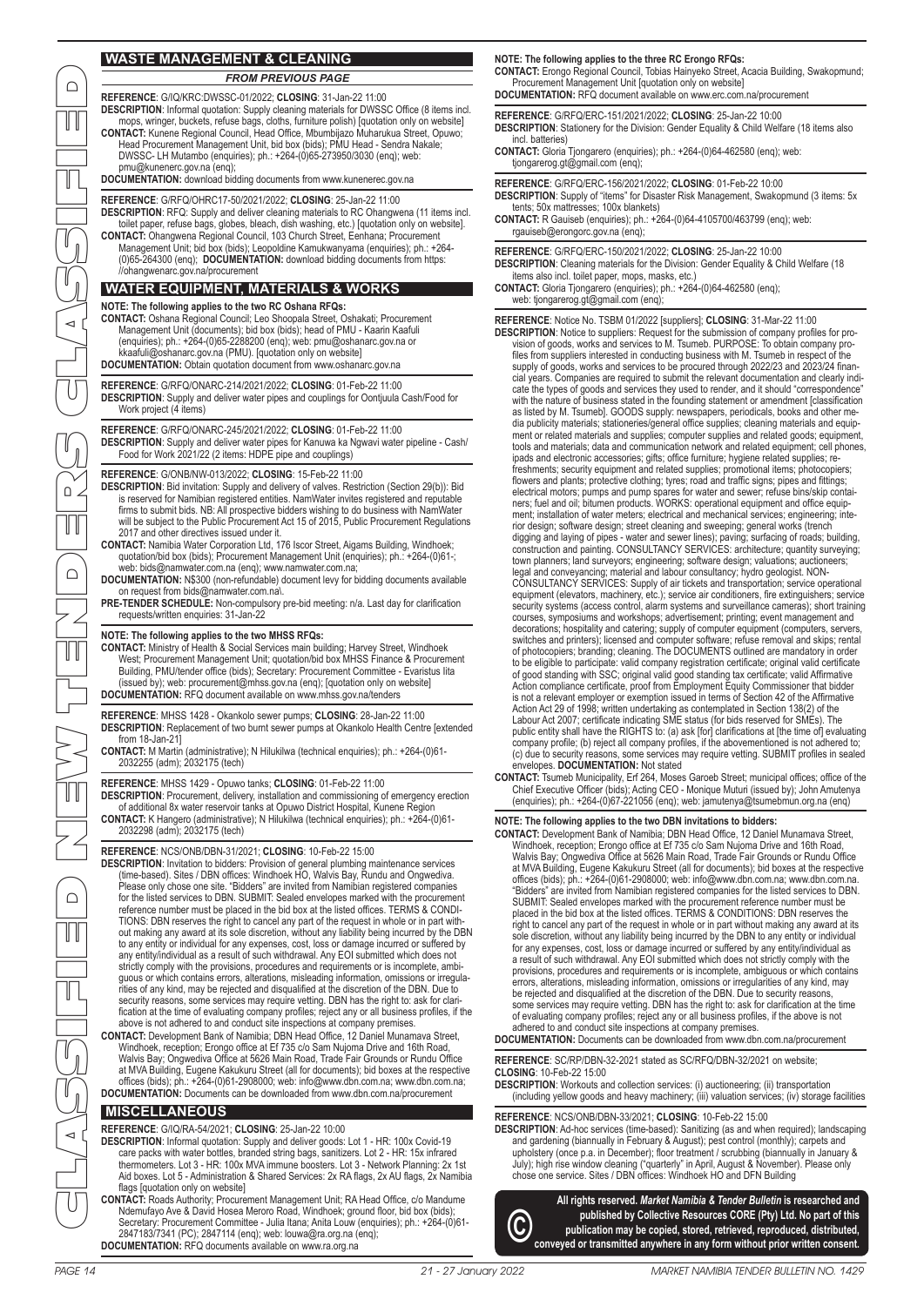## WASTE MANAGEMENT & CLEANING

*FROM PREVIOUS PAGE*

**REFERENCE**: G/IQ/KRC:DWSSC-01/2022; **CLOSING**: 31-Jan-22 11:00
**DESCRIPTION**: Informal quotation: Supply cleaning materials for DWSSC Office (8 items incl. mops, wringer, buckets, refuse bags, cloths, furniture polish) [quotation only on website]
**CONTACT:** Kunene Regional Council, Head Office, Mbumbijazo Muharukua Street, Opuwo; Head Procurement Management Unit, bid box (bids); PMU Head - Sendra Nakale; DWSSC- LH Mutambo (enquiries); ph.: +264-(0)65-273950/3030 (enq); web: pmu@kunenerc.gov.na (enq);
**DOCUMENTATION:** download bidding documents from www.kunenerc.gov.na

**REFERENCE**: G/RFQ/OHRC17-50/2021/2022; **CLOSING**: 25-Jan-22 11:00
**DESCRIPTION**: RFQ: Supply and deliver cleaning materials to RC Ohangwena (11 items incl. toilet paper, refuse bags, globes, bleach, dish washing, etc.) [quotation only on website].
**CONTACT:** Ohangwena Regional Council, 103 Church Street, Eenhana; Procurement Management Unit; bid box (bids); Leopoldine Kamukwanyama (enquiries); ph.: +264-(0)65-264300 (enq); **DOCUMENTATION:** download bidding documents from https://ohangwenarc.gov.na/procurement

## WATER EQUIPMENT, MATERIALS & WORKS

**NOTE: The following applies to the two RC Oshana RFQs:**
**CONTACT:** Oshana Regional Council; Leo Shoopala Street, Oshakati; Procurement Management Unit (documents); bid box (bids); head of PMU - Kaarin Kaafuli (enquiries); ph.: +264-(0)65-2288200 (enq); web: pmu@oshanarc.gov.na or kkaafuli@oshanarc.gov.na (PMU). [quotation only on website]
**DOCUMENTATION:** Obtain quotation document from www.oshanarc.gov.na

**REFERENCE**: G/RFQ/ONARC-214/2021/2022; **CLOSING**: 01-Feb-22 11:00
**DESCRIPTION**: Supply and deliver water pipes and couplings for Oontjuula Cash/Food for Work project (4 items)

**REFERENCE**: G/RFQ/ONARC-245/2021/2022; **CLOSING**: 01-Feb-22 11:00
**DESCRIPTION**: Supply and deliver water pipes for Kanuwa ka Ngwavi water pipeline - Cash/ Food for Work 2021/22 (2 items: HDPE pipe and couplings)

**REFERENCE**: G/ONB/NW-013/2022; **CLOSING**: 15-Feb-22 11:00
**DESCRIPTION**: Bid invitation: Supply and delivery of valves. Restriction (Section 29(b)): Bid is reserved for Namibian registered entities. NamWater invites registered and reputable firms to submit bids. NB: All prospective bidders wishing to do business with NamWater will be subject to the Public Procurement Act 15 of 2015, Public Procurement Regulations 2017 and other directives issued under it.
**CONTACT:** Namibia Water Corporation Ltd, 176 Iscor Street, Aigams Building, Windhoek; quotation/bid box (bids); Procurement Management Unit (enquiries); ph.: +264-(0)61-; web: bids@namwater.com.na (enq); www.namwater.com.na;
**DOCUMENTATION:** N$300 (non-refundable) document levy for bidding documents available on request from bids@namwater.com.na\.
**PRE-TENDER SCHEDULE:** Non-compulsory pre-bid meeting: n/a. Last day for clarification requests/written enquiries: 31-Jan-22

**NOTE: The following applies to the two MHSS RFQs:**
**CONTACT:** Ministry of Health & Social Services main building; Harvey Street, Windhoek West; Procurement Management Unit; quotation/bid box MHSS Finance & Procurement Building, PMU/tender office (bids); Secretary: Procurement Committee - Evaristus Iita (issued by); web: procurement@mhss.gov.na (enq); [quotation only on website]
**DOCUMENTATION:** RFQ document available on www.mhss.gov.na/tenders

**REFERENCE**: MHSS 1428 - Okankolo sewer pumps; **CLOSING**: 28-Jan-22 11:00
**DESCRIPTION**: Replacement of two burnt sewer pumps at Okankolo Health Centre [extended from 18-Jan-21]
**CONTACT:** M Martin (administrative); N Hilukilwa (technical enquiries); ph.: +264-(0)61-2032255 (adm); 2032175 (tech)

**REFERENCE**: MHSS 1429 - Opuwo tanks; **CLOSING**: 01-Feb-22 11:00
**DESCRIPTION**: Procurement, delivery, installation and commissioning of emergency erection of additional 8x water reservoir tanks at Opuwo District Hospital, Kunene Region
**CONTACT:** K Hangero (administrative); N Hilukilwa (technical enquiries); ph.: +264-(0)61-2032298 (adm); 2032175 (tech)

**REFERENCE**: NCS/ONB/DBN-31/2021; **CLOSING**: 10-Feb-22 15:00
**DESCRIPTION**: Invitation to bidders: Provision of general plumbing maintenance services (time-based). Sites / DBN offices: Windhoek HO, Walvis Bay, Rundu and Ongwediva. Please only chose one site. "Bidders" are invited from Namibian registered companies for the listed services to DBN. SUBMIT: Sealed envelopes marked with the procurement reference number must be placed in the bid box at the listed offices. TERMS & CONDITIONS: DBN reserves the right to cancel any part of the request in whole or in part without making any award at its sole discretion, without any liability being incurred by the DBN to any entity or individual for any expenses, cost, loss or damage incurred or suffered by any entity/individual as a result of such withdrawal. Any EOI submitted which does not strictly comply with the provisions, procedures and requirements or is incomplete, ambiguous or which contains errors, alterations, misleading information, omissions or irregularities of any kind, may be rejected and disqualified at the discretion of the DBN. Due to security reasons, some services may require vetting. DBN has the right to: ask for clarification at the time of evaluating company profiles; reject any or all business profiles, if the above is not adhered to and conduct site inspections at company premises.
**CONTACT:** Development Bank of Namibia; DBN Head Office, 12 Daniel Munamava Street, Windhoek, reception; Erongo office at Ef 735 c/o Sam Nujoma Drive and 16th Road, Walvis Bay; Ongwediva Office at 5626 Main Road, Trade Fair Grounds or Rundu Office at MVA Building, Eugene Kakukuru Street (all for documents); bid boxes at the respective offices (bids); ph.: +264-(0)61-2908000; web: info@www.dbn.com.na; www.dbn.com.na;
**DOCUMENTATION:** Documents can be downloaded from www.dbn.com.na/procurement

## MISCELLANEOUS

**REFERENCE**: G/IQ/RA-54/2021; **CLOSING**: 25-Jan-22 10:00
**DESCRIPTION**: Informal quotation: Supply and deliver goods: Lot 1 - HR: 100x Covid-19 care packs with water bottles, branded string bags, sanitizers. Lot 2 - HR: 15x infrared thermometers. Lot 3 - HR: 100x MVA immune boosters. Lot 3 - Network Planning: 2x 1st Aid boxes. Lot 5 - Administration & Shared Services: 2x RA flags, 2x AU flags, 2x Namibia flags [quotation only on website]
**CONTACT:** Roads Authority; Procurement Management Unit; RA Head Office, c/o Mandume Ndemufayo Ave & David Hosea Meroro Road, Windhoek; ground floor, bid box (bids); Secretary: Procurement Committee - Julia Itana; Anita Louw (enquiries); ph.: +264-(0)61-2847183/7341 (PC); 2847114 (enq); web: louwa@ra.org.na (enq);
**DOCUMENTATION:** RFQ documents available on www.ra.org.na

**NOTE: The following applies to the three RC Erongo RFQs:**
**CONTACT:** Erongo Regional Council, Tobias Hainyeko Street, Acacia Building, Swakopmund; Procurement Management Unit [quotation only on website]
**DOCUMENTATION:** RFQ document available on www.erc.com.na/procurement

**REFERENCE**: G/RFQ/ERC-151/2021/2022; **CLOSING**: 25-Jan-22 10:00
**DESCRIPTION**: Stationery for the Division: Gender Equality & Child Welfare (18 items also incl. batteries)
**CONTACT:** Gloria Tjongarero (enquiries); ph.: +264-(0)64-462580 (enq); web: tjongarerog.gt@gmail.com (enq);

**REFERENCE**: G/RFQ/ERC-156/2021/2022; **CLOSING**: 01-Feb-22 10:00
**DESCRIPTION**: Supply of "items" for Disaster Risk Management, Swakopmund (3 items: 5x tents; 50x mattresses; 100x blankets)
**CONTACT:** R Gauiseb (enquiries); ph.: +264-(0)64-4105700/463799 (enq); web: rgauiseb@erongorc.gov.na (enq);

**REFERENCE**: G/RFQ/ERC-150/2021/2022; **CLOSING**: 25-Jan-22 10:00
**DESCRIPTION**: Cleaning materials for the Division: Gender Equality & Child Welfare (18 items also incl. toilet paper, mops, masks, etc.)
**CONTACT:** Gloria Tjongarero (enquiries); ph.: +264-(0)64-462580 (enq); web: tjongarerog.gt@gmail.com (enq);

**REFERENCE**: Notice No. TSBM 01/2022 [suppliers]; **CLOSING**: 31-Mar-22 11:00
**DESCRIPTION**: Notice to suppliers: Request for the submission of company profiles for provision of goods, works and services to M. Tsumeb. PURPOSE: To obtain company profiles from suppliers interested in conducting business with M. Tsumeb in respect of the supply of goods, works and services to be procured through 2022/23 and 2023/24 financial years. Companies are required to submit the relevant documentation and clearly indicate the types of goods and services they used to render, and it should "correspondence" with the nature of business stated in the founding statement or amendment [classification as listed by M. Tsumeb]. GOODS supply: newspapers, periodicals, books and other media publicity materials; stationeries/general office supplies; cleaning materials and equipment or related materials and supplies; computer supplies and related goods; equipment, tools and materials; data and communication network and related equipment; cell phones, ipads and electronic accessories; gifts; office furniture; hygiene related supplies; refreshments; security equipment and related supplies; promotional items; photocopiers; flowers and plants; protective clothing; tyres; road and traffic signs; pipes and fittings; electrical motors; pumps and pump spares for water and sewer; refuse bins/skip containers; fuel and oil; bitumen products. WORKS: operational equipment and office equipment; installation of water meters; electrical and mechanical services; engineering; interior design; software design; street cleaning and sweeping; general works (trench digging and laying of pipes - water and sewer lines); paving; surfacing of roads; building, construction and painting. CONSULTANCY SERVICES: architecture; quantity surveying; town planners; land surveyors; engineering; software design; valuations; auctioneers; legal and conveyancing; material and labour consultancy; hydro geologist. NON-CONSULTANCY SERVICES: Supply of air tickets and transportation; service operational equipment (elevators, machinery, etc.); service air conditioners, fire extinguishers; service security systems (access control, alarm systems and surveillance cameras); short training courses, symposiums and workshops; advertisement; printing; event management and decorations; hospitality and catering; supply of computer equipment (computers, servers, switches and printers); licensed and computer software; refuse removal and skips; rental of photocopiers; branding; cleaning. The DOCUMENTS outlined are mandatory in order to be eligible to participate: valid company registration certificate; original valid certificate of good standing with SSC; original valid good standing tax certificate; valid Affirmative Action compliance certificate, proof from Employment Equity Commissioner that bidder is not a relevant employer or exemption issued in terms of Section 42 of the Affirmative Action Act 29 of 1998; written undertaking as contemplated in Section 138(2) of the Labour Act 2007; certificate indicating SME status (for bids reserved for SMEs). The public entity shall have the RIGHTS to: (a) ask [for] clarifications at [the time of] evaluating company profile; (b) reject all company profiles, if the abovementioned is not adhered to; (c) due to security reasons, some services may require vetting. SUBMIT profiles in sealed envelopes. **DOCUMENTATION:** Not stated
**CONTACT:** Tsumeb Municipality, Erf 264, Moses Garoeb Street; municipal offices; office of the Chief Executive Officer (bids); Acting CEO - Monique Muturi (issued by); John Amutenya (enquiries); ph.: +264-(0)67-221056 (enq); web: jamutenya@tsumebmun.org.na (enq)

**NOTE: The following applies to the two DBN invitations to bidders:**
**CONTACT:** Development Bank of Namibia; DBN Head Office, 12 Daniel Munamava Street, Windhoek, reception; Erongo office at Ef 735 c/o Sam Nujoma Drive and 16th Road, Walvis Bay; Ongwediva Office at 5626 Main Road, Trade Fair Grounds or Rundu Office at MVA Building, Eugene Kakukuru Street (all for documents); bid boxes at the respective offices (bids); ph.: +264-(0)61-2908000; web: info@www.dbn.com.na; www.dbn.com.na. "Bidders" are invited from Namibian registered companies for the listed services to DBN. SUBMIT: Sealed envelopes marked with the procurement reference number must be placed in the bid box at the listed offices. TERMS & CONDITIONS: DBN reserves the right to cancel any part of the request in whole or in part without making any award at its sole discretion, without any liability being incurred by the DBN to any entity or individual for any expenses, cost, loss or damage incurred or suffered by any entity/individual as a result of such withdrawal. Any EOI submitted which does not strictly comply with the provisions, procedures and requirements or is incomplete, ambiguous or which contains errors, alterations, misleading information, omissions or irregularities of any kind, may be rejected and disqualified at the discretion of the DBN. Due to security reasons, some services may require vetting. DBN has the right to: ask for clarification at the time of evaluating company profiles; reject any or all business profiles, if the above is not adhered to and conduct site inspections at company premises.
**DOCUMENTATION:** Documents can be downloaded from www.dbn.com.na/procurement

**REFERENCE**: SC/RP/DBN-32-2021 stated as SC/RFQ/DBN-32/2021 on website; **CLOSING**: 10-Feb-22 15:00
**DESCRIPTION**: Workouts and collection services: (i) auctioneering; (ii) transportation (including yellow goods and heavy machinery; (iii) valuation services; (iv) storage facilities

**REFERENCE**: NCS/ONB/DBN-33/2021; **CLOSING**: 10-Feb-22 15:00
**DESCRIPTION**: Ad-hoc services (time-based): Sanitizing (as and when required); landscaping and gardening (biannually in February & August); pest control (monthly); carpets and upholstery (once p.a. in December); floor treatment / scrubbing (biannually in January & July); high rise window cleaning ("quarterly" in April, August & November). Please only chose one service. Sites / DBN offices: Windhoek HO and DFN Building

**All rights reserved.** ***Market Namibia & Tender Bulletin*** **is researched and published by Collective Resources CORE (Pty) Ltd. No part of this publication may be copied, stored, retrieved, reproduced, distributed, conveyed or transmitted anywhere in any form without prior written consent.**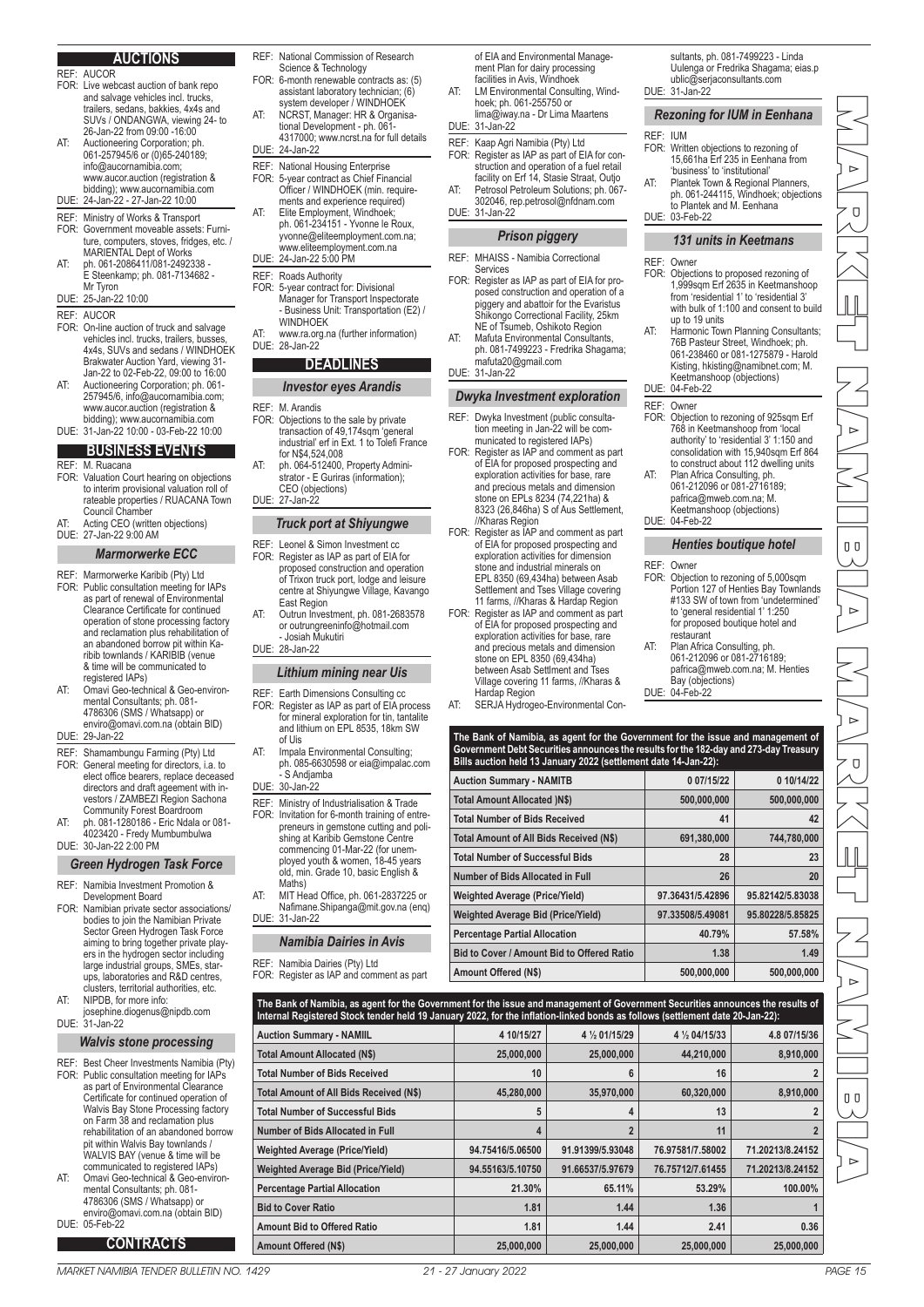## AUCTIONS

REF: AUCOR
FOR: Live webcast auction of bank repo and salvage vehicles incl. trucks, trailers, sedans, bakkies, 4x4s and SUVs / ONDANGWA, viewing 24- to 26-Jan-22 from 09:00 -16:00
AT: Auctioneering Corporation; ph. 061-257945/6 or (0)65-240189; info@aucornamibia.com; www.aucor.auction (registration & bidding); www.aucornamibia.com
DUE: 24-Jan-22 - 27-Jan-22 10:00

REF: Ministry of Works & Transport
FOR: Government moveable assets: Furniture, computers, stoves, fridges, etc. / MARIENTAL Dept of Works
AT: ph. 061-2086411/081-2492338 - E Steenkamp; ph. 081-7134682 - Mr Tyron
DUE: 25-Jan-22 10:00

REF: AUCOR
FOR: On-line auction of truck and salvage vehicles incl. trucks, trailers, busses, 4x4s, SUVs and sedans / WINDHOEK Brakwater Auction Yard, viewing 31-Jan-22 to 02-Feb-22, 09:00 to 16:00
AT: Auctioneering Corporation; ph. 061-257945/6, info@aucornamibia.com; www.aucor.auction (registration & bidding); www.aucornamibia.com
DUE: 31-Jan-22 10:00 - 03-Feb-22 10:00

## BUSINESS EVENTS

REF: M. Ruacana
FOR: Valuation Court hearing on objections to interim provisional valuation roll of rateable properties / RUACANA Town Council Chamber
AT: Acting CEO (written objections)
DUE: 27-Jan-22 9:00 AM

### Marmorwerke ECC

REF: Marmorwerke Karibib (Pty) Ltd
FOR: Public consultation meeting for IAPs as part of renewal of Environmental Clearance Certificate for continued operation of stone processing factory and reclamation plus rehabilitation of an abandoned borrow pit within Karibib townlands / KARIBIB (venue & time will be communicated to registered IAPs)
AT: Omavi Geo-technical & Geo-environmental Consultants; ph. 081-4786306 (SMS / Whatsapp) or enviro@omavi.com.na (obtain BID)
DUE: 29-Jan-22

REF: Shamambungu Farming (Pty) Ltd
FOR: General meeting for directors, i.a. to elect office bearers, replace deceased directors and draft ageement with investors / ZAMBEZI Region Sachona Community Forest Boardroom
AT: ph. 081-1280186 - Eric Ndala or 081-4023420 - Fredy Mumbumbulwa
DUE: 30-Jan-22 2:00 PM

### Green Hydrogen Task Force

REF: Namibia Investment Promotion & Development Board
FOR: Namibian private sector associations/ bodies to join the Namibian Private Sector Green Hydrogen Task Force aiming to bring together private players in the hydrogen sector including large industrial groups, SMEs, startups, laboratories and R&D centres, clusters, territorial authorities, etc.
AT: NIPDB, for more info: josephine.diogenus@nipdb.com
DUE: 31-Jan-22

### Walvis stone processing

REF: Best Cheer Investments Namibia (Pty)
FOR: Public consultation meeting for IAPs as part of Environmental Clearance Certificate for continued operation of Walvis Bay Stone Processing factory on Farm 38 and reclamation plus rehabilitation of an abandoned borrow pit within Walvis Bay townlands / WALVIS BAY (venue & time will be communicated to registered IAPs)
AT: Omavi Geo-technical & Geo-environmental Consultants; ph. 081-4786306 (SMS / Whatsapp) or enviro@omavi.com.na (obtain BID)
DUE: 05-Feb-22

## CONTRACTS

REF: National Commission of Research Science & Technology
FOR: 6-month renewable contracts as: (5) assistant laboratory technician; (6) system developer / WINDHOEK
AT: NCRST, Manager: HR & Organisational Development - ph. 061-4317000; www.ncrst.na for full details
DUE: 24-Jan-22

REF: National Housing Enterprise
FOR: 5-year contract as Chief Financial Officer / WINDHOEK (min. requirements and experience required)
AT: Elite Employment, Windhoek; ph. 061-234151 - Yvonne le Roux, yvonne@eliteemployment.com.na; www.eliteemployment.com.na
DUE: 24-Jan-22 5:00 PM

REF: Roads Authority
FOR: 5-year contract for: Divisional Manager for Transport Inspectorate - Business Unit: Transportation (E2) / WINDHOEK
AT: www.ra.org.na (further information)
DUE: 28-Jan-22

## DEADLINES

### Investor eyes Arandis

REF: M. Arandis
FOR: Objections to the sale by private transaction of 49,174sqm 'general industrial' erf in Ext. 1 to Tolefi France for N$4,524,008
AT: ph. 064-512400, Property Administrator - E Guriras (information); CEO (objections)
DUE: 27-Jan-22

### Truck port at Shiyungwe

REF: Leonel & Simon Investment cc
FOR: Register as IAP as part of EIA for proposed construction and operation of Trixon truck port, lodge and leisure centre at Shiyungwe Village, Kavango East Region
AT: Outrun Investment, ph. 081-2683578 or outrungreeninfo@hotmail.com - Josiah Mukutiri
DUE: 28-Jan-22

### Lithium mining near Uis

REF: Earth Dimensions Consulting cc
FOR: Register as IAP as part of EIA process for mineral exploration for tin, tantalite and lithium on EPL 8535, 18km SW of Uis
AT: Impala Environmental Consulting; ph. 085-6630598 or eia@impalac.com - S Andjamba
DUE: 30-Jan-22

REF: Ministry of Industrialisation & Trade
FOR: Invitation for 6-month training of entrepreneurs in gemstone cutting and polishing at Karibib Gemstone Centre commencing 01-Mar-22 (for unemployed youth & women, 18-45 years old, min. Grade 10, basic English & Maths)
AT: MIT Head Office, ph. 061-2837225 or Nafimane.Shipanga@mit.gov.na (enq)
DUE: 31-Jan-22

### Namibia Dairies in Avis

REF: Namibia Dairies (Pty) Ltd
FOR: Register as IAP and comment as part of EIA and Environmental Management Plan for dairy processing facilities in Avis, Windhoek
AT: LM Environmental Consulting, Windhoek; ph. 061-255750 or lima@iway.na - Dr Lima Maartens
DUE: 31-Jan-22

REF: Kaap Agri Namibia (Pty) Ltd
FOR: Register as IAP as part of EIA for construction and operation of a fuel retail facility on Erf 14, Stasie Straat, Outjo
AT: Petrosol Petroleum Solutions; ph. 067-302046, rep.petrosol@nfdnam.com
DUE: 31-Jan-22

### Prison piggery

REF: MHAISS - Namibia Correctional Services
FOR: Register as IAP as part of EIA for proposed construction and operation of a piggery and abattoir for the Evaristus Shikongo Correctional Facility, 25km NE of Tsumeb, Oshikoto Region
AT: Mafuta Environmental Consultants, ph. 081-7499223 - Fredrika Shagama; mafuta20@gmail.com
DUE: 31-Jan-22

### Dwyka Investment exploration

REF: Dwyka Investment (public consultation meeting in Jan-22 will be communicated to registered IAPs)
FOR: Register as IAP and comment as part of EIA for proposed prospecting and exploration activities for base, rare and precious metals and dimension stone on EPLs 8234 (74,221ha) & 8323 (26,846ha) S of Aus Settlement, //Kharas Region
FOR: Register as IAP and comment as part of EIA for proposed prospecting and exploration activities for dimension stone and industrial minerals on EPL 8350 (69,434ha) between Asab Settlement and Tses Village covering 11 farms, //Kharas & Hardap Region
FOR: Register as IAP and comment as part of EIA for proposed prospecting and exploration activities for base, rare and precious metals and dimension stone on EPL 8350 (69,434ha) between Asab Settlment and Tses Village covering 11 farms, //Kharas & Hardap Region
AT: SERJA Hydrogeo-Environmental Consultants, ph. 081-7499223 - Linda Uulenga or Fredrika Shagama; eias.public@serjaconsultants.com
DUE: 31-Jan-22

### Rezoning for IUM in Eenhana

REF: IUM
FOR: Written objections to rezoning of 15,661ha Erf 235 in Eenhana from 'business' to 'institutional'
AT: Plantek Town & Regional Planners, ph. 061-244115, Windhoek; objections to Plantek and M. Eenhana
DUE: 03-Feb-22

### 131 units in Keetmans

REF: Owner
FOR: Objections to proposed rezoning of 1,999sqm Erf 2635 in Keetmanshoop from 'residential 1' to 'residential 3' with bulk of 1:100 and consent to build up to 19 units
AT: Harmonic Town Planning Consultants; 76B Pasteur Street, Windhoek; ph. 061-238460 or 081-1275879 - Harold Kisting, hkisting@namibnet.com; M. Keetmanshoop (objections)
DUE: 04-Feb-22

REF: Owner
FOR: Objection to rezoning of 925sqm Erf 768 in Keetmanshoop from 'local authority' to 'residential 3' 1:150 and consolidation with 15,940sqm Erf 864 to construct about 112 dwelling units
AT: Plan Africa Consulting, ph. 061-212096 or 081-2716189; pafrica@mweb.com.na; M. Keetmanshoop (objections)
DUE: 04-Feb-22

### Henties boutique hotel

REF: Owner
FOR: Objection to rezoning of 5,000sqm Portion 127 of Henties Bay Townlands #133 SW of town from 'undetermined' to 'general residential 1' 1:250 for proposed boutique hotel and restaurant
AT: Plan Africa Consulting, ph. 061-212096 or 081-2716189; pafrica@mweb.com.na; M. Henties Bay (objections)
DUE: 04-Feb-22

**The Bank of Namibia, as agent for the Government for the issue and management of Government Debt Securities announces the results for the 182-day and 273-day Treasury Bills auction held 13 January 2022 (settlement date 14-Jan-22):**

| Auction Summary - NAMITB | 0 07/15/22 | 0 10/14/22 |
|---|---|---|
| Total Amount Allocated )N$) | 500,000,000 | 500,000,000 |
| Total Number of Bids Received | 41 | 42 |
| Total Amount of All Bids Received (N$) | 691,380,000 | 744,780,000 |
| Total Number of Successful Bids | 28 | 23 |
| Number of Bids Allocated in Full | 26 | 20 |
| Weighted Average (Price/Yield) | 97.36431/5.42896 | 95.82142/5.83038 |
| Weighted Average Bid (Price/Yield) | 97.33508/5.49081 | 95.80228/5.85825 |
| Percentage Partial Allocation | 40.79% | 57.58% |
| Bid to Cover / Amount Bid to Offered Ratio | 1.38 | 1.49 |
| Amount Offered (N$) | 500,000,000 | 500,000,000 |

**The Bank of Namibia, as agent for the Government for the issue and management of Government Securities announces the results of Internal Registered Stock tender held 19 January 2022, for the inflation-linked bonds as follows (settlement date 20-Jan-22):**

| Auction Summary - NAMIIL | 4 10/15/27 | 4 ½ 01/15/29 | 4 ½ 04/15/33 | 4.8 07/15/36 |
|---|---|---|---|---|
| Total Amount Allocated (N$) | 25,000,000 | 25,000,000 | 44,210,000 | 8,910,000 |
| Total Number of Bids Received | 10 | 6 | 16 | 2 |
| Total Amount of All Bids Received (N$) | 45,280,000 | 35,970,000 | 60,320,000 | 8,910,000 |
| Total Number of Successful Bids | 5 | 4 | 13 | 2 |
| Number of Bids Allocated in Full | 4 | 2 | 11 | 2 |
| Weighted Average (Price/Yield) | 94.75416/5.06500 | 91.91399/5.93048 | 76.97581/7.58002 | 71.20213/8.24152 |
| Weighted Average Bid (Price/Yield) | 94.55163/5.10750 | 91.66537/5.97679 | 76.75712/7.61455 | 71.20213/8.24152 |
| Percentage Partial Allocation | 21.30% | 65.11% | 53.29% | 100.00% |
| Bid to Cover Ratio | 1.81 | 1.44 | 1.36 | 1 |
| Amount Bid to Offered Ratio | 1.81 | 1.44 | 2.41 | 0.36 |
| Amount Offered (N$) | 25,000,000 | 25,000,000 | 25,000,000 | 25,000,000 |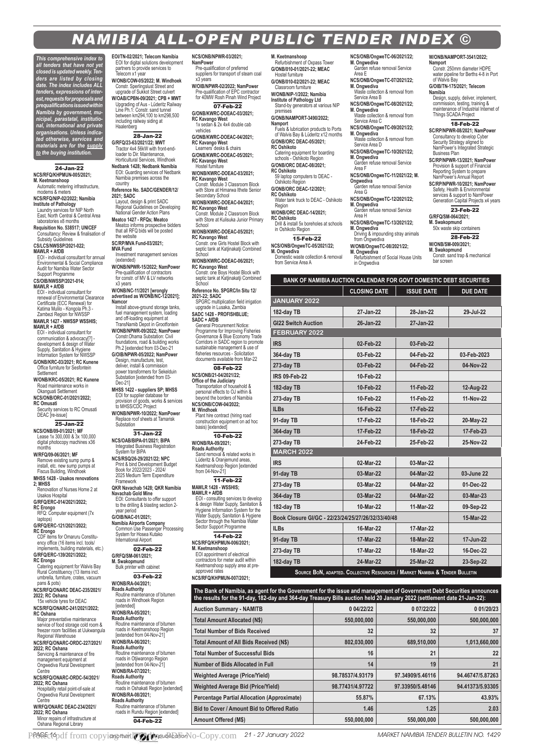# NAMIBIA ALL-OPEN PUBLIC TENDER INDEX ©

***This comprehensive index to all tenders that have not yet closed is updated weekly. Tenders are listed by closing date. The index includes ALL tenders, expressions of interest, requests for proposals and prequalifications issued within Namibia by government, municipal, parastatal, institutional, international and private organisations. Unless indicated otherwise, services and materials are for the supply to the buying institution.***

## 24-Jan-22

**NCS/RFQ/KHPMUN-005/2021; M. Keetmanshoop**
Automatic metering infrastructure, modems & meters

**NCS/RFQ/NIP-02/2022; Namibia Institute of Pathology**
Laundry services for NIP North East, North Central & Central Area laboratories x8 months

**Requisition No. 538517; UNICEF**
Consultancy: Review & finalisation of Subsidy Guidelines

**CS/LCS/NWSSP/2021-022; MAWLR + AfDB**
EOI - individual consultant for annual Environmental & Social Compliance Audit for Namibia Water Sector Support Programme

**CS/OIB/NWSSP/2021-014; MAWLR + AfDB**
EOI - individual consultant for renewal of Environmental Clearance Certificate (ECC Renewal) for Katima Mulilo - Kongola Ph.3 - Zambezi Region for NWSSP

**MAWLR 1427 - NWSSP WSSHIS; MAWLR + AfDB**
EOI - individual consultant for communication & advocacy[?] - development & design of Water Supply, Sanitation & Hygiene Information System for NWSSP

**G/ONB/KRC-03/2021; RC Kunene**
Office furniture for Sesfontein Settlement

**W/ONB/KRC-05/2021; RC Kunene**
Road maintenance works in Okanguati Settlement

**NCS/ONB/ORC-01/2021/2022; RC Omusati**
Security services to RC Omusati DEAC [re-issue]

## 25-Jan-22

**NCS/ONB/09-01/2021; MF**
Lease 1x 300,000 & 3x 100,000 digital photocopy machines x36 months

**W/RFQ/09-06/2021; MF**
Remove existing sump pump & install, etc. new sump pumps at Fiscus Building, Windhoek

**MHSS 1428 - Usakos renovations 2; MHSS**
Renovation of Nurses Home 2 at Usakos Hospital

**G/RFQ/ERC-014/2021/2022; RC Erongo**
RFQ: Computer equipment (7x laptops)

**G/RFQ/ERC-121/2021/2022; RC Erongo**
CDF items for Omaruru Constituency office (16 items incl. tools/implements, building materials, etc.)

**G/RFQ/ERC-139/2021/2022; RC Erongo**
Catering equipment for Walvis Bay Rural Constituency (13 items incl. umbrella, furniture, crates, vacuum pans & pots)

**NCS/RFQ/ONARC DEAC-235/2021/2022; RC Oshana**
15x vehicle tyres for DEAC

**NCS/RFQ/ONARC-241/2021/2022; RC Oshana**
Major preventative maintenance service of food storage cold room & freezer room facilities at Uukwangula Regional Warehouse

**NCS/RFQ/ONARC-ORDC-227/2021/2022; RC Oshana**
Servicing & maintenance of fire management equipment at Ongwediva Rural Development Centre

**NCS/RFQ/ONARC-ORDC-54/2021/2022; RC Oshana**
Hospitality retail point-of-sale at Ongwediva Rural Development Centre

**W/RFQ/ONARC DEAC-234/2021/2022; RC Oshana**
Minor repairs of infrastructure at Oshana Regional Library

**EOI/TN-02/2021; Telecom Namibia**
EOI for digital solutions development partners to provide services to Telecom x1 year

**W/ONB/COW-05/2022; M. Windhoek**
Constr. Sperlingslust Street and upgrade of Sukkot Street culvert

**W/OAB/CPBN-09/2021; CPB + MWT**
Upgrading of Aus - Lüderitz Railway Line Ph.1: Constr. sand tunnel between km294,100 to km298,500 including railway siding at Haalenberg

## 28-Jan-22

**G/RFQ/23-63/2021/22; MWT**
Tractor 4x4 56kW with front-end-loader to Dir. Maintenance, Horticultural Services, Windhoek

**Nedbank 1428; Nedbank Namibia**
EOI: Guarding services of Nedbank Namibia premises across the country

**Reference No. SADC/GENDER/12/2021; SADC**
Layout, design & print SADC Regional Guidelines on Developing National Gender Action Plans

**Meatco 1427 - RFQs; Meatco**
Meatco informs prospective bidders that all RFQ bids will be posted the website

**SC/RP/MVA Fund-03/2021; MVA Fund**
Investment management services (extended)

**W/ONB/NPWR-15/2022; NamPower**
Pre-qualification of contractors for constr. of MV & LV networks x3 years

**W/ONB/NC-11/2021 [wrongly advertised as W/ONB/NC-12/2021]; Namcor**
Install above-ground storage tanks, fuel management system, loading and off-loading equipment at TransNamib Depot in Grootfontein

**W/ONB/NPWR-09/2022; NamPower**
Constr.Ohama Substation: Civil foundations, road & building works Ph.2 [extended from 03-Dec-21

**G/OIB/NPWR-05/2022; NamPower**
Design, manufacture, test, deliver, install & commission power transformers for Sekelduin Substation [extended from 03-Dec-21]

**MHSS 1422 - suppliers SP; MHSS**
EOI for supplier database for provision of goods, works & services to MHSS/CDC Project

**W/ONB/NPWR-10/2022; NamPower**
Replace roof sheets at Tamarisk Substation

## 31-Jan-22

**NCS/OAB/BIPA-01/2021; BIPA**
Integrated Business Registration System for BIPA

**NCS/RSQ/26-29/2021/22; NPC**
Print & bind Development Budget Book for 2022/2023 - 2024/2025 Medium Term Expenditure Framework

**QKR Navachab 1428; QKR Namibia Navachab Gold Mine**
EOI: Consultants to offer support to the drilling & blasting section 2-year period

**G/OIB/NAC-01/2021; Namibia Airports Company**
Common Use Passenger Processing System for Hosea Kutako International Airport

## 02-Feb-22

**G/RFQ/SM-061/2021; M. Swakopmund**
Bulk printer with cabinet

## 03-Feb-22

**W/ONB/RA-04/2021; Roads Authority**
Routine maintenance of bitumen roads in Windhoek Region [extended]

**W/ONB/RA-05/2021; Roads Authority**
Routine maintenance of bitumen roads in Keetmanshoop Region [extended from 04-Nov-21]

**W/ONB/RA-06/2021; Roads Authority**
Routine maintenance of bitumen roads in Otjiwarongo Region [extended from 04-Nov-21]

**W/ONB/RA-07/2021; Roads Authority**
Routine maintenance of bitumen roads in Oshakati Region [extended]

**W/ONB/RA-08/2021; Roads Authority**
Routine maintenance of bitumen roads in Rundu Region [extended]

## 04-Feb-22

**NCS/ONB/NPWR-03/2021; NamPower**
Pre-qualification of preferred suppliers for transport of steam coal x3 years

**W/OIB/NPWR-02/2022; NamPower**
Pre-qualification of EPC contractor for 40MW Rosh Pinah Wind Project

## 07-Feb-22

**G/ONB/KWRC-DOEAC-03/2021; RC Kavango West**
1x sedan & 2x 4x4 double cab vehicles

**G/ONB/KWRC-DOEAC-04/2021; RC Kavango West**
Learners' desks & chairs

**G/ONB/KWRC-DOEAC-05/2021; RC Kavango West**
Hostel furniture

**W/ONB/KWRC-DOEAC-03/2021; RC Kavango West**
Constr. Module 3 Classroom Block with Store at Himarwa Ithete Senior Secondary School

**W/ONB/KWRC-DOEAC-04/2021; RC Kavango West**
Constr. Module 2 Classroom Block with Store at Kulisuka Junior Primary School

**W/ONB/KWRC-DOEAC-05/2021; RC Kavango West**
Constr. one Girls Hostel Block with septic tank at Katjinakatji Combined School

**W/ONB/KWRC-DOEAC-06/2021; RC Kavango West**
Constr. one Boys Hostel Block with septic tank at Katjinakatji Combined School

**Reference No. SPGRC/In Situ 12/2021-22; SADC**
SPGRC multiplication field irrigation upgrade in Lusaka, Zambia

**SADC 1428 - PROFISHBLUE; SADC + AfDB**
General Procurement Notice: Programme for Improving Fisheries Governance & Blue Economy Trade Corridors in SADC region to promote sustainable management & use of fisheries resources - Solicitation documents available from Mar-22

## 08-Feb-22

**NCS/ONB/21-04/2021/22; Office of the Judiciary**
Transportation of household & personal effects to OJ within & beyond the borders of Namibia

**NCS/ONB/COW-04/2022; M. Windhoek**
Plant hire contract (hiring road construction equipment on ad hoc basis) [extended]

## 10-Feb-22

**W/ONB/RA-09/2021; Roads Authority**
Sand removal & related works in Lüderitz & Oranjemund areas, Keetmanshoop Region [extended from 04-Nov-21]

## 11-Feb-22

**MAWLR 1428 - WSSHIS; MAWLR + AfDB**
EOI - consulting services to develop & design Water Supply, Sanitation & Hygiene Information System for the Water Supply, Sanitation & Hygiene Sector through the Namibia Water Sector Support Programme

## 14-Feb-22

**NCS/RFQ/KHPMUN-006/2021; M. Keetmanshoop**
EOI appointment of electrical contractors for meter audit within Keetmanshoop supply area at pre-approved rates

**NCS/RFQ/KHPMUN-007/2021; M. Keetmanshoop**
Refurbishment of Oxpass Tower

**G/ONB/010-01/2021-22; MEAC**
Hostel furniture

**G/ONB/010-02/2021-22; MEAC**
Classroom furniture

**W/ONB/NIP-1/2022; Namibia Institute of Pathology Ltd**
Stand-by generators at various NIP premises

**G/ONB/NAMPORT-3490/2022; Namport**
Fuels & lubrication products to Ports of Walvis Bay & Lüderitz x12 months

**G/ONB/ORC DEAC-05/2021; RC Oshikoto**
Catering equipment for boarding schools - Oshikoto Region

**G/ONB/ORC DEAC-08/2021; RC Oshikoto**
59 laptop computers to DEAC - Oshikoto Region

**G/ONB/ORC DEAC-12/2021; RC Oshikoto**
Water tank truck to DEAC - Oshikoto Region

**W/ONB/ORC DEAC-14/2021; RC Oshikoto**
Drill & install 5x boreholes at schools in Oshikoto Region

## 15-Feb-22

**NCS/ONB/OngweTC-05/2021/22; M. Ongwediva**
Domestic waste collection & removal from Service Area A

**NCS/ONB/OngweTC-06/2021/22; M. Ongwediva**
Garden refuse removal Service Area E

**NCS/ONB/OngweTC-07/2021/22; M. Ongwediva**
Waste collection & removal from Service Area B

**NCS/ONB/OngweTC-08/2021/22; M. Ongwediva**
Waste collection & removal from Service Area C

**NCS/ONB/OngweTC-09/2021/22; M. Ongwediva**
Waste collection & removal from Service Area D

**NCS/ONB/OngweTC-10/2021/22; M. Ongwediva**
Garden refuse removal Service Area F

**NCS/ONB/OngweTC-11/2021/22; M. Ongwediva**
Garden refuse removal Service Area G

**NCS/ONB/OngweTC-12/2021/22; M. Ongwediva**
Garden refuse removal Service Area H

**NCS/ONB/OngweTC-13/2021/22; M. Ongwediva**
Driving & impounding stray animals from Ongwediva

**W/ONB/OngweTC-08/2021/22; M. Ongwediva**
Refurbishment of Social House Units in Ongwediva

**W/ONB/NAMPORT-3541/2022; Namport**
Constr. 250mm diameter HDPE water pipeline for Berths 4-8 in Port of Walvis Bay

**G/OIB/TN-175/2021; Telecom Namibia**
Design, supply, deliver, implement, commission, testing, training & maintenance of Industrial Internet of Things SCADA Project

## 18-Feb-22

**SC/RP/NPWR-08/2021; NamPower**
Consultancy to develop Cyber Security Strategy aligned to NamPower's Integrated Strategic Business Plan

**SC/RP/NPWR-13/2021; NamPower**
Provision & support of Financial Reporting System to prepare NamPower's Annual Report

**SC/RP/NPWR-10/2021; NamPower**
Safety, Health & Environmental services & support to NamPower Generation Capital Projects x4 years

## 23-Feb-22

**G/RFQ/SM-064/2021; M. Swakopmund**
50x waste skip containers

## 28-Feb-22

**W/ONB/SM-009/2021; M. Swakopmund**
Constr. sand trap & mechanical bar screen

## BANK OF NAMIBIA AUCTION CALENDAR FOR GOVT DOMESTIC DEBT SECURITIES

| | CLOSING DATE | ISSUE DATE | DUE DATE |
|---|---|---|---|
| **JANUARY 2022** | | | |
| 182-day TB | 27-Jan-22 | 28-Jan-22 | 29-Jul-22 |
| GI22 Switch Auction | 26-Jan-22 | 27-Jan-22 | |
| **FEBRUARY 2022** | | | |
| IRS | 02-Feb-22 | 03-Feb-22 | |
| 364-day TB | 03-Feb-22 | 04-Feb-22 | 03-Feb-2023 |
| 273-day TB | 03-Feb-22 | 04-Feb-22 | 04-Nov-22 |
| IRS 09-Feb-22 | 10-Feb-22 | | |
| 182-day TB | 10-Feb-22 | 11-Feb-22 | 12-Aug-22 |
| 273-day TB | 10-Feb-22 | 11-Feb-22 | 11-Nov-22 |
| ILBs | 16-Feb-22 | 17-Feb-22 | |
| 91-day TB | 17-Feb-22 | 18-Feb-22 | 20-May-22 |
| 364-day TB | 17-Feb-22 | 18-Feb-22 | 17-Feb-23 |
| 273-day TB | 24-Feb-22 | 25-Feb-22 | 25-Nov-22 |
| **MARCH 2022** | | | |
| IRS | 02-Mar-22 | 03-Mar-22 | |
| 91-day TB | 03-Mar-22 | 04-Mar-22 | 03-June 22 |
| 273-day TB | 03-Mar-22 | 04-Mar-22 | 01-Dec-22 |
| 364-day TB | 03-Mar-22 | 04-Mar-22 | 03-Mar-23 |
| 182-day TB | 10-Mar-22 | 11-Mar-22 | 09-Sep-22 |
| Book Closure GI/GC - 22/23/24/25/27/26/32/33/40/48 | | | 15-Mar-22 |
| ILBs | 16-Mar-22 | 17-Mar-22 | |
| 91-day TB | 17-Mar-22 | 18-Mar-22 | 17-Jun-22 |
| 273-day TB | 17-Mar-22 | 18-Mar-22 | 16-Dec-22 |
| 182-day TB | 24-Mar-22 | 25-Mar-22 | 23-Sep-22 |

SOURCE BON, ADAPTED. COLLECTIVE RESOURCES / MARKET NAMIBIA & TENDER BULLETIN

**The Bank of Namibia, as agent for the Government for the issue and management of Government Debt Securities announces the results for the 91-day, 182-day and 364-day Treasury Bills auction held 20 January 2022 (settlement date 21-Jan-22):**

| Auction Summary - NAMITB | 0 04/22/22 | 0 07/22/22 | 0 01/20/23 |
|---|---|---|---|
| Total Amount Allocated (N$) | 550,000,000 | 550,000,000 | 500,000,000 |
| Total Number of Bids Received | 32 | 32 | 37 |
| Total Amount of All Bids Received (N$) | 802,030,000 | 689,510,000 | 1,013,660,000 |
| Total Number of Successful Bids | 16 | 21 | 22 |
| Number of Bids Allocated in Full | 14 | 19 | 21 |
| Weighted Average (Price/Yield) | 98.78537/4.93179 | 97.34909/5.46116 | 94.46747/5.87263 |
| Weighted Average Bid (Price/Yield) | 98.77431/4.97722 | 97.33950/5.48146 | 94.41373/5.93305 |
| Percentage Partial Allocation (Approximate) | 55.87% | 67.13% | 43.93% |
| Bid to Cover / Amount Bid to Offered Ratio | 1.46 | 1.25 | 2.03 |
| Amount Offered (M$) | 550,000,000 | 550,000,000 | 500,000,000 |